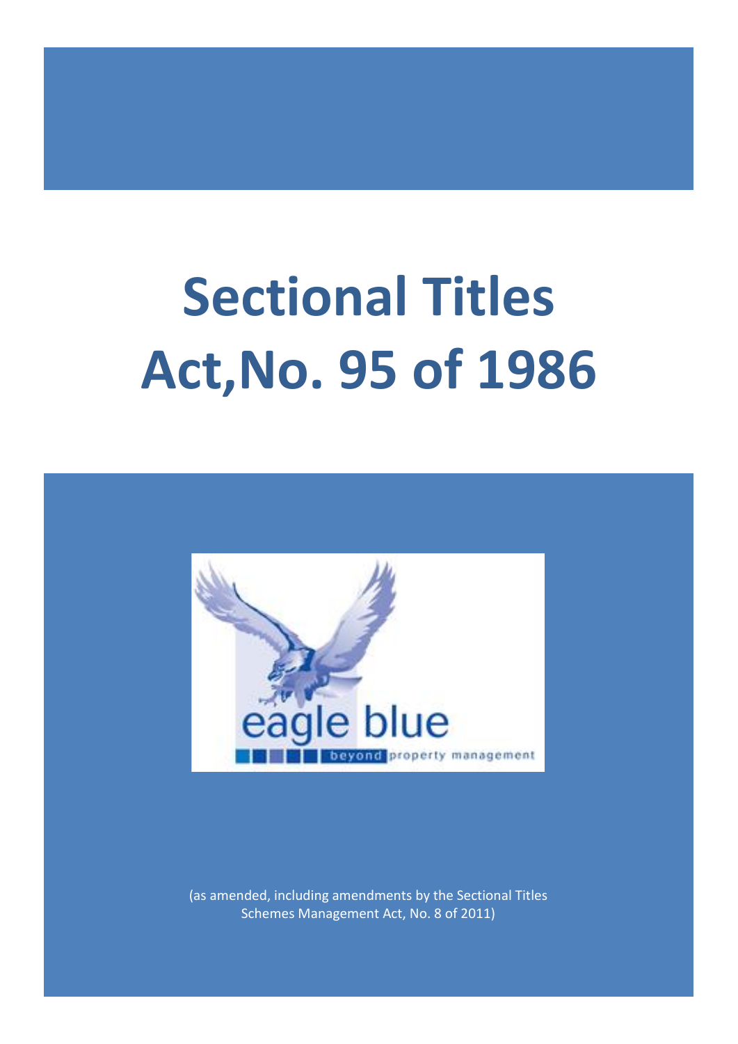# Sectional Titles Act,No. 95 of 1986

eagle blue

beyond property management

(as amended, including amendments by the Sectional Titles Schemes Management Act, No. 8 of 2011)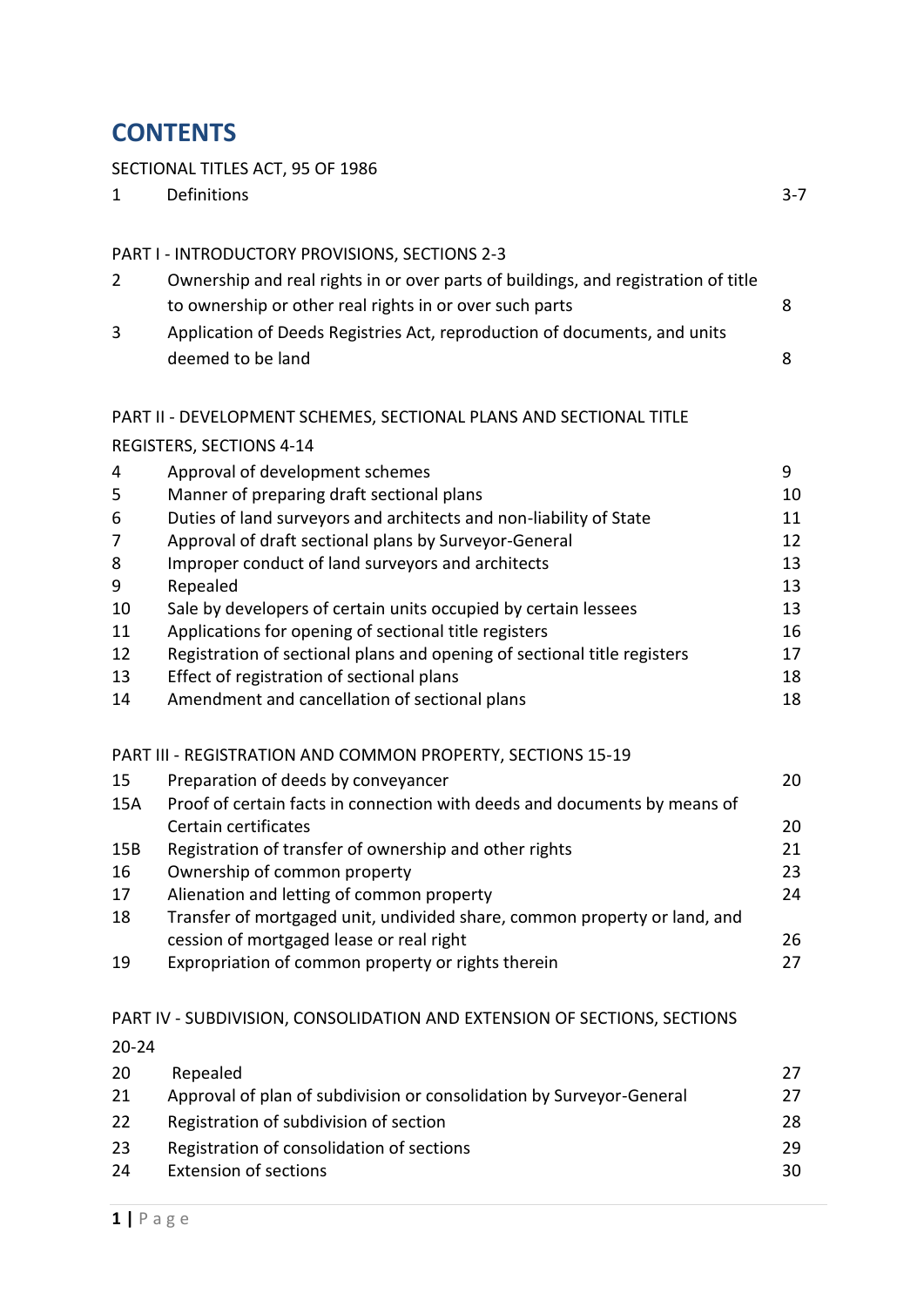# CONTENTS

SECTIONAL TITLES ACT, 95 OF 1986

| | | |
|---|---|---|
| 1 | Definitions | 3-7 |

PART I - INTRODUCTORY PROVISIONS, SECTIONS 2-3

| | | |
|---|---|---|
| 2 | Ownership and real rights in or over parts of buildings, and registration of title to ownership or other real rights in or over such parts | 8 |
| 3 | Application of Deeds Registries Act, reproduction of documents, and units deemed to be land | 8 |

PART II - DEVELOPMENT SCHEMES, SECTIONAL PLANS AND SECTIONAL TITLE REGISTERS, SECTIONS 4-14

| | | |
|---|---|---|
| 4 | Approval of development schemes | 9 |
| 5 | Manner of preparing draft sectional plans | 10 |
| 6 | Duties of land surveyors and architects and non-liability of State | 11 |
| 7 | Approval of draft sectional plans by Surveyor-General | 12 |
| 8 | Improper conduct of land surveyors and architects | 13 |
| 9 | Repealed | 13 |
| 10 | Sale by developers of certain units occupied by certain lessees | 13 |
| 11 | Applications for opening of sectional title registers | 16 |
| 12 | Registration of sectional plans and opening of sectional title registers | 17 |
| 13 | Effect of registration of sectional plans | 18 |
| 14 | Amendment and cancellation of sectional plans | 18 |

PART III - REGISTRATION AND COMMON PROPERTY, SECTIONS 15-19

| | | |
|---|---|---|
| 15 | Preparation of deeds by conveyancer | 20 |
| 15A | Proof of certain facts in connection with deeds and documents by means of Certain certificates | 20 |
| 15B | Registration of transfer of ownership and other rights | 21 |
| 16 | Ownership of common property | 23 |
| 17 | Alienation and letting of common property | 24 |
| 18 | Transfer of mortgaged unit, undivided share, common property or land, and cession of mortgaged lease or real right | 26 |
| 19 | Expropriation of common property or rights therein | 27 |

PART IV - SUBDIVISION, CONSOLIDATION AND EXTENSION OF SECTIONS, SECTIONS 20-24

| | | |
|---|---|---|
| 20 | Repealed | 27 |
| 21 | Approval of plan of subdivision or consolidation by Surveyor-General | 27 |
| 22 | Registration of subdivision of section | 28 |
| 23 | Registration of consolidation of sections | 29 |
| 24 | Extension of sections | 30 |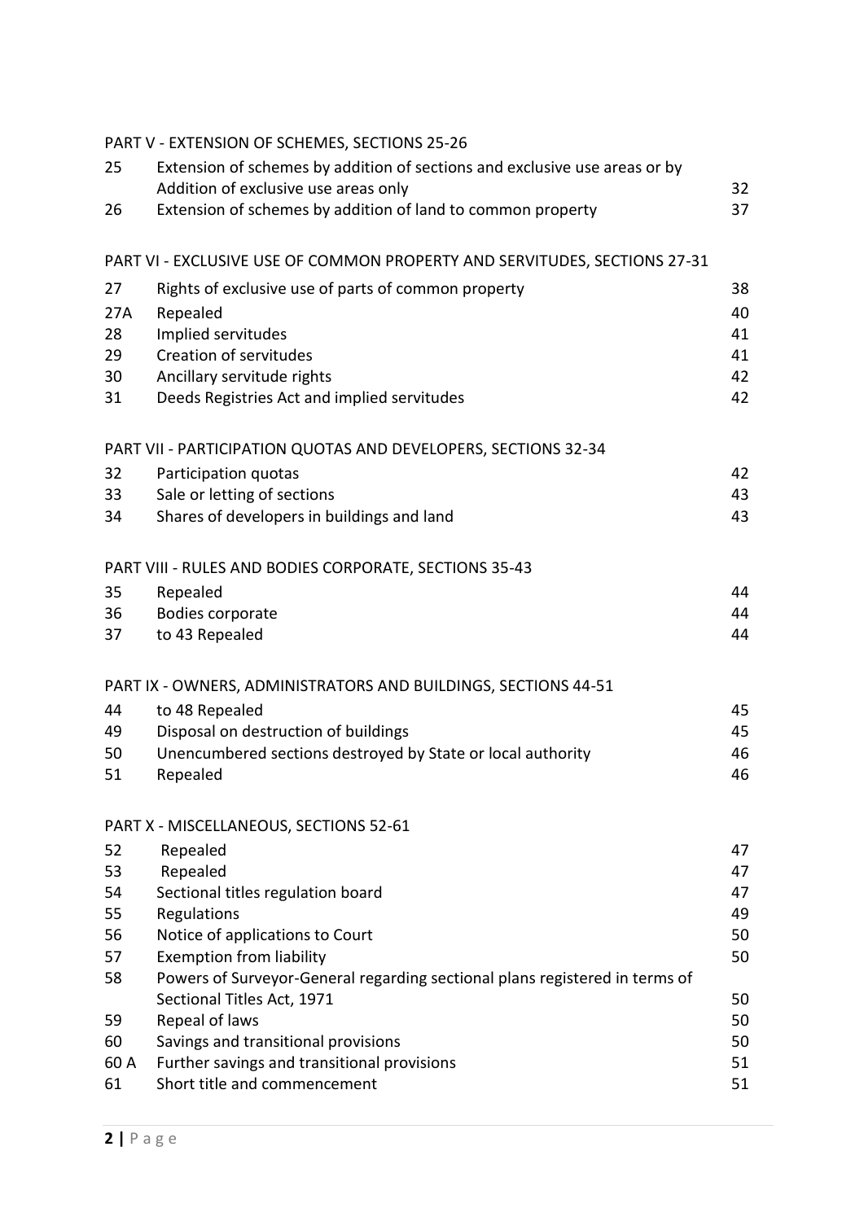PART V - EXTENSION OF SCHEMES, SECTIONS 25-26

| | | |
|---|---|---|
| 25 | Extension of schemes by addition of sections and exclusive use areas or by Addition of exclusive use areas only | 32 |
| 26 | Extension of schemes by addition of land to common property | 37 |

PART VI - EXCLUSIVE USE OF COMMON PROPERTY AND SERVITUDES, SECTIONS 27-31

| | | |
|---|---|---|
| 27 | Rights of exclusive use of parts of common property | 38 |
| 27A | Repealed | 40 |
| 28 | Implied servitudes | 41 |
| 29 | Creation of servitudes | 41 |
| 30 | Ancillary servitude rights | 42 |
| 31 | Deeds Registries Act and implied servitudes | 42 |

PART VII - PARTICIPATION QUOTAS AND DEVELOPERS, SECTIONS 32-34

| | | |
|---|---|---|
| 32 | Participation quotas | 42 |
| 33 | Sale or letting of sections | 43 |
| 34 | Shares of developers in buildings and land | 43 |

PART VIII - RULES AND BODIES CORPORATE, SECTIONS 35-43

| | | |
|---|---|---|
| 35 | Repealed | 44 |
| 36 | Bodies corporate | 44 |
| 37 | to 43 Repealed | 44 |

PART IX - OWNERS, ADMINISTRATORS AND BUILDINGS, SECTIONS 44-51

| | | |
|---|---|---|
| 44 | to 48 Repealed | 45 |
| 49 | Disposal on destruction of buildings | 45 |
| 50 | Unencumbered sections destroyed by State or local authority | 46 |
| 51 | Repealed | 46 |

PART X - MISCELLANEOUS, SECTIONS 52-61

| | | |
|---|---|---|
| 52 | Repealed | 47 |
| 53 | Repealed | 47 |
| 54 | Sectional titles regulation board | 47 |
| 55 | Regulations | 49 |
| 56 | Notice of applications to Court | 50 |
| 57 | Exemption from liability | 50 |
| 58 | Powers of Surveyor-General regarding sectional plans registered in terms of Sectional Titles Act, 1971 | 50 |
| 59 | Repeal of laws | 50 |
| 60 | Savings and transitional provisions | 50 |
| 60 A | Further savings and transitional provisions | 51 |
| 61 | Short title and commencement | 51 |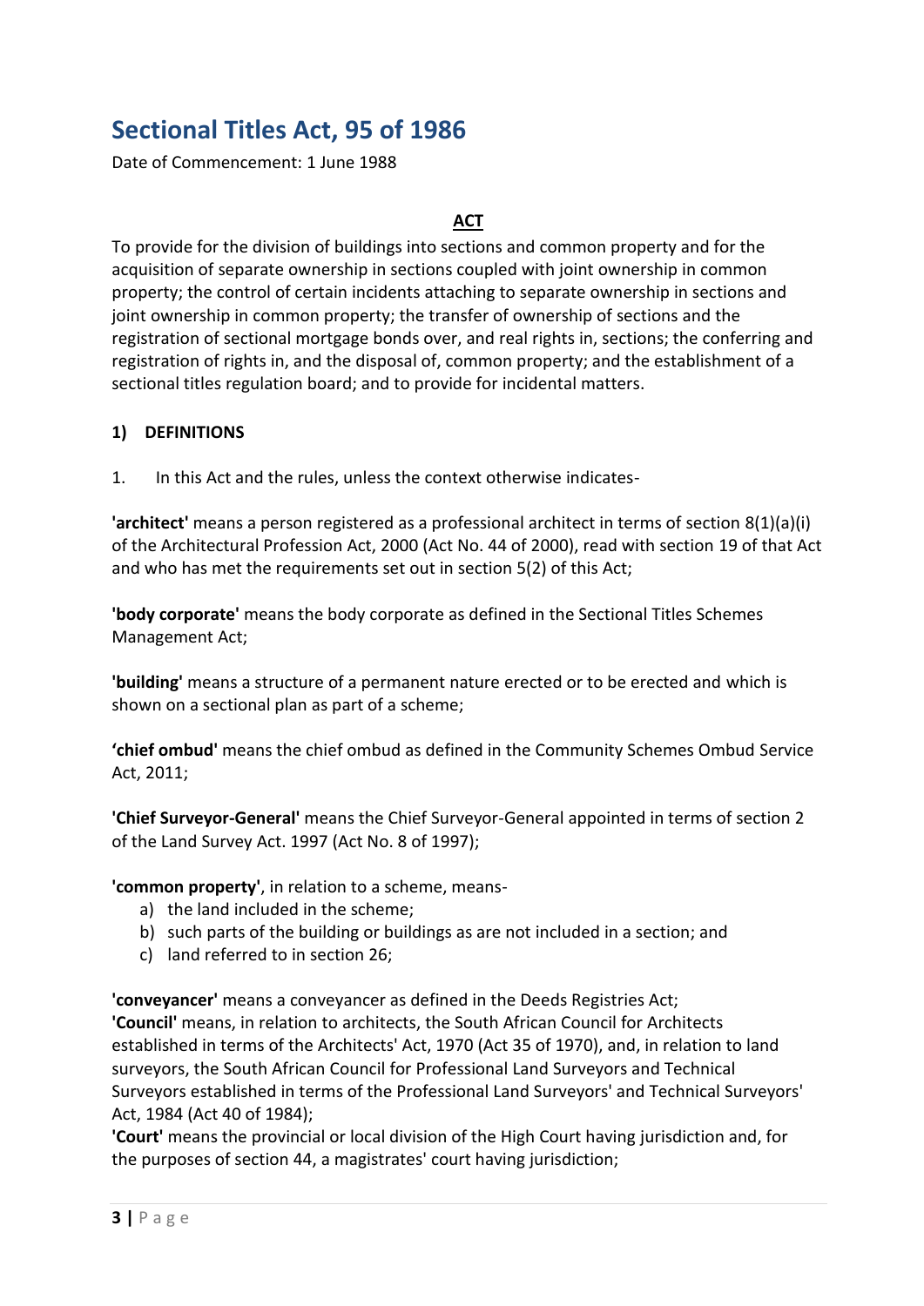# Sectional Titles Act, 95 of 1986

Date of Commencement: 1 June 1988

**ACT**

To provide for the division of buildings into sections and common property and for the acquisition of separate ownership in sections coupled with joint ownership in common property; the control of certain incidents attaching to separate ownership in sections and joint ownership in common property; the transfer of ownership of sections and the registration of sectional mortgage bonds over, and real rights in, sections; the conferring and registration of rights in, and the disposal of, common property; and the establishment of a sectional titles regulation board; and to provide for incidental matters.

## 1) DEFINITIONS

1. In this Act and the rules, unless the context otherwise indicates-

**'architect'** means a person registered as a professional architect in terms of section 8(1)(a)(i) of the Architectural Profession Act, 2000 (Act No. 44 of 2000), read with section 19 of that Act and who has met the requirements set out in section 5(2) of this Act;

**'body corporate'** means the body corporate as defined in the Sectional Titles Schemes Management Act;

**'building'** means a structure of a permanent nature erected or to be erected and which is shown on a sectional plan as part of a scheme;

**'chief ombud'** means the chief ombud as defined in the Community Schemes Ombud Service Act, 2011;

**'Chief Surveyor-General'** means the Chief Surveyor-General appointed in terms of section 2 of the Land Survey Act. 1997 (Act No. 8 of 1997);

**'common property'**, in relation to a scheme, means-

a) the land included in the scheme;
b) such parts of the building or buildings as are not included in a section; and
c) land referred to in section 26;

**'conveyancer'** means a conveyancer as defined in the Deeds Registries Act;

**'Council'** means, in relation to architects, the South African Council for Architects established in terms of the Architects' Act, 1970 (Act 35 of 1970), and, in relation to land surveyors, the South African Council for Professional Land Surveyors and Technical Surveyors established in terms of the Professional Land Surveyors' and Technical Surveyors' Act, 1984 (Act 40 of 1984);

**'Court'** means the provincial or local division of the High Court having jurisdiction and, for the purposes of section 44, a magistrates' court having jurisdiction;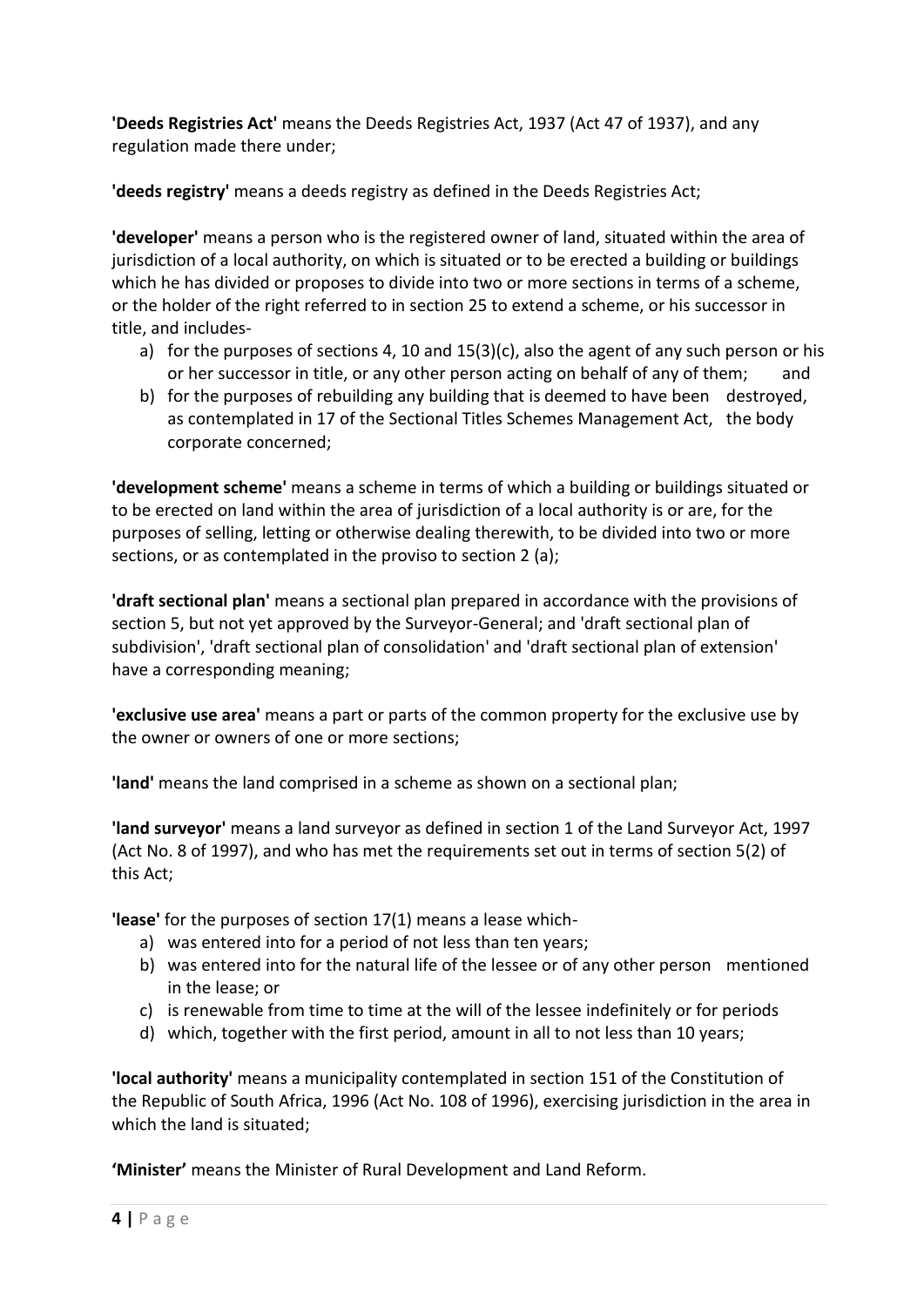**'Deeds Registries Act'** means the Deeds Registries Act, 1937 (Act 47 of 1937), and any regulation made there under;

**'deeds registry'** means a deeds registry as defined in the Deeds Registries Act;

**'developer'** means a person who is the registered owner of land, situated within the area of jurisdiction of a local authority, on which is situated or to be erected a building or buildings which he has divided or proposes to divide into two or more sections in terms of a scheme, or the holder of the right referred to in section 25 to extend a scheme, or his successor in title, and includes-

a) for the purposes of sections 4, 10 and 15(3)(c), also the agent of any such person or his or her successor in title, or any other person acting on behalf of any of them; and
b) for the purposes of rebuilding any building that is deemed to have been destroyed, as contemplated in 17 of the Sectional Titles Schemes Management Act, the body corporate concerned;

**'development scheme'** means a scheme in terms of which a building or buildings situated or to be erected on land within the area of jurisdiction of a local authority is or are, for the purposes of selling, letting or otherwise dealing therewith, to be divided into two or more sections, or as contemplated in the proviso to section 2 (a);

**'draft sectional plan'** means a sectional plan prepared in accordance with the provisions of section 5, but not yet approved by the Surveyor-General; and 'draft sectional plan of subdivision', 'draft sectional plan of consolidation' and 'draft sectional plan of extension' have a corresponding meaning;

**'exclusive use area'** means a part or parts of the common property for the exclusive use by the owner or owners of one or more sections;

**'land'** means the land comprised in a scheme as shown on a sectional plan;

**'land surveyor'** means a land surveyor as defined in section 1 of the Land Surveyor Act, 1997 (Act No. 8 of 1997), and who has met the requirements set out in terms of section 5(2) of this Act;

**'lease'** for the purposes of section 17(1) means a lease which-

a) was entered into for a period of not less than ten years;
b) was entered into for the natural life of the lessee or of any other person mentioned in the lease; or
c) is renewable from time to time at the will of the lessee indefinitely or for periods
d) which, together with the first period, amount in all to not less than 10 years;

**'local authority'** means a municipality contemplated in section 151 of the Constitution of the Republic of South Africa, 1996 (Act No. 108 of 1996), exercising jurisdiction in the area in which the land is situated;

**'Minister'** means the Minister of Rural Development and Land Reform.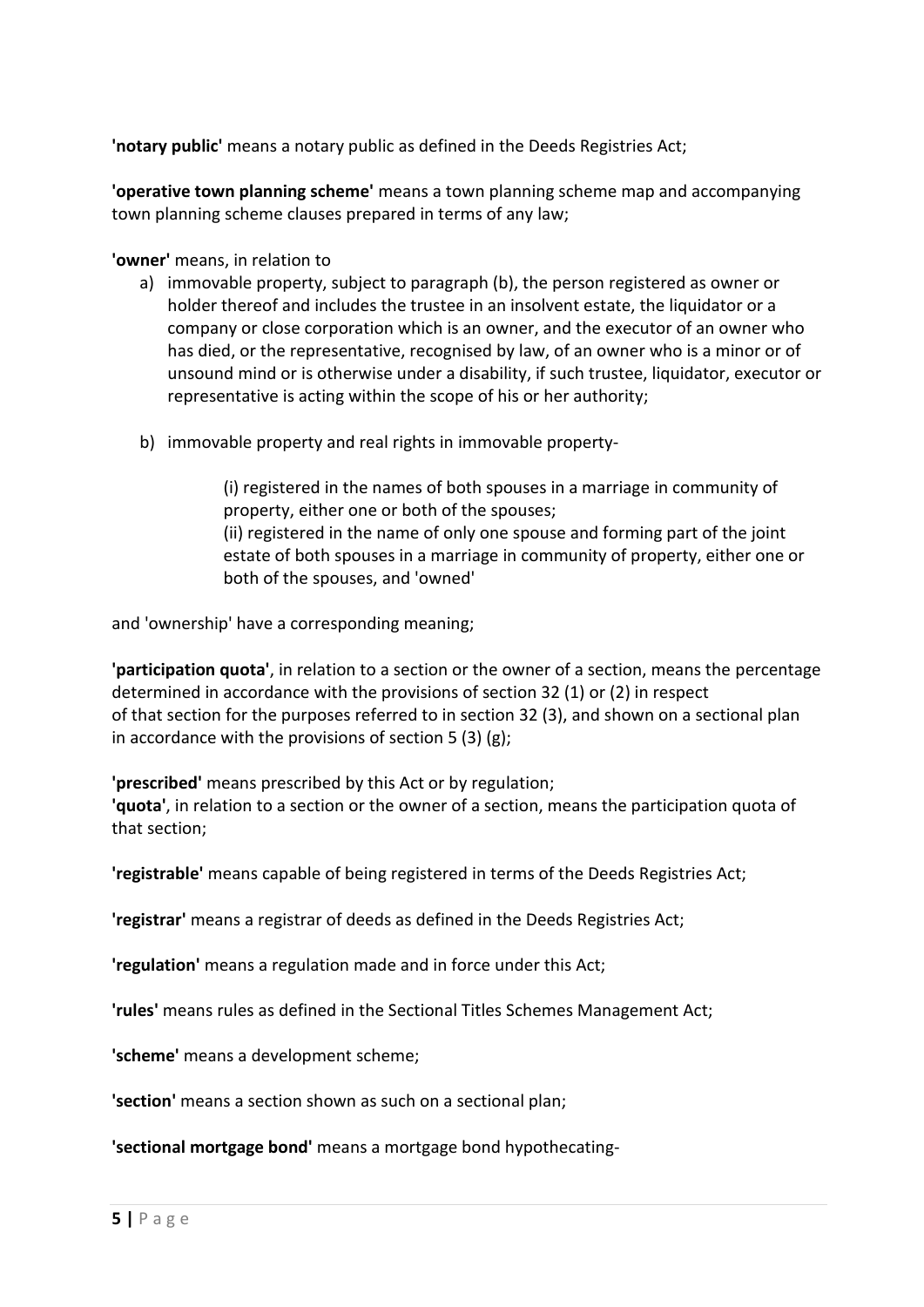**'notary public'** means a notary public as defined in the Deeds Registries Act;

**'operative town planning scheme'** means a town planning scheme map and accompanying town planning scheme clauses prepared in terms of any law;

**'owner'** means, in relation to

a) immovable property, subject to paragraph (b), the person registered as owner or holder thereof and includes the trustee in an insolvent estate, the liquidator or a company or close corporation which is an owner, and the executor of an owner who has died, or the representative, recognised by law, of an owner who is a minor or of unsound mind or is otherwise under a disability, if such trustee, liquidator, executor or representative is acting within the scope of his or her authority;

b) immovable property and real rights in immovable property-

   (i) registered in the names of both spouses in a marriage in community of property, either one or both of the spouses;
   (ii) registered in the name of only one spouse and forming part of the joint estate of both spouses in a marriage in community of property, either one or both of the spouses, and 'owned'

and 'ownership' have a corresponding meaning;

**'participation quota'**, in relation to a section or the owner of a section, means the percentage determined in accordance with the provisions of section 32 (1) or (2) in respect of that section for the purposes referred to in section 32 (3), and shown on a sectional plan in accordance with the provisions of section 5 (3) (g);

**'prescribed'** means prescribed by this Act or by regulation;
**'quota'**, in relation to a section or the owner of a section, means the participation quota of that section;

**'registrable'** means capable of being registered in terms of the Deeds Registries Act;

**'registrar'** means a registrar of deeds as defined in the Deeds Registries Act;

**'regulation'** means a regulation made and in force under this Act;

**'rules'** means rules as defined in the Sectional Titles Schemes Management Act;

**'scheme'** means a development scheme;

**'section'** means a section shown as such on a sectional plan;

**'sectional mortgage bond'** means a mortgage bond hypothecating-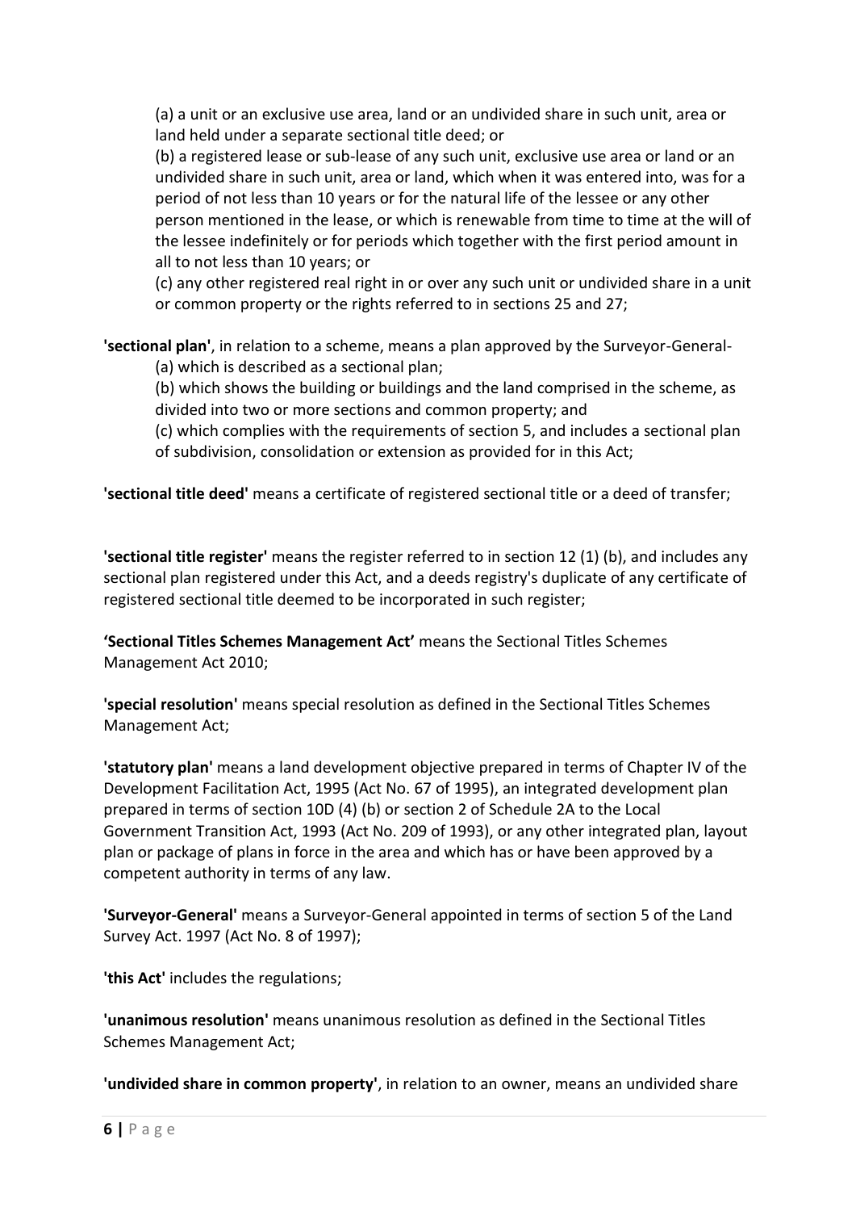(a) a unit or an exclusive use area, land or an undivided share in such unit, area or land held under a separate sectional title deed; or

(b) a registered lease or sub-lease of any such unit, exclusive use area or land or an undivided share in such unit, area or land, which when it was entered into, was for a period of not less than 10 years or for the natural life of the lessee or any other person mentioned in the lease, or which is renewable from time to time at the will of the lessee indefinitely or for periods which together with the first period amount in all to not less than 10 years; or

(c) any other registered real right in or over any such unit or undivided share in a unit or common property or the rights referred to in sections 25 and 27;

**'sectional plan'**, in relation to a scheme, means a plan approved by the Surveyor-General-

(a) which is described as a sectional plan;

(b) which shows the building or buildings and the land comprised in the scheme, as divided into two or more sections and common property; and

(c) which complies with the requirements of section 5, and includes a sectional plan of subdivision, consolidation or extension as provided for in this Act;

**'sectional title deed'** means a certificate of registered sectional title or a deed of transfer;

**'sectional title register'** means the register referred to in section 12 (1) (b), and includes any sectional plan registered under this Act, and a deeds registry's duplicate of any certificate of registered sectional title deemed to be incorporated in such register;

**'Sectional Titles Schemes Management Act'** means the Sectional Titles Schemes Management Act 2010;

**'special resolution'** means special resolution as defined in the Sectional Titles Schemes Management Act;

**'statutory plan'** means a land development objective prepared in terms of Chapter IV of the Development Facilitation Act, 1995 (Act No. 67 of 1995), an integrated development plan prepared in terms of section 10D (4) (b) or section 2 of Schedule 2A to the Local Government Transition Act, 1993 (Act No. 209 of 1993), or any other integrated plan, layout plan or package of plans in force in the area and which has or have been approved by a competent authority in terms of any law.

**'Surveyor-General'** means a Surveyor-General appointed in terms of section 5 of the Land Survey Act. 1997 (Act No. 8 of 1997);

**'this Act'** includes the regulations;

**'unanimous resolution'** means unanimous resolution as defined in the Sectional Titles Schemes Management Act;

**'undivided share in common property'**, in relation to an owner, means an undivided share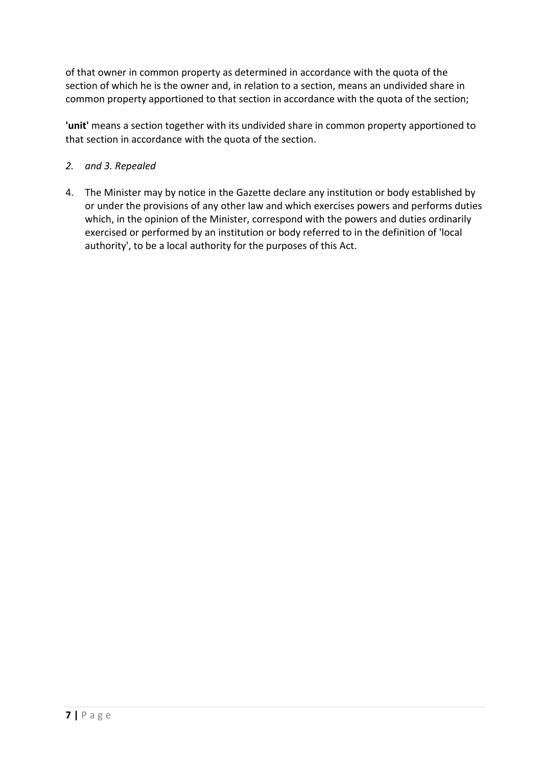of that owner in common property as determined in accordance with the quota of the section of which he is the owner and, in relation to a section, means an undivided share in common property apportioned to that section in accordance with the quota of the section;

**'unit'** means a section together with its undivided share in common property apportioned to that section in accordance with the quota of the section.

*2. and 3. Repealed*

4. The Minister may by notice in the Gazette declare any institution or body established by or under the provisions of any other law and which exercises powers and performs duties which, in the opinion of the Minister, correspond with the powers and duties ordinarily exercised or performed by an institution or body referred to in the definition of 'local authority', to be a local authority for the purposes of this Act.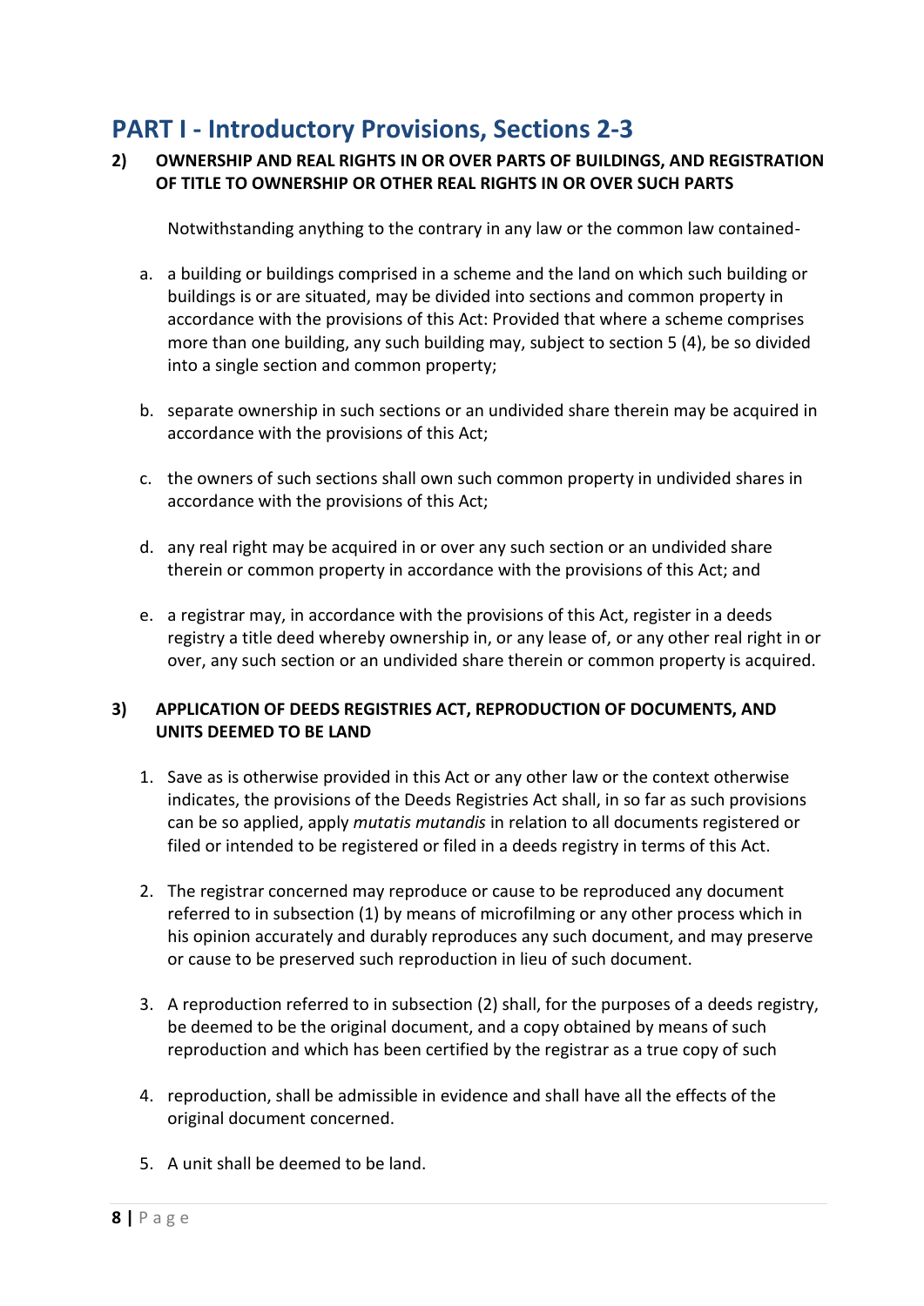## PART I - Introductory Provisions, Sections 2-3

### 2) OWNERSHIP AND REAL RIGHTS IN OR OVER PARTS OF BUILDINGS, AND REGISTRATION OF TITLE TO OWNERSHIP OR OTHER REAL RIGHTS IN OR OVER SUCH PARTS

Notwithstanding anything to the contrary in any law or the common law contained-

a. a building or buildings comprised in a scheme and the land on which such building or buildings is or are situated, may be divided into sections and common property in accordance with the provisions of this Act: Provided that where a scheme comprises more than one building, any such building may, subject to section 5 (4), be so divided into a single section and common property;

b. separate ownership in such sections or an undivided share therein may be acquired in accordance with the provisions of this Act;

c. the owners of such sections shall own such common property in undivided shares in accordance with the provisions of this Act;

d. any real right may be acquired in or over any such section or an undivided share therein or common property in accordance with the provisions of this Act; and

e. a registrar may, in accordance with the provisions of this Act, register in a deeds registry a title deed whereby ownership in, or any lease of, or any other real right in or over, any such section or an undivided share therein or common property is acquired.

### 3) APPLICATION OF DEEDS REGISTRIES ACT, REPRODUCTION OF DOCUMENTS, AND UNITS DEEMED TO BE LAND

1. Save as is otherwise provided in this Act or any other law or the context otherwise indicates, the provisions of the Deeds Registries Act shall, in so far as such provisions can be so applied, apply *mutatis mutandis* in relation to all documents registered or filed or intended to be registered or filed in a deeds registry in terms of this Act.

2. The registrar concerned may reproduce or cause to be reproduced any document referred to in subsection (1) by means of microfilming or any other process which in his opinion accurately and durably reproduces any such document, and may preserve or cause to be preserved such reproduction in lieu of such document.

3. A reproduction referred to in subsection (2) shall, for the purposes of a deeds registry, be deemed to be the original document, and a copy obtained by means of such reproduction and which has been certified by the registrar as a true copy of such

4. reproduction, shall be admissible in evidence and shall have all the effects of the original document concerned.

5. A unit shall be deemed to be land.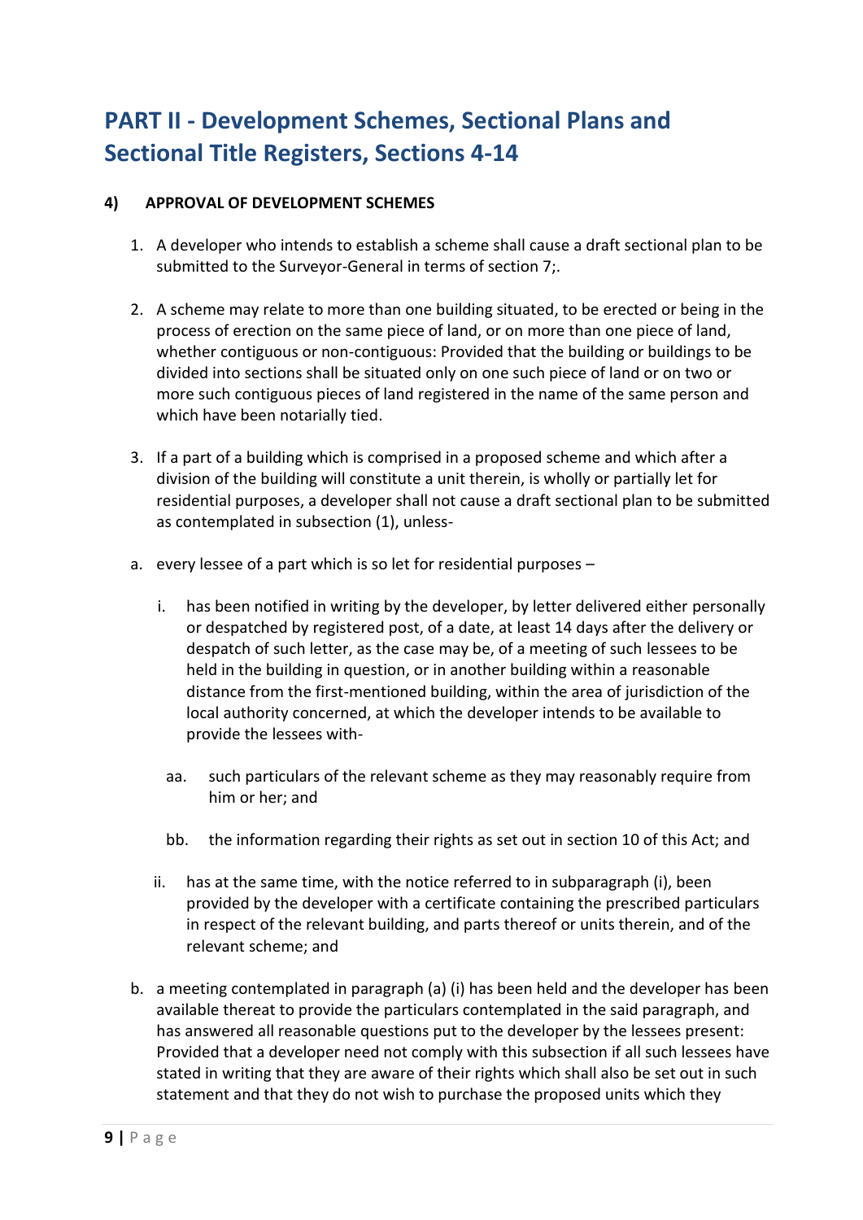# PART II - Development Schemes, Sectional Plans and Sectional Title Registers, Sections 4-14

**4) APPROVAL OF DEVELOPMENT SCHEMES**

1. A developer who intends to establish a scheme shall cause a draft sectional plan to be submitted to the Surveyor-General in terms of section 7;.

2. A scheme may relate to more than one building situated, to be erected or being in the process of erection on the same piece of land, or on more than one piece of land, whether contiguous or non-contiguous: Provided that the building or buildings to be divided into sections shall be situated only on one such piece of land or on two or more such contiguous pieces of land registered in the name of the same person and which have been notarially tied.

3. If a part of a building which is comprised in a proposed scheme and which after a division of the building will constitute a unit therein, is wholly or partially let for residential purposes, a developer shall not cause a draft sectional plan to be submitted as contemplated in subsection (1), unless-

a. every lessee of a part which is so let for residential purposes –

   i. has been notified in writing by the developer, by letter delivered either personally or despatched by registered post, of a date, at least 14 days after the delivery or despatch of such letter, as the case may be, of a meeting of such lessees to be held in the building in question, or in another building within a reasonable distance from the first-mentioned building, within the area of jurisdiction of the local authority concerned, at which the developer intends to be available to provide the lessees with-

      aa. such particulars of the relevant scheme as they may reasonably require from him or her; and

      bb. the information regarding their rights as set out in section 10 of this Act; and

   ii. has at the same time, with the notice referred to in subparagraph (i), been provided by the developer with a certificate containing the prescribed particulars in respect of the relevant building, and parts thereof or units therein, and of the relevant scheme; and

b. a meeting contemplated in paragraph (a) (i) has been held and the developer has been available thereat to provide the particulars contemplated in the said paragraph, and has answered all reasonable questions put to the developer by the lessees present: Provided that a developer need not comply with this subsection if all such lessees have stated in writing that they are aware of their rights which shall also be set out in such statement and that they do not wish to purchase the proposed units which they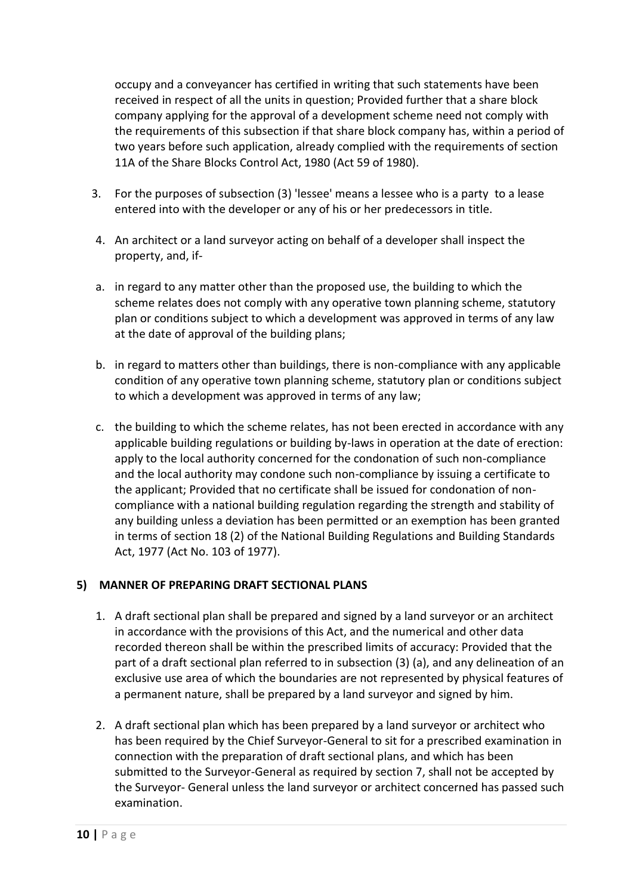occupy and a conveyancer has certified in writing that such statements have been received in respect of all the units in question; Provided further that a share block company applying for the approval of a development scheme need not comply with the requirements of this subsection if that share block company has, within a period of two years before such application, already complied with the requirements of section 11A of the Share Blocks Control Act, 1980 (Act 59 of 1980).

3. For the purposes of subsection (3) 'lessee' means a lessee who is a party to a lease entered into with the developer or any of his or her predecessors in title.

4. An architect or a land surveyor acting on behalf of a developer shall inspect the property, and, if-

   a. in regard to any matter other than the proposed use, the building to which the scheme relates does not comply with any operative town planning scheme, statutory plan or conditions subject to which a development was approved in terms of any law at the date of approval of the building plans;

   b. in regard to matters other than buildings, there is non-compliance with any applicable condition of any operative town planning scheme, statutory plan or conditions subject to which a development was approved in terms of any law;

   c. the building to which the scheme relates, has not been erected in accordance with any applicable building regulations or building by-laws in operation at the date of erection: apply to the local authority concerned for the condonation of such non-compliance and the local authority may condone such non-compliance by issuing a certificate to the applicant; Provided that no certificate shall be issued for condonation of non-compliance with a national building regulation regarding the strength and stability of any building unless a deviation has been permitted or an exemption has been granted in terms of section 18 (2) of the National Building Regulations and Building Standards Act, 1977 (Act No. 103 of 1977).

### 5) MANNER OF PREPARING DRAFT SECTIONAL PLANS

1. A draft sectional plan shall be prepared and signed by a land surveyor or an architect in accordance with the provisions of this Act, and the numerical and other data recorded thereon shall be within the prescribed limits of accuracy: Provided that the part of a draft sectional plan referred to in subsection (3) (a), and any delineation of an exclusive use area of which the boundaries are not represented by physical features of a permanent nature, shall be prepared by a land surveyor and signed by him.

2. A draft sectional plan which has been prepared by a land surveyor or architect who has been required by the Chief Surveyor-General to sit for a prescribed examination in connection with the preparation of draft sectional plans, and which has been submitted to the Surveyor-General as required by section 7, shall not be accepted by the Surveyor- General unless the land surveyor or architect concerned has passed such examination.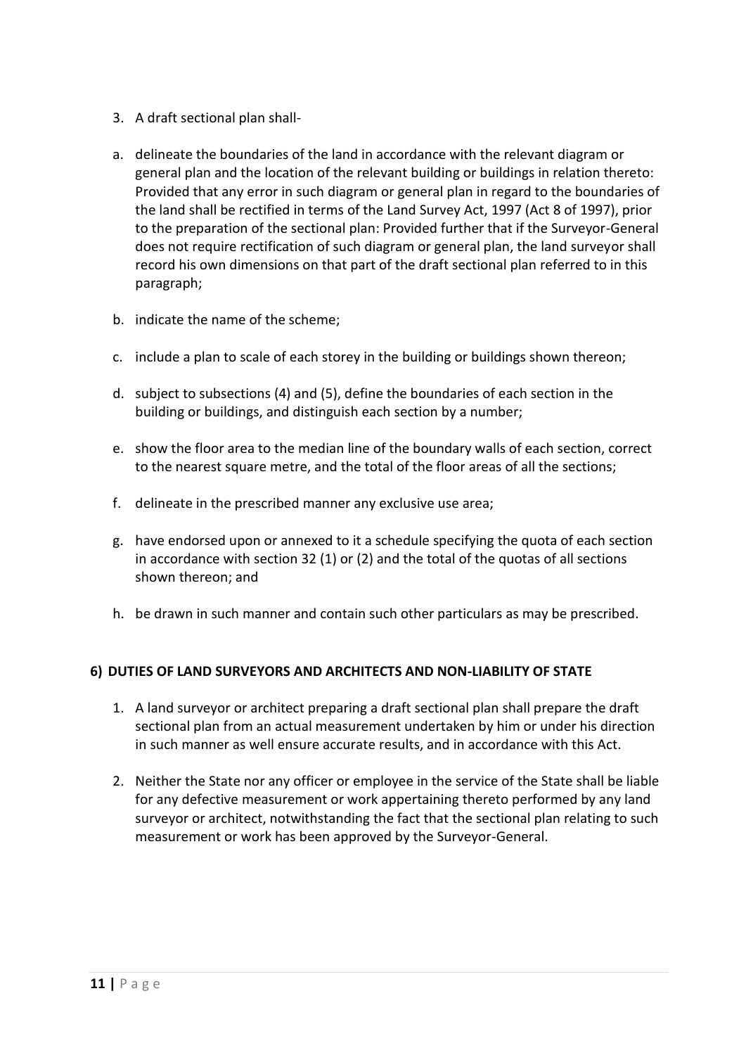3. A draft sectional plan shall-

a. delineate the boundaries of the land in accordance with the relevant diagram or general plan and the location of the relevant building or buildings in relation thereto: Provided that any error in such diagram or general plan in regard to the boundaries of the land shall be rectified in terms of the Land Survey Act, 1997 (Act 8 of 1997), prior to the preparation of the sectional plan: Provided further that if the Surveyor-General does not require rectification of such diagram or general plan, the land surveyor shall record his own dimensions on that part of the draft sectional plan referred to in this paragraph;

b. indicate the name of the scheme;

c. include a plan to scale of each storey in the building or buildings shown thereon;

d. subject to subsections (4) and (5), define the boundaries of each section in the building or buildings, and distinguish each section by a number;

e. show the floor area to the median line of the boundary walls of each section, correct to the nearest square metre, and the total of the floor areas of all the sections;

f. delineate in the prescribed manner any exclusive use area;

g. have endorsed upon or annexed to it a schedule specifying the quota of each section in accordance with section 32 (1) or (2) and the total of the quotas of all sections shown thereon; and

h. be drawn in such manner and contain such other particulars as may be prescribed.

## 6) DUTIES OF LAND SURVEYORS AND ARCHITECTS AND NON-LIABILITY OF STATE

1. A land surveyor or architect preparing a draft sectional plan shall prepare the draft sectional plan from an actual measurement undertaken by him or under his direction in such manner as well ensure accurate results, and in accordance with this Act.

2. Neither the State nor any officer or employee in the service of the State shall be liable for any defective measurement or work appertaining thereto performed by any land surveyor or architect, notwithstanding the fact that the sectional plan relating to such measurement or work has been approved by the Surveyor-General.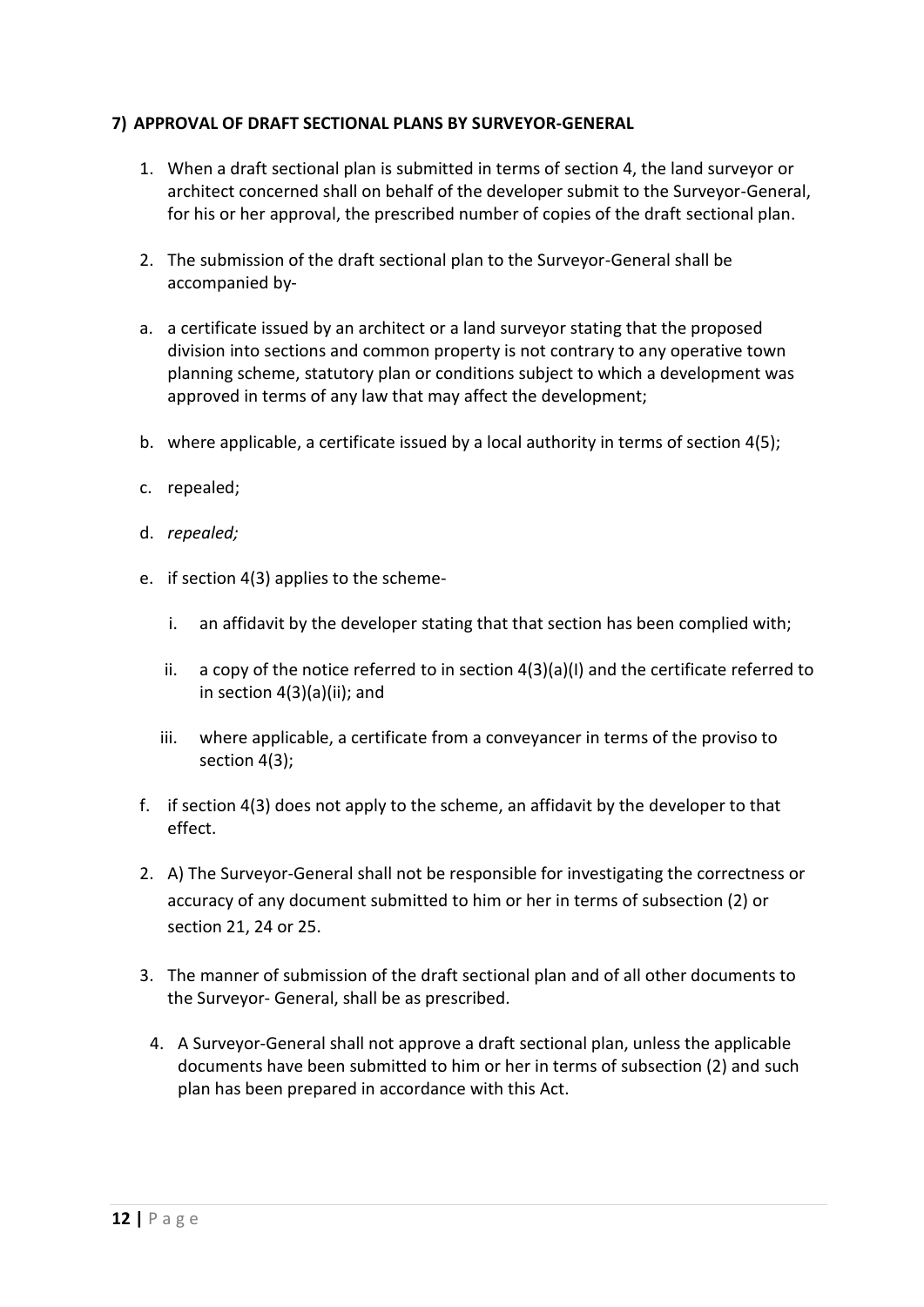#### 7) APPROVAL OF DRAFT SECTIONAL PLANS BY SURVEYOR-GENERAL

1. When a draft sectional plan is submitted in terms of section 4, the land surveyor or architect concerned shall on behalf of the developer submit to the Surveyor-General, for his or her approval, the prescribed number of copies of the draft sectional plan.

2. The submission of the draft sectional plan to the Surveyor-General shall be accompanied by-

   a. a certificate issued by an architect or a land surveyor stating that the proposed division into sections and common property is not contrary to any operative town planning scheme, statutory plan or conditions subject to which a development was approved in terms of any law that may affect the development;

   b. where applicable, a certificate issued by a local authority in terms of section 4(5);

   c. repealed;

   d. *repealed;*

   e. if section 4(3) applies to the scheme-

      i. an affidavit by the developer stating that that section has been complied with;

      ii. a copy of the notice referred to in section 4(3)(a)(I) and the certificate referred to in section 4(3)(a)(ii); and

      iii. where applicable, a certificate from a conveyancer in terms of the proviso to section 4(3);

   f. if section 4(3) does not apply to the scheme, an affidavit by the developer to that effect.

2. A) The Surveyor-General shall not be responsible for investigating the correctness or accuracy of any document submitted to him or her in terms of subsection (2) or section 21, 24 or 25.

3. The manner of submission of the draft sectional plan and of all other documents to the Surveyor- General, shall be as prescribed.

4. A Surveyor-General shall not approve a draft sectional plan, unless the applicable documents have been submitted to him or her in terms of subsection (2) and such plan has been prepared in accordance with this Act.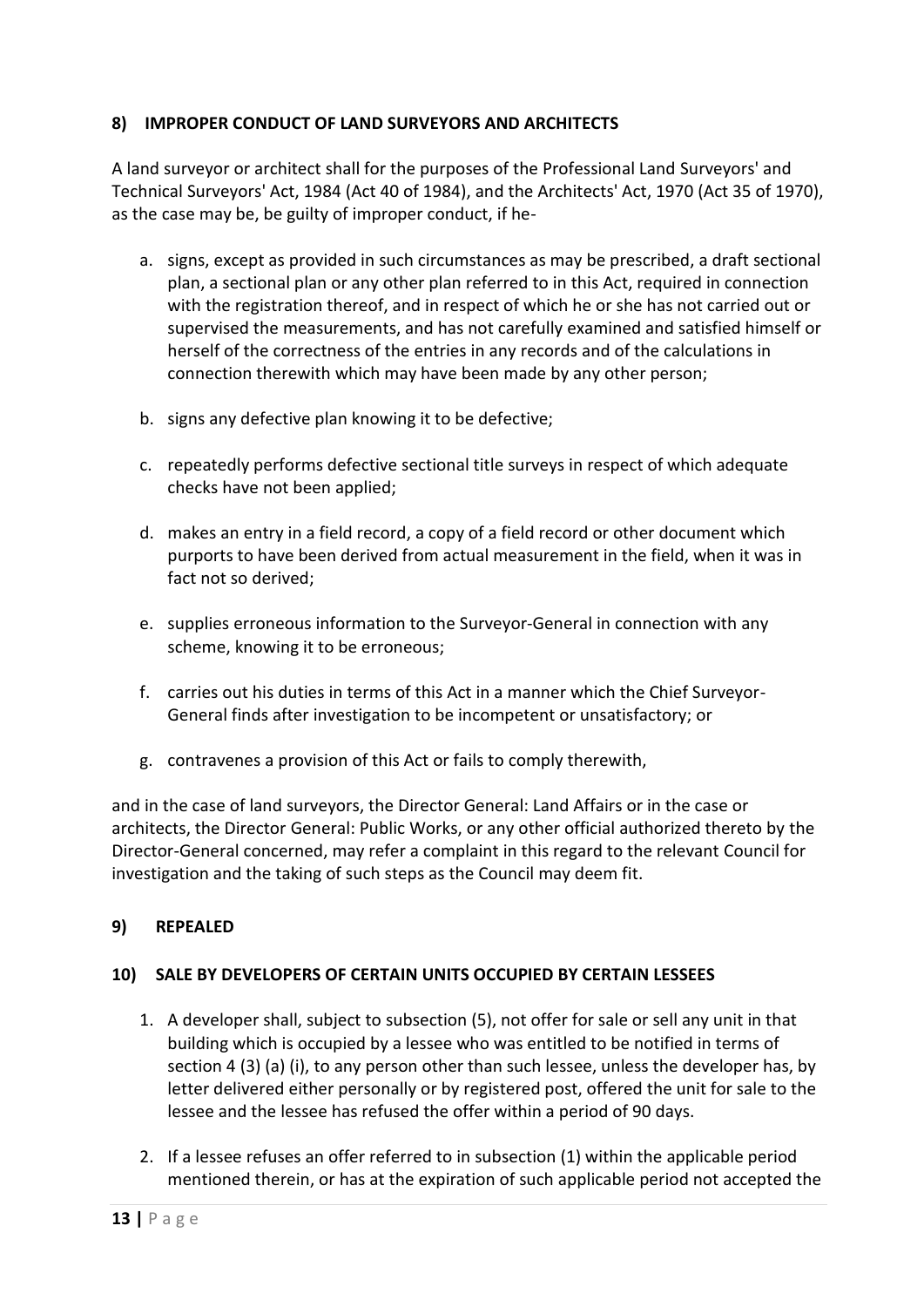## 8) IMPROPER CONDUCT OF LAND SURVEYORS AND ARCHITECTS

A land surveyor or architect shall for the purposes of the Professional Land Surveyors' and Technical Surveyors' Act, 1984 (Act 40 of 1984), and the Architects' Act, 1970 (Act 35 of 1970), as the case may be, be guilty of improper conduct, if he-

a. signs, except as provided in such circumstances as may be prescribed, a draft sectional plan, a sectional plan or any other plan referred to in this Act, required in connection with the registration thereof, and in respect of which he or she has not carried out or supervised the measurements, and has not carefully examined and satisfied himself or herself of the correctness of the entries in any records and of the calculations in connection therewith which may have been made by any other person;

b. signs any defective plan knowing it to be defective;

c. repeatedly performs defective sectional title surveys in respect of which adequate checks have not been applied;

d. makes an entry in a field record, a copy of a field record or other document which purports to have been derived from actual measurement in the field, when it was in fact not so derived;

e. supplies erroneous information to the Surveyor-General in connection with any scheme, knowing it to be erroneous;

f. carries out his duties in terms of this Act in a manner which the Chief Surveyor-General finds after investigation to be incompetent or unsatisfactory; or

g. contravenes a provision of this Act or fails to comply therewith,

and in the case of land surveyors, the Director General: Land Affairs or in the case or architects, the Director General: Public Works, or any other official authorized thereto by the Director-General concerned, may refer a complaint in this regard to the relevant Council for investigation and the taking of such steps as the Council may deem fit.

## 9) REPEALED

## 10) SALE BY DEVELOPERS OF CERTAIN UNITS OCCUPIED BY CERTAIN LESSEES

1. A developer shall, subject to subsection (5), not offer for sale or sell any unit in that building which is occupied by a lessee who was entitled to be notified in terms of section 4 (3) (a) (i), to any person other than such lessee, unless the developer has, by letter delivered either personally or by registered post, offered the unit for sale to the lessee and the lessee has refused the offer within a period of 90 days.

2. If a lessee refuses an offer referred to in subsection (1) within the applicable period mentioned therein, or has at the expiration of such applicable period not accepted the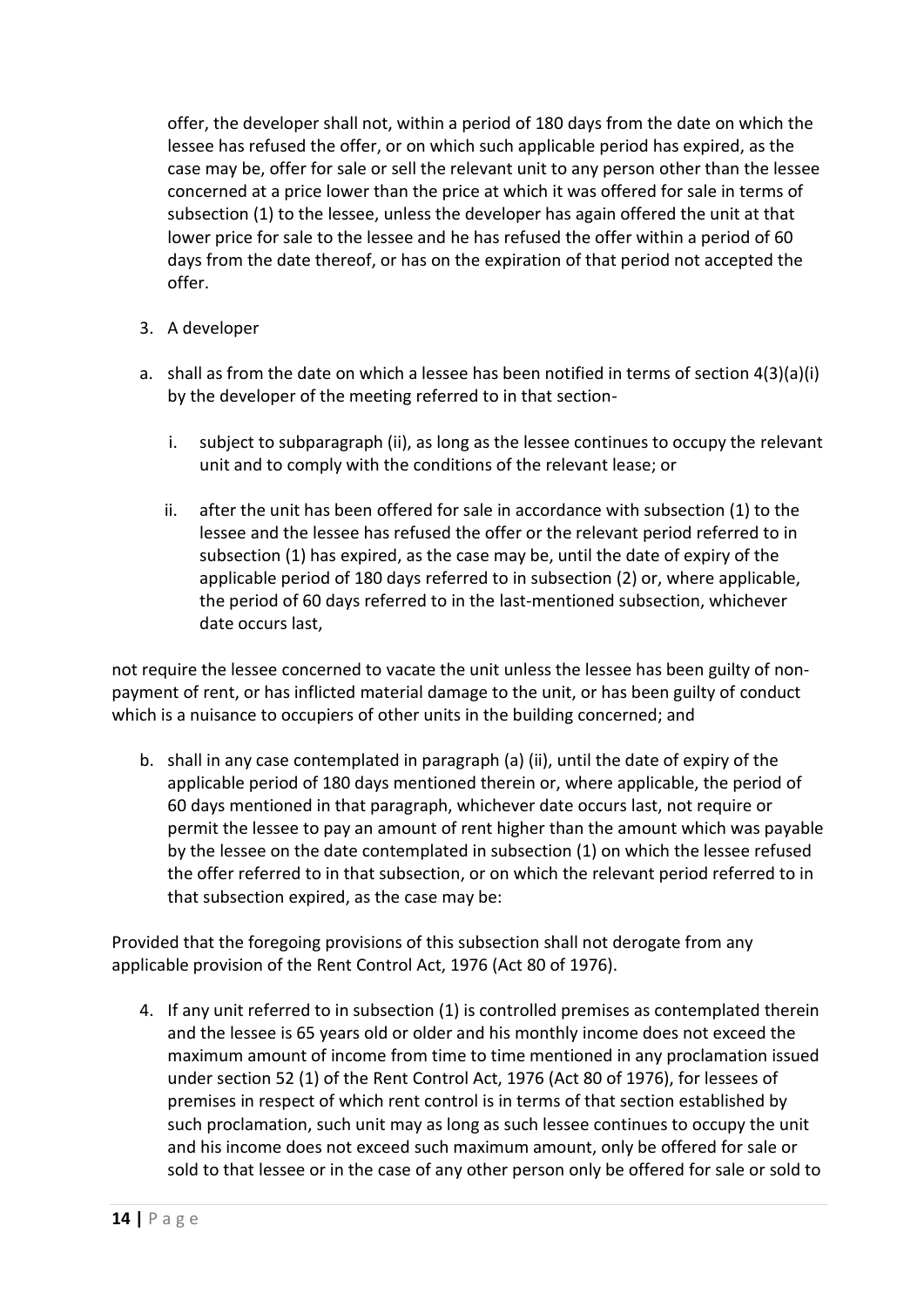offer, the developer shall not, within a period of 180 days from the date on which the lessee has refused the offer, or on which such applicable period has expired, as the case may be, offer for sale or sell the relevant unit to any person other than the lessee concerned at a price lower than the price at which it was offered for sale in terms of subsection (1) to the lessee, unless the developer has again offered the unit at that lower price for sale to the lessee and he has refused the offer within a period of 60 days from the date thereof, or has on the expiration of that period not accepted the offer.

3. A developer

a. shall as from the date on which a lessee has been notified in terms of section 4(3)(a)(i) by the developer of the meeting referred to in that section-

   i. subject to subparagraph (ii), as long as the lessee continues to occupy the relevant unit and to comply with the conditions of the relevant lease; or

   ii. after the unit has been offered for sale in accordance with subsection (1) to the lessee and the lessee has refused the offer or the relevant period referred to in subsection (1) has expired, as the case may be, until the date of expiry of the applicable period of 180 days referred to in subsection (2) or, where applicable, the period of 60 days referred to in the last-mentioned subsection, whichever date occurs last,

not require the lessee concerned to vacate the unit unless the lessee has been guilty of non-payment of rent, or has inflicted material damage to the unit, or has been guilty of conduct which is a nuisance to occupiers of other units in the building concerned; and

b. shall in any case contemplated in paragraph (a) (ii), until the date of expiry of the applicable period of 180 days mentioned therein or, where applicable, the period of 60 days mentioned in that paragraph, whichever date occurs last, not require or permit the lessee to pay an amount of rent higher than the amount which was payable by the lessee on the date contemplated in subsection (1) on which the lessee refused the offer referred to in that subsection, or on which the relevant period referred to in that subsection expired, as the case may be:

Provided that the foregoing provisions of this subsection shall not derogate from any applicable provision of the Rent Control Act, 1976 (Act 80 of 1976).

4. If any unit referred to in subsection (1) is controlled premises as contemplated therein and the lessee is 65 years old or older and his monthly income does not exceed the maximum amount of income from time to time mentioned in any proclamation issued under section 52 (1) of the Rent Control Act, 1976 (Act 80 of 1976), for lessees of premises in respect of which rent control is in terms of that section established by such proclamation, such unit may as long as such lessee continues to occupy the unit and his income does not exceed such maximum amount, only be offered for sale or sold to that lessee or in the case of any other person only be offered for sale or sold to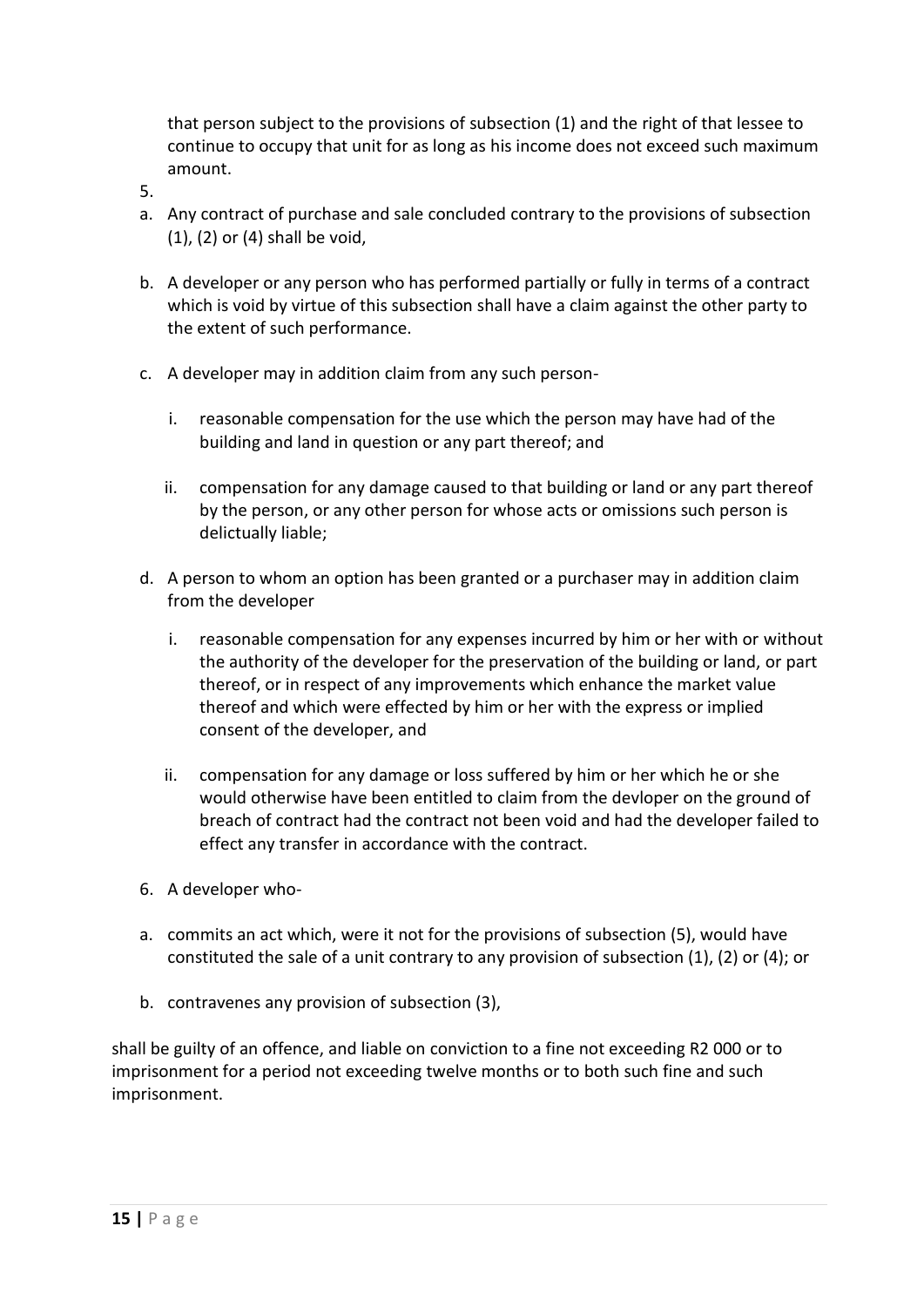that person subject to the provisions of subsection (1) and the right of that lessee to continue to occupy that unit for as long as his income does not exceed such maximum amount.

5.

a. Any contract of purchase and sale concluded contrary to the provisions of subsection (1), (2) or (4) shall be void,

b. A developer or any person who has performed partially or fully in terms of a contract which is void by virtue of this subsection shall have a claim against the other party to the extent of such performance.

c. A developer may in addition claim from any such person-

   i. reasonable compensation for the use which the person may have had of the building and land in question or any part thereof; and

   ii. compensation for any damage caused to that building or land or any part thereof by the person, or any other person for whose acts or omissions such person is delictually liable;

d. A person to whom an option has been granted or a purchaser may in addition claim from the developer

   i. reasonable compensation for any expenses incurred by him or her with or without the authority of the developer for the preservation of the building or land, or part thereof, or in respect of any improvements which enhance the market value thereof and which were effected by him or her with the express or implied consent of the developer, and

   ii. compensation for any damage or loss suffered by him or her which he or she would otherwise have been entitled to claim from the devloper on the ground of breach of contract had the contract not been void and had the developer failed to effect any transfer in accordance with the contract.

6. A developer who-

a. commits an act which, were it not for the provisions of subsection (5), would have constituted the sale of a unit contrary to any provision of subsection (1), (2) or (4); or

b. contravenes any provision of subsection (3),

shall be guilty of an offence, and liable on conviction to a fine not exceeding R2 000 or to imprisonment for a period not exceeding twelve months or to both such fine and such imprisonment.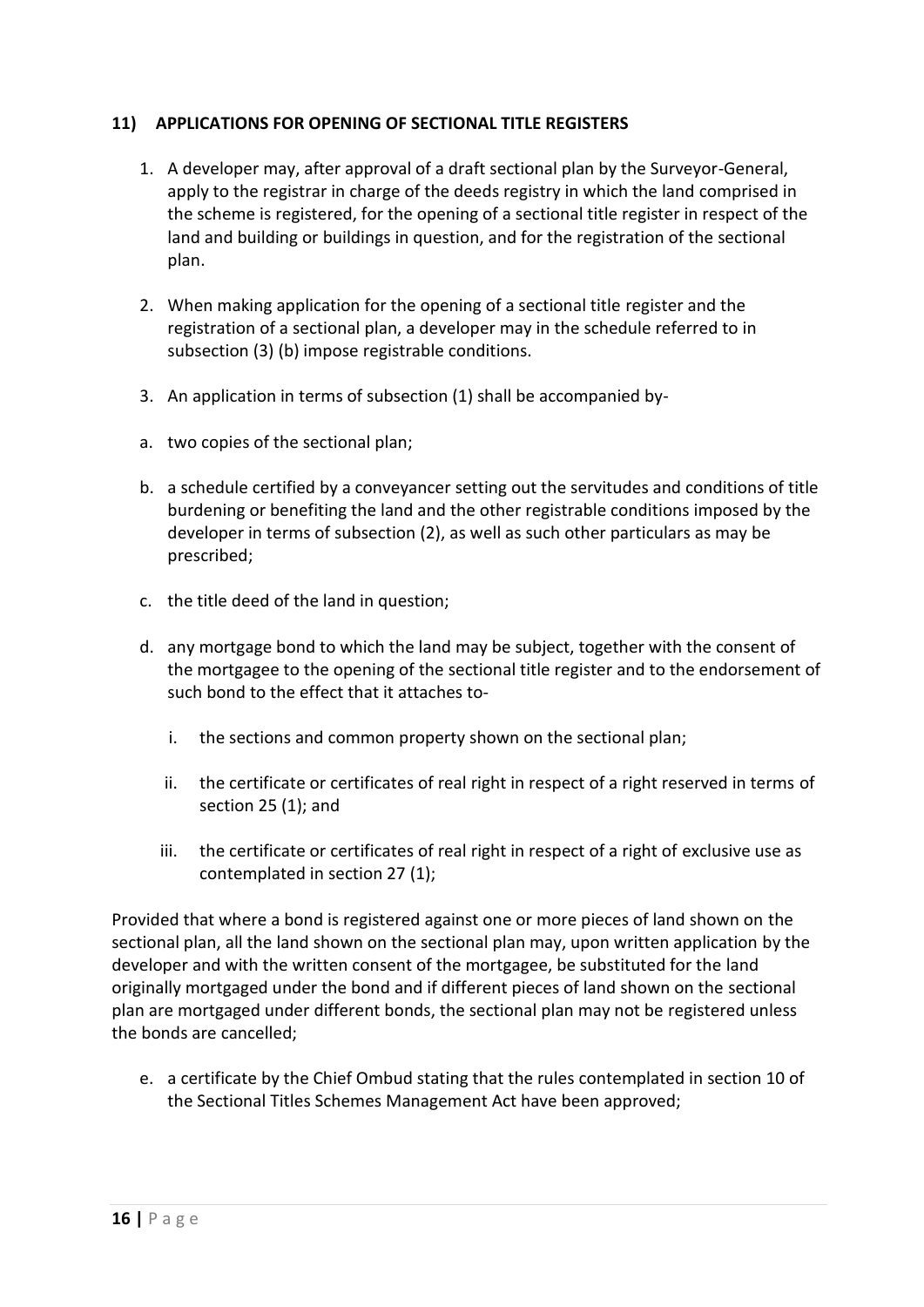### 11) APPLICATIONS FOR OPENING OF SECTIONAL TITLE REGISTERS

1. A developer may, after approval of a draft sectional plan by the Surveyor-General, apply to the registrar in charge of the deeds registry in which the land comprised in the scheme is registered, for the opening of a sectional title register in respect of the land and building or buildings in question, and for the registration of the sectional plan.

2. When making application for the opening of a sectional title register and the registration of a sectional plan, a developer may in the schedule referred to in subsection (3) (b) impose registrable conditions.

3. An application in terms of subsection (1) shall be accompanied by-

a. two copies of the sectional plan;

b. a schedule certified by a conveyancer setting out the servitudes and conditions of title burdening or benefiting the land and the other registrable conditions imposed by the developer in terms of subsection (2), as well as such other particulars as may be prescribed;

c. the title deed of the land in question;

d. any mortgage bond to which the land may be subject, together with the consent of the mortgagee to the opening of the sectional title register and to the endorsement of such bond to the effect that it attaches to-

   i. the sections and common property shown on the sectional plan;

   ii. the certificate or certificates of real right in respect of a right reserved in terms of section 25 (1); and

   iii. the certificate or certificates of real right in respect of a right of exclusive use as contemplated in section 27 (1);

Provided that where a bond is registered against one or more pieces of land shown on the sectional plan, all the land shown on the sectional plan may, upon written application by the developer and with the written consent of the mortgagee, be substituted for the land originally mortgaged under the bond and if different pieces of land shown on the sectional plan are mortgaged under different bonds, the sectional plan may not be registered unless the bonds are cancelled;

e. a certificate by the Chief Ombud stating that the rules contemplated in section 10 of the Sectional Titles Schemes Management Act have been approved;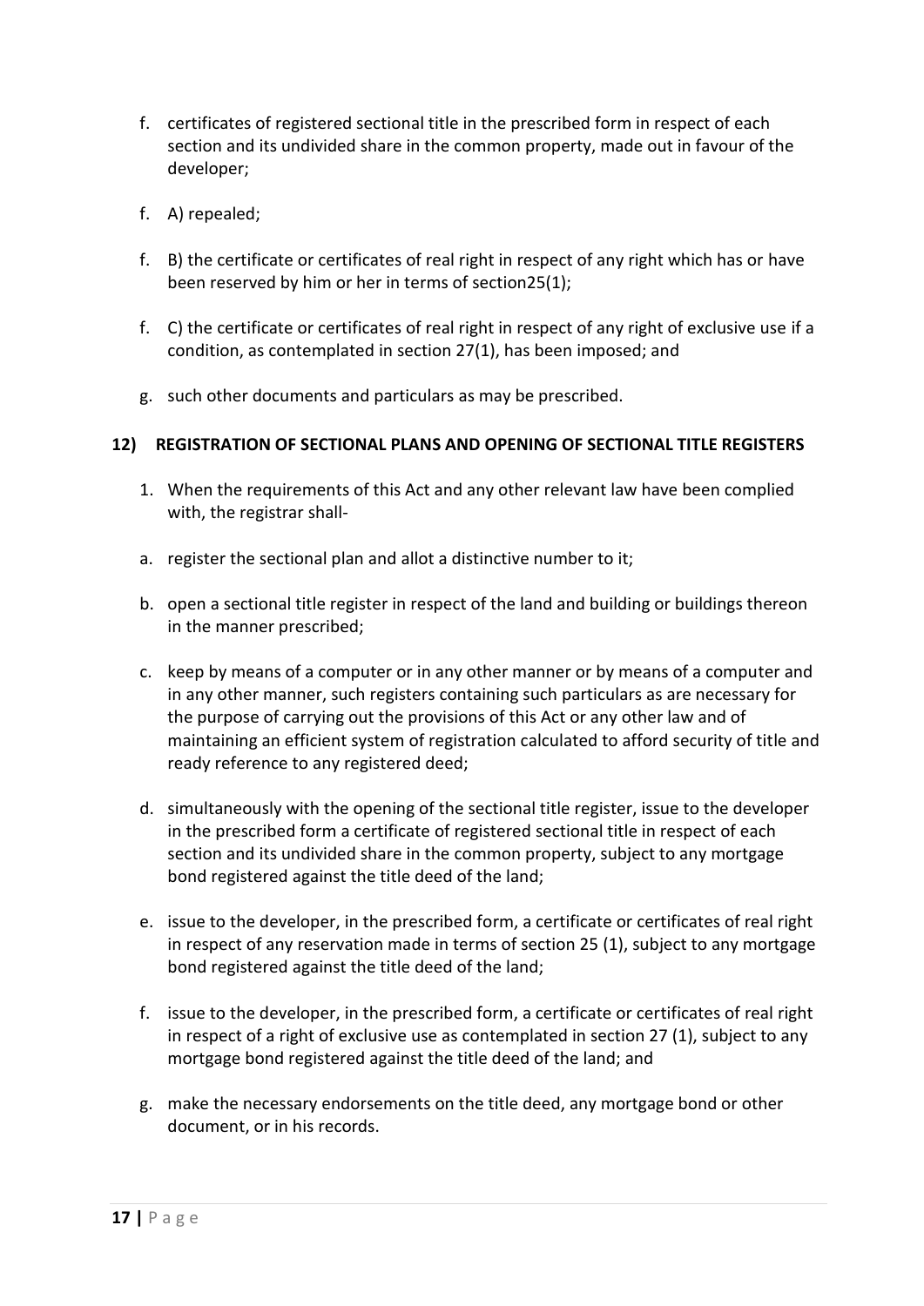f. certificates of registered sectional title in the prescribed form in respect of each section and its undivided share in the common property, made out in favour of the developer;

f. A) repealed;

f. B) the certificate or certificates of real right in respect of any right which has or have been reserved by him or her in terms of section25(1);

f. C) the certificate or certificates of real right in respect of any right of exclusive use if a condition, as contemplated in section 27(1), has been imposed; and

g. such other documents and particulars as may be prescribed.

**12) REGISTRATION OF SECTIONAL PLANS AND OPENING OF SECTIONAL TITLE REGISTERS**

1. When the requirements of this Act and any other relevant law have been complied with, the registrar shall-

a. register the sectional plan and allot a distinctive number to it;

b. open a sectional title register in respect of the land and building or buildings thereon in the manner prescribed;

c. keep by means of a computer or in any other manner or by means of a computer and in any other manner, such registers containing such particulars as are necessary for the purpose of carrying out the provisions of this Act or any other law and of maintaining an efficient system of registration calculated to afford security of title and ready reference to any registered deed;

d. simultaneously with the opening of the sectional title register, issue to the developer in the prescribed form a certificate of registered sectional title in respect of each section and its undivided share in the common property, subject to any mortgage bond registered against the title deed of the land;

e. issue to the developer, in the prescribed form, a certificate or certificates of real right in respect of any reservation made in terms of section 25 (1), subject to any mortgage bond registered against the title deed of the land;

f. issue to the developer, in the prescribed form, a certificate or certificates of real right in respect of a right of exclusive use as contemplated in section 27 (1), subject to any mortgage bond registered against the title deed of the land; and

g. make the necessary endorsements on the title deed, any mortgage bond or other document, or in his records.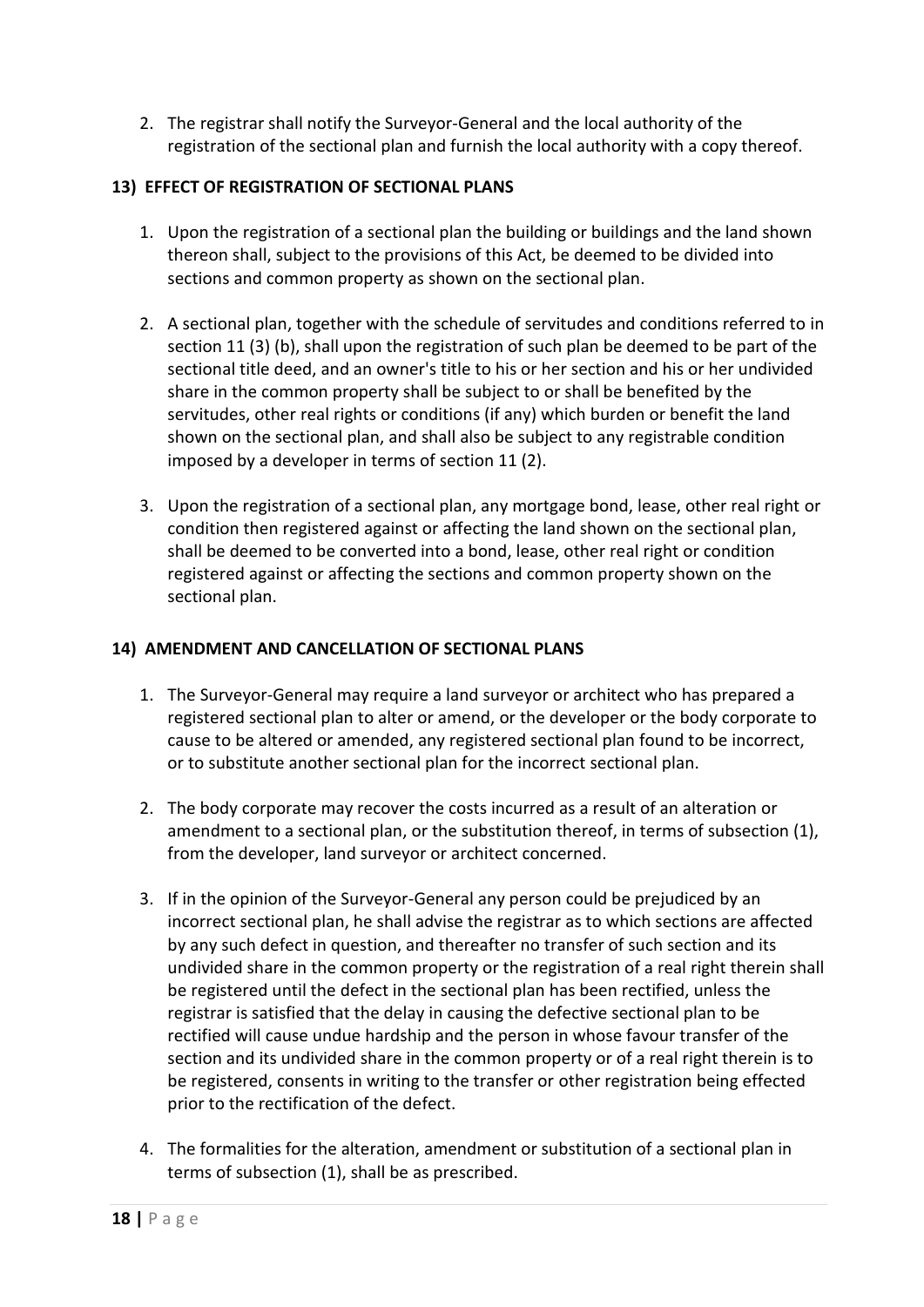2. The registrar shall notify the Surveyor-General and the local authority of the registration of the sectional plan and furnish the local authority with a copy thereof.

### 13) EFFECT OF REGISTRATION OF SECTIONAL PLANS

1. Upon the registration of a sectional plan the building or buildings and the land shown thereon shall, subject to the provisions of this Act, be deemed to be divided into sections and common property as shown on the sectional plan.

2. A sectional plan, together with the schedule of servitudes and conditions referred to in section 11 (3) (b), shall upon the registration of such plan be deemed to be part of the sectional title deed, and an owner's title to his or her section and his or her undivided share in the common property shall be subject to or shall be benefited by the servitudes, other real rights or conditions (if any) which burden or benefit the land shown on the sectional plan, and shall also be subject to any registrable condition imposed by a developer in terms of section 11 (2).

3. Upon the registration of a sectional plan, any mortgage bond, lease, other real right or condition then registered against or affecting the land shown on the sectional plan, shall be deemed to be converted into a bond, lease, other real right or condition registered against or affecting the sections and common property shown on the sectional plan.

### 14) AMENDMENT AND CANCELLATION OF SECTIONAL PLANS

1. The Surveyor-General may require a land surveyor or architect who has prepared a registered sectional plan to alter or amend, or the developer or the body corporate to cause to be altered or amended, any registered sectional plan found to be incorrect, or to substitute another sectional plan for the incorrect sectional plan.

2. The body corporate may recover the costs incurred as a result of an alteration or amendment to a sectional plan, or the substitution thereof, in terms of subsection (1), from the developer, land surveyor or architect concerned.

3. If in the opinion of the Surveyor-General any person could be prejudiced by an incorrect sectional plan, he shall advise the registrar as to which sections are affected by any such defect in question, and thereafter no transfer of such section and its undivided share in the common property or the registration of a real right therein shall be registered until the defect in the sectional plan has been rectified, unless the registrar is satisfied that the delay in causing the defective sectional plan to be rectified will cause undue hardship and the person in whose favour transfer of the section and its undivided share in the common property or of a real right therein is to be registered, consents in writing to the transfer or other registration being effected prior to the rectification of the defect.

4. The formalities for the alteration, amendment or substitution of a sectional plan in terms of subsection (1), shall be as prescribed.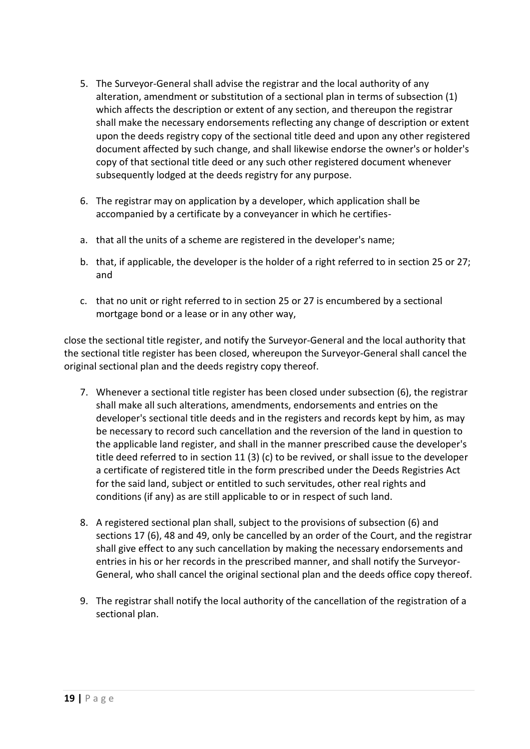5. The Surveyor-General shall advise the registrar and the local authority of any alteration, amendment or substitution of a sectional plan in terms of subsection (1) which affects the description or extent of any section, and thereupon the registrar shall make the necessary endorsements reflecting any change of description or extent upon the deeds registry copy of the sectional title deed and upon any other registered document affected by such change, and shall likewise endorse the owner's or holder's copy of that sectional title deed or any such other registered document whenever subsequently lodged at the deeds registry for any purpose.

6. The registrar may on application by a developer, which application shall be accompanied by a certificate by a conveyancer in which he certifies-

   a. that all the units of a scheme are registered in the developer's name;

   b. that, if applicable, the developer is the holder of a right referred to in section 25 or 27; and

   c. that no unit or right referred to in section 25 or 27 is encumbered by a sectional mortgage bond or a lease or in any other way,

close the sectional title register, and notify the Surveyor-General and the local authority that the sectional title register has been closed, whereupon the Surveyor-General shall cancel the original sectional plan and the deeds registry copy thereof.

7. Whenever a sectional title register has been closed under subsection (6), the registrar shall make all such alterations, amendments, endorsements and entries on the developer's sectional title deeds and in the registers and records kept by him, as may be necessary to record such cancellation and the reversion of the land in question to the applicable land register, and shall in the manner prescribed cause the developer's title deed referred to in section 11 (3) (c) to be revived, or shall issue to the developer a certificate of registered title in the form prescribed under the Deeds Registries Act for the said land, subject or entitled to such servitudes, other real rights and conditions (if any) as are still applicable to or in respect of such land.

8. A registered sectional plan shall, subject to the provisions of subsection (6) and sections 17 (6), 48 and 49, only be cancelled by an order of the Court, and the registrar shall give effect to any such cancellation by making the necessary endorsements and entries in his or her records in the prescribed manner, and shall notify the Surveyor-General, who shall cancel the original sectional plan and the deeds office copy thereof.

9. The registrar shall notify the local authority of the cancellation of the registration of a sectional plan.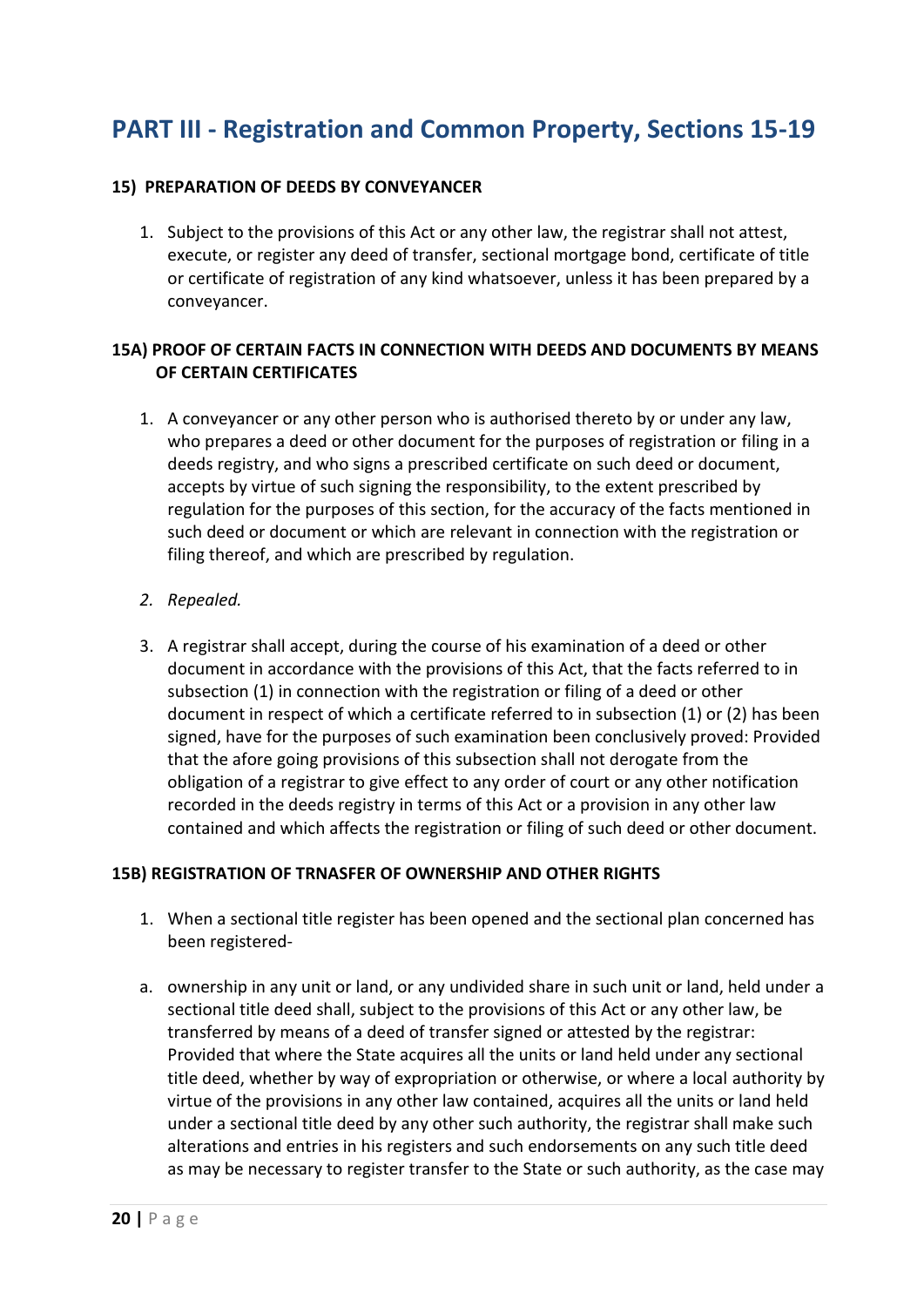# PART III - Registration and Common Property, Sections 15-19

#### 15) PREPARATION OF DEEDS BY CONVEYANCER

1. Subject to the provisions of this Act or any other law, the registrar shall not attest, execute, or register any deed of transfer, sectional mortgage bond, certificate of title or certificate of registration of any kind whatsoever, unless it has been prepared by a conveyancer.

#### 15A) PROOF OF CERTAIN FACTS IN CONNECTION WITH DEEDS AND DOCUMENTS BY MEANS OF CERTAIN CERTIFICATES

1. A conveyancer or any other person who is authorised thereto by or under any law, who prepares a deed or other document for the purposes of registration or filing in a deeds registry, and who signs a prescribed certificate on such deed or document, accepts by virtue of such signing the responsibility, to the extent prescribed by regulation for the purposes of this section, for the accuracy of the facts mentioned in such deed or document or which are relevant in connection with the registration or filing thereof, and which are prescribed by regulation.
2. *Repealed.*
3. A registrar shall accept, during the course of his examination of a deed or other document in accordance with the provisions of this Act, that the facts referred to in subsection (1) in connection with the registration or filing of a deed or other document in respect of which a certificate referred to in subsection (1) or (2) has been signed, have for the purposes of such examination been conclusively proved: Provided that the afore going provisions of this subsection shall not derogate from the obligation of a registrar to give effect to any order of court or any other notification recorded in the deeds registry in terms of this Act or a provision in any other law contained and which affects the registration or filing of such deed or other document.

#### 15B) REGISTRATION OF TRNASFER OF OWNERSHIP AND OTHER RIGHTS

1. When a sectional title register has been opened and the sectional plan concerned has been registered-

a. ownership in any unit or land, or any undivided share in such unit or land, held under a sectional title deed shall, subject to the provisions of this Act or any other law, be transferred by means of a deed of transfer signed or attested by the registrar: Provided that where the State acquires all the units or land held under any sectional title deed, whether by way of expropriation or otherwise, or where a local authority by virtue of the provisions in any other law contained, acquires all the units or land held under a sectional title deed by any other such authority, the registrar shall make such alterations and entries in his registers and such endorsements on any such title deed as may be necessary to register transfer to the State or such authority, as the case may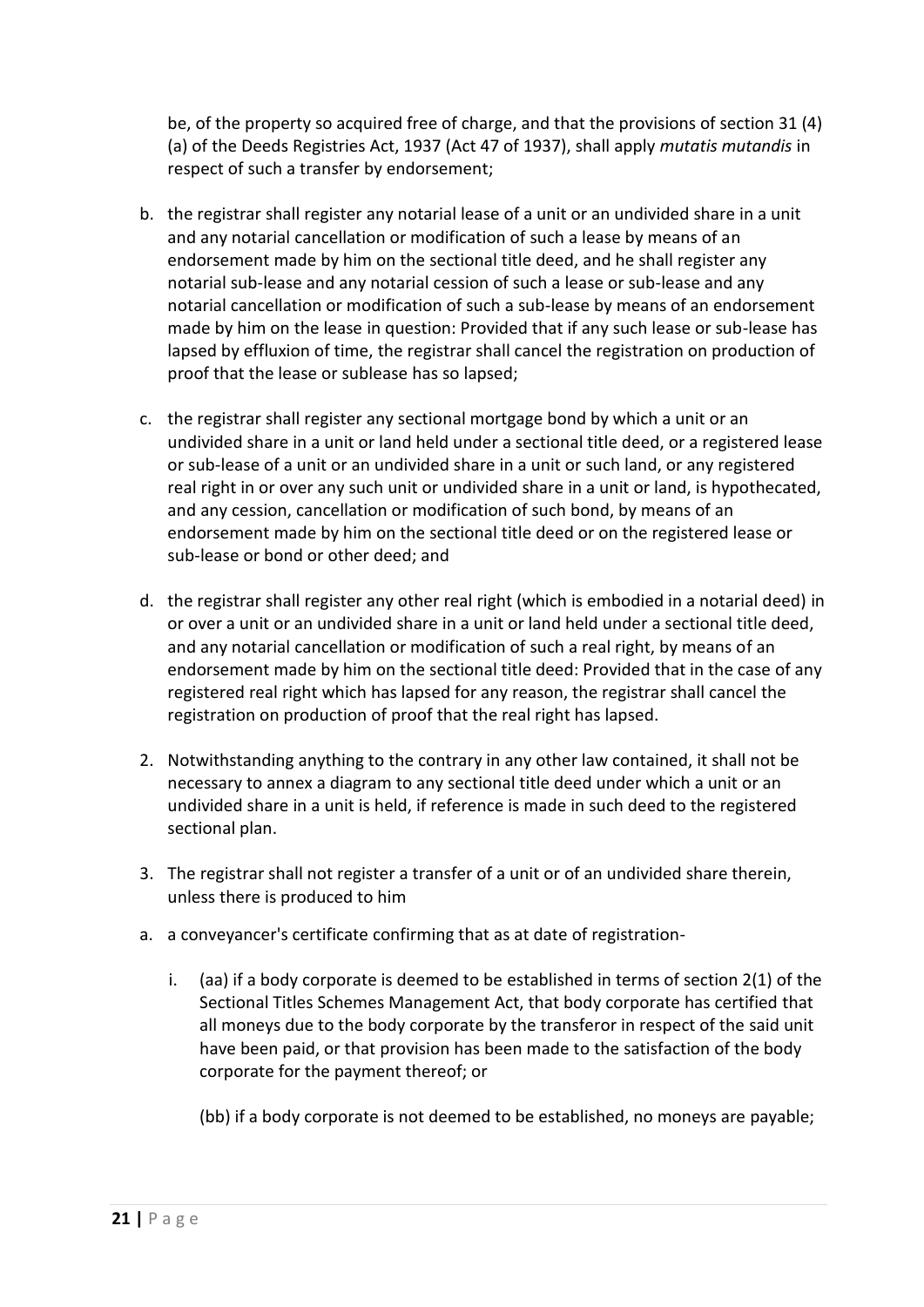be, of the property so acquired free of charge, and that the provisions of section 31 (4) (a) of the Deeds Registries Act, 1937 (Act 47 of 1937), shall apply *mutatis mutandis* in respect of such a transfer by endorsement;

b. the registrar shall register any notarial lease of a unit or an undivided share in a unit and any notarial cancellation or modification of such a lease by means of an endorsement made by him on the sectional title deed, and he shall register any notarial sub-lease and any notarial cession of such a lease or sub-lease and any notarial cancellation or modification of such a sub-lease by means of an endorsement made by him on the lease in question: Provided that if any such lease or sub-lease has lapsed by effluxion of time, the registrar shall cancel the registration on production of proof that the lease or sublease has so lapsed;

c. the registrar shall register any sectional mortgage bond by which a unit or an undivided share in a unit or land held under a sectional title deed, or a registered lease or sub-lease of a unit or an undivided share in a unit or such land, or any registered real right in or over any such unit or undivided share in a unit or land, is hypothecated, and any cession, cancellation or modification of such bond, by means of an endorsement made by him on the sectional title deed or on the registered lease or sub-lease or bond or other deed; and

d. the registrar shall register any other real right (which is embodied in a notarial deed) in or over a unit or an undivided share in a unit or land held under a sectional title deed, and any notarial cancellation or modification of such a real right, by means of an endorsement made by him on the sectional title deed: Provided that in the case of any registered real right which has lapsed for any reason, the registrar shall cancel the registration on production of proof that the real right has lapsed.

2. Notwithstanding anything to the contrary in any other law contained, it shall not be necessary to annex a diagram to any sectional title deed under which a unit or an undivided share in a unit is held, if reference is made in such deed to the registered sectional plan.

3. The registrar shall not register a transfer of a unit or of an undivided share therein, unless there is produced to him

a. a conveyancer's certificate confirming that as at date of registration-

   i. (aa) if a body corporate is deemed to be established in terms of section 2(1) of the Sectional Titles Schemes Management Act, that body corporate has certified that all moneys due to the body corporate by the transferor in respect of the said unit have been paid, or that provision has been made to the satisfaction of the body corporate for the payment thereof; or

      (bb) if a body corporate is not deemed to be established, no moneys are payable;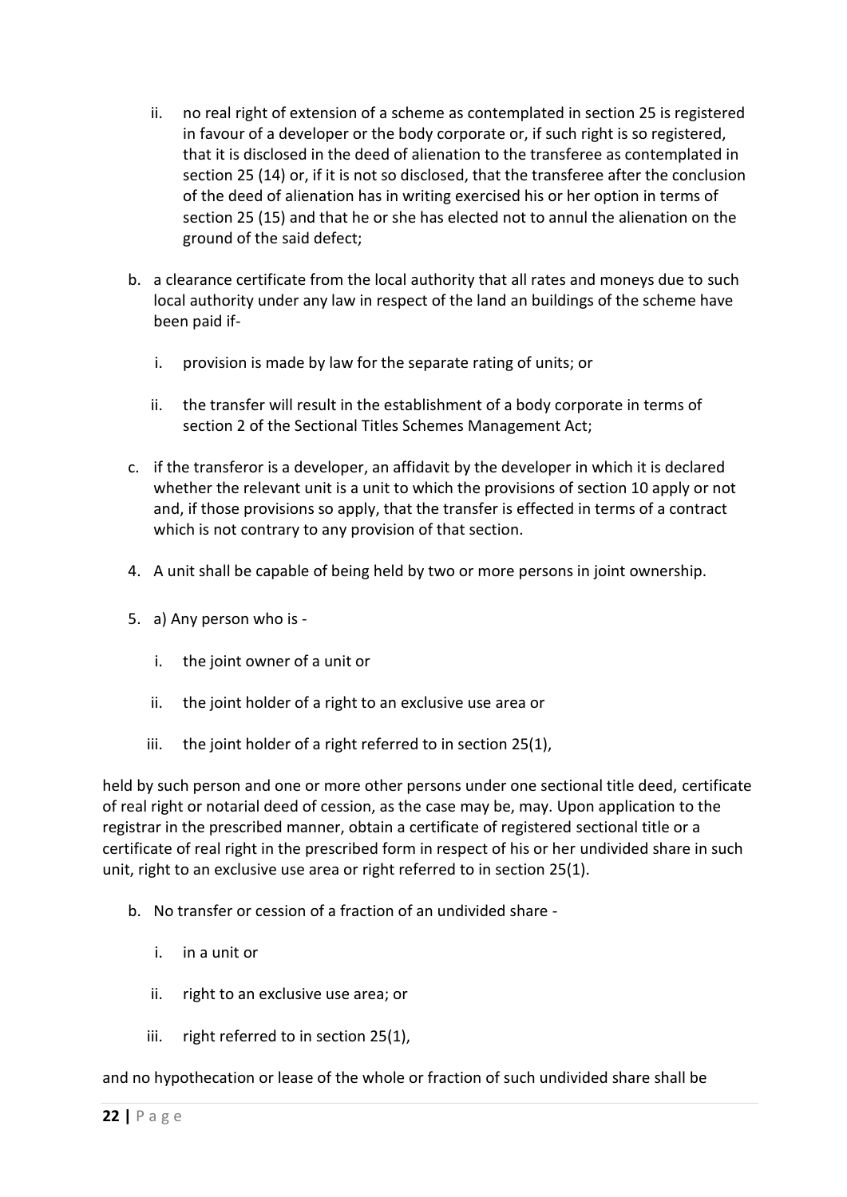ii. no real right of extension of a scheme as contemplated in section 25 is registered in favour of a developer or the body corporate or, if such right is so registered, that it is disclosed in the deed of alienation to the transferee as contemplated in section 25 (14) or, if it is not so disclosed, that the transferee after the conclusion of the deed of alienation has in writing exercised his or her option in terms of section 25 (15) and that he or she has elected not to annul the alienation on the ground of the said defect;

b. a clearance certificate from the local authority that all rates and moneys due to such local authority under any law in respect of the land an buildings of the scheme have been paid if-

   i. provision is made by law for the separate rating of units; or

   ii. the transfer will result in the establishment of a body corporate in terms of section 2 of the Sectional Titles Schemes Management Act;

c. if the transferor is a developer, an affidavit by the developer in which it is declared whether the relevant unit is a unit to which the provisions of section 10 apply or not and, if those provisions so apply, that the transfer is effected in terms of a contract which is not contrary to any provision of that section.

4. A unit shall be capable of being held by two or more persons in joint ownership.

5. a) Any person who is -

   i. the joint owner of a unit or

   ii. the joint holder of a right to an exclusive use area or

   iii. the joint holder of a right referred to in section 25(1),

held by such person and one or more other persons under one sectional title deed, certificate of real right or notarial deed of cession, as the case may be, may. Upon application to the registrar in the prescribed manner, obtain a certificate of registered sectional title or a certificate of real right in the prescribed form in respect of his or her undivided share in such unit, right to an exclusive use area or right referred to in section 25(1).

b. No transfer or cession of a fraction of an undivided share -

   i. in a unit or

   ii. right to an exclusive use area; or

   iii. right referred to in section 25(1),

and no hypothecation or lease of the whole or fraction of such undivided share shall be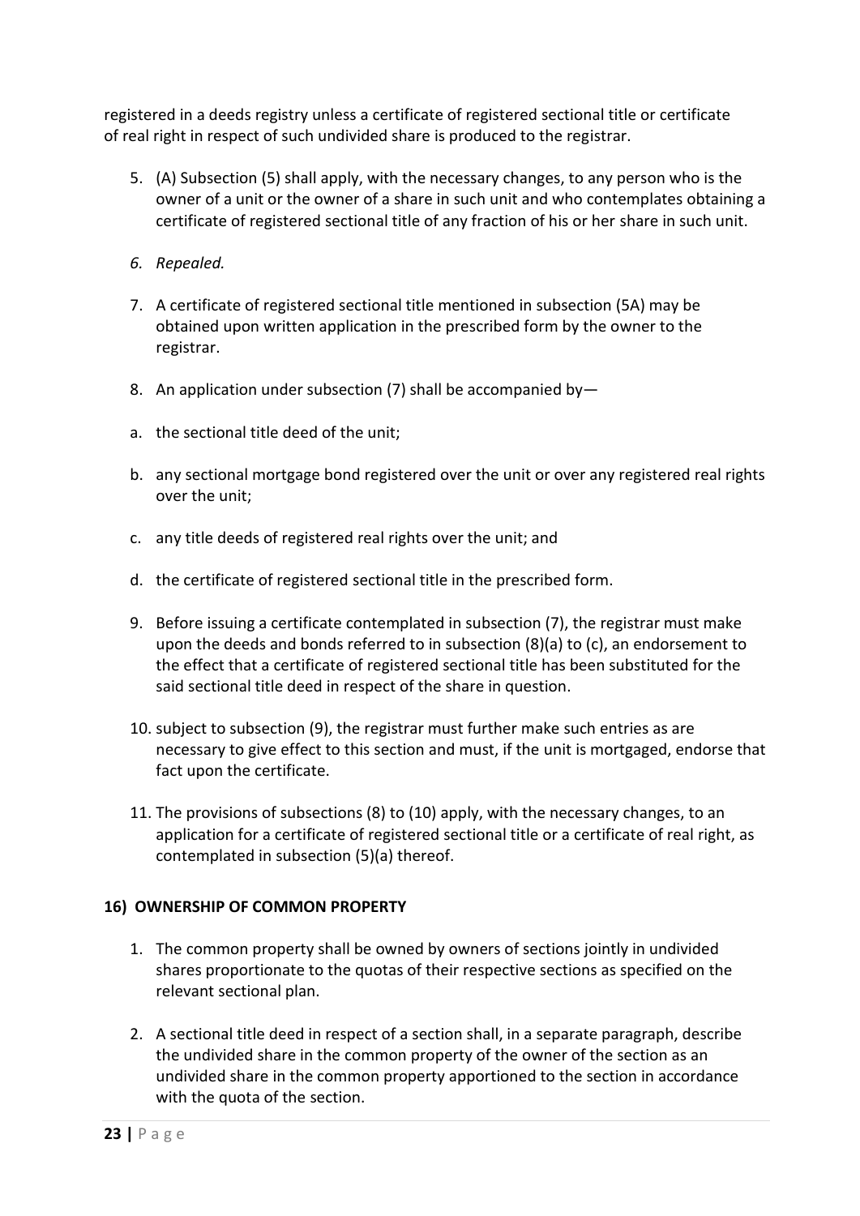registered in a deeds registry unless a certificate of registered sectional title or certificate of real right in respect of such undivided share is produced to the registrar.

5. (A) Subsection (5) shall apply, with the necessary changes, to any person who is the owner of a unit or the owner of a share in such unit and who contemplates obtaining a certificate of registered sectional title of any fraction of his or her share in such unit.

6. *Repealed.*

7. A certificate of registered sectional title mentioned in subsection (5A) may be obtained upon written application in the prescribed form by the owner to the registrar.

8. An application under subsection (7) shall be accompanied by—

a. the sectional title deed of the unit;

b. any sectional mortgage bond registered over the unit or over any registered real rights over the unit;

c. any title deeds of registered real rights over the unit; and

d. the certificate of registered sectional title in the prescribed form.

9. Before issuing a certificate contemplated in subsection (7), the registrar must make upon the deeds and bonds referred to in subsection (8)(a) to (c), an endorsement to the effect that a certificate of registered sectional title has been substituted for the said sectional title deed in respect of the share in question.

10. subject to subsection (9), the registrar must further make such entries as are necessary to give effect to this section and must, if the unit is mortgaged, endorse that fact upon the certificate.

11. The provisions of subsections (8) to (10) apply, with the necessary changes, to an application for a certificate of registered sectional title or a certificate of real right, as contemplated in subsection (5)(a) thereof.

**16) OWNERSHIP OF COMMON PROPERTY**

1. The common property shall be owned by owners of sections jointly in undivided shares proportionate to the quotas of their respective sections as specified on the relevant sectional plan.

2. A sectional title deed in respect of a section shall, in a separate paragraph, describe the undivided share in the common property of the owner of the section as an undivided share in the common property apportioned to the section in accordance with the quota of the section.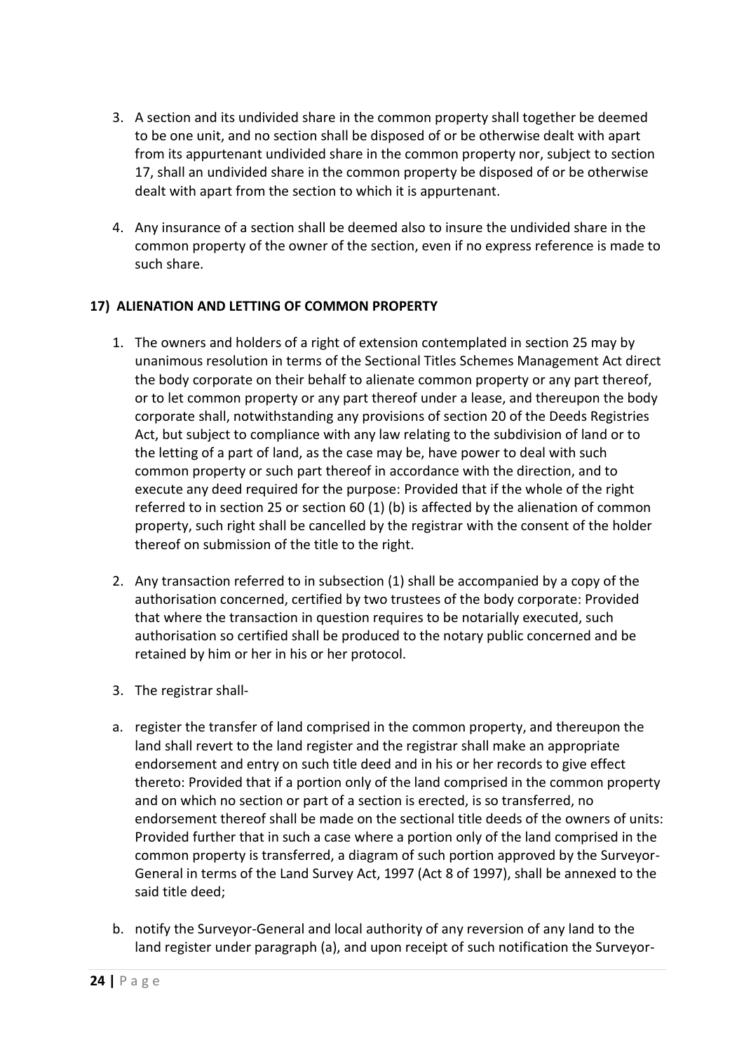3. A section and its undivided share in the common property shall together be deemed to be one unit, and no section shall be disposed of or be otherwise dealt with apart from its appurtenant undivided share in the common property nor, subject to section 17, shall an undivided share in the common property be disposed of or be otherwise dealt with apart from the section to which it is appurtenant.

4. Any insurance of a section shall be deemed also to insure the undivided share in the common property of the owner of the section, even if no express reference is made to such share.

**17) ALIENATION AND LETTING OF COMMON PROPERTY**

1. The owners and holders of a right of extension contemplated in section 25 may by unanimous resolution in terms of the Sectional Titles Schemes Management Act direct the body corporate on their behalf to alienate common property or any part thereof, or to let common property or any part thereof under a lease, and thereupon the body corporate shall, notwithstanding any provisions of section 20 of the Deeds Registries Act, but subject to compliance with any law relating to the subdivision of land or to the letting of a part of land, as the case may be, have power to deal with such common property or such part thereof in accordance with the direction, and to execute any deed required for the purpose: Provided that if the whole of the right referred to in section 25 or section 60 (1) (b) is affected by the alienation of common property, such right shall be cancelled by the registrar with the consent of the holder thereof on submission of the title to the right.

2. Any transaction referred to in subsection (1) shall be accompanied by a copy of the authorisation concerned, certified by two trustees of the body corporate: Provided that where the transaction in question requires to be notarially executed, such authorisation so certified shall be produced to the notary public concerned and be retained by him or her in his or her protocol.

3. The registrar shall-

a. register the transfer of land comprised in the common property, and thereupon the land shall revert to the land register and the registrar shall make an appropriate endorsement and entry on such title deed and in his or her records to give effect thereto: Provided that if a portion only of the land comprised in the common property and on which no section or part of a section is erected, is so transferred, no endorsement thereof shall be made on the sectional title deeds of the owners of units: Provided further that in such a case where a portion only of the land comprised in the common property is transferred, a diagram of such portion approved by the Surveyor-General in terms of the Land Survey Act, 1997 (Act 8 of 1997), shall be annexed to the said title deed;

b. notify the Surveyor-General and local authority of any reversion of any land to the land register under paragraph (a), and upon receipt of such notification the Surveyor-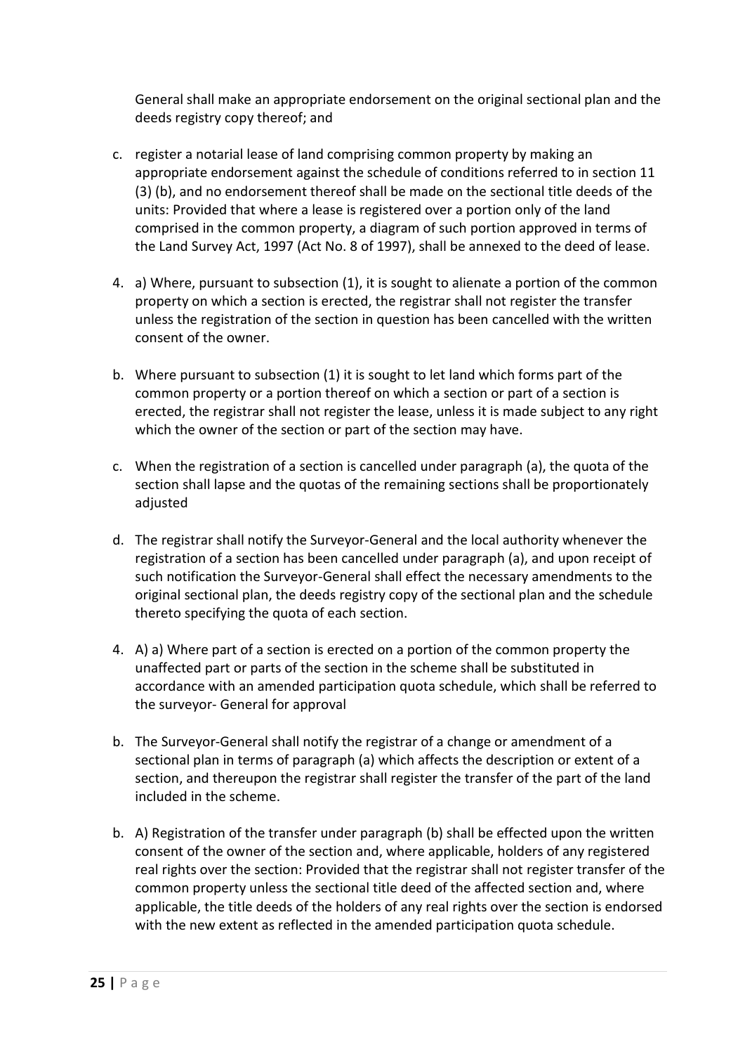General shall make an appropriate endorsement on the original sectional plan and the deeds registry copy thereof; and

c. register a notarial lease of land comprising common property by making an appropriate endorsement against the schedule of conditions referred to in section 11 (3) (b), and no endorsement thereof shall be made on the sectional title deeds of the units: Provided that where a lease is registered over a portion only of the land comprised in the common property, a diagram of such portion approved in terms of the Land Survey Act, 1997 (Act No. 8 of 1997), shall be annexed to the deed of lease.

4. a) Where, pursuant to subsection (1), it is sought to alienate a portion of the common property on which a section is erected, the registrar shall not register the transfer unless the registration of the section in question has been cancelled with the written consent of the owner.

b. Where pursuant to subsection (1) it is sought to let land which forms part of the common property or a portion thereof on which a section or part of a section is erected, the registrar shall not register the lease, unless it is made subject to any right which the owner of the section or part of the section may have.

c. When the registration of a section is cancelled under paragraph (a), the quota of the section shall lapse and the quotas of the remaining sections shall be proportionately adjusted

d. The registrar shall notify the Surveyor-General and the local authority whenever the registration of a section has been cancelled under paragraph (a), and upon receipt of such notification the Surveyor-General shall effect the necessary amendments to the original sectional plan, the deeds registry copy of the sectional plan and the schedule thereto specifying the quota of each section.

4. A) a) Where part of a section is erected on a portion of the common property the unaffected part or parts of the section in the scheme shall be substituted in accordance with an amended participation quota schedule, which shall be referred to the surveyor- General for approval

b. The Surveyor-General shall notify the registrar of a change or amendment of a sectional plan in terms of paragraph (a) which affects the description or extent of a section, and thereupon the registrar shall register the transfer of the part of the land included in the scheme.

b. A) Registration of the transfer under paragraph (b) shall be effected upon the written consent of the owner of the section and, where applicable, holders of any registered real rights over the section: Provided that the registrar shall not register transfer of the common property unless the sectional title deed of the affected section and, where applicable, the title deeds of the holders of any real rights over the section is endorsed with the new extent as reflected in the amended participation quota schedule.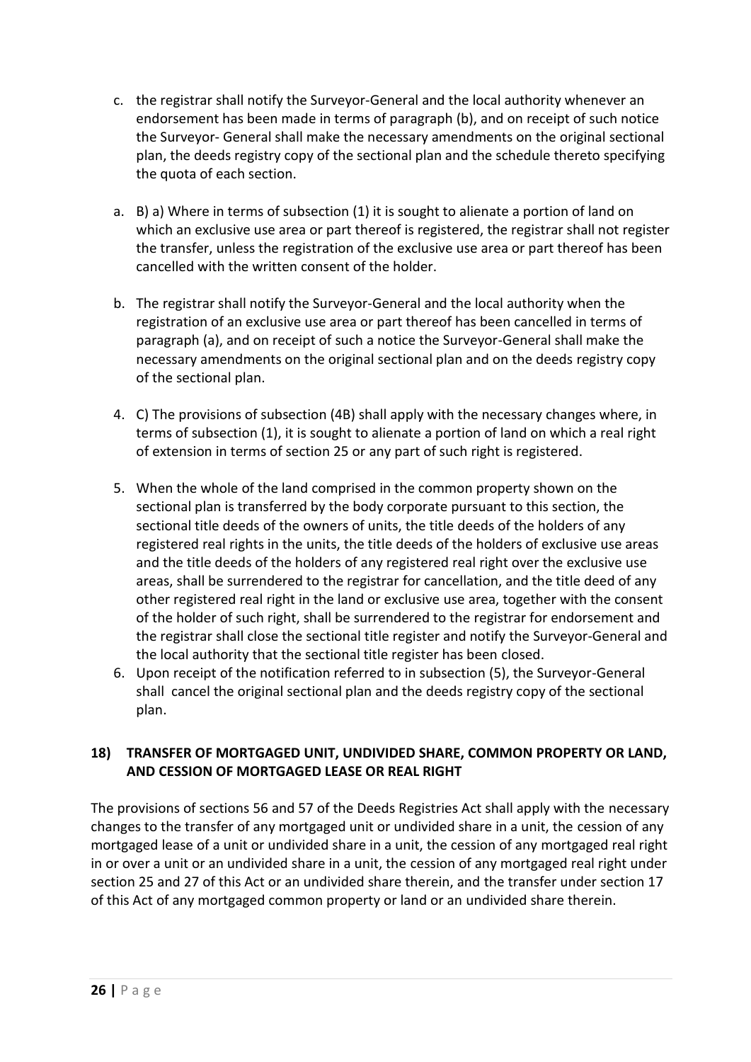c. the registrar shall notify the Surveyor-General and the local authority whenever an endorsement has been made in terms of paragraph (b), and on receipt of such notice the Surveyor- General shall make the necessary amendments on the original sectional plan, the deeds registry copy of the sectional plan and the schedule thereto specifying the quota of each section.

a. B) a) Where in terms of subsection (1) it is sought to alienate a portion of land on which an exclusive use area or part thereof is registered, the registrar shall not register the transfer, unless the registration of the exclusive use area or part thereof has been cancelled with the written consent of the holder.

b. The registrar shall notify the Surveyor-General and the local authority when the registration of an exclusive use area or part thereof has been cancelled in terms of paragraph (a), and on receipt of such a notice the Surveyor-General shall make the necessary amendments on the original sectional plan and on the deeds registry copy of the sectional plan.

4. C) The provisions of subsection (4B) shall apply with the necessary changes where, in terms of subsection (1), it is sought to alienate a portion of land on which a real right of extension in terms of section 25 or any part of such right is registered.

5. When the whole of the land comprised in the common property shown on the sectional plan is transferred by the body corporate pursuant to this section, the sectional title deeds of the owners of units, the title deeds of the holders of any registered real rights in the units, the title deeds of the holders of exclusive use areas and the title deeds of the holders of any registered real right over the exclusive use areas, shall be surrendered to the registrar for cancellation, and the title deed of any other registered real right in the land or exclusive use area, together with the consent of the holder of such right, shall be surrendered to the registrar for endorsement and the registrar shall close the sectional title register and notify the Surveyor-General and the local authority that the sectional title register has been closed.
6. Upon receipt of the notification referred to in subsection (5), the Surveyor-General shall cancel the original sectional plan and the deeds registry copy of the sectional plan.

**18) TRANSFER OF MORTGAGED UNIT, UNDIVIDED SHARE, COMMON PROPERTY OR LAND, AND CESSION OF MORTGAGED LEASE OR REAL RIGHT**

The provisions of sections 56 and 57 of the Deeds Registries Act shall apply with the necessary changes to the transfer of any mortgaged unit or undivided share in a unit, the cession of any mortgaged lease of a unit or undivided share in a unit, the cession of any mortgaged real right in or over a unit or an undivided share in a unit, the cession of any mortgaged real right under section 25 and 27 of this Act or an undivided share therein, and the transfer under section 17 of this Act of any mortgaged common property or land or an undivided share therein.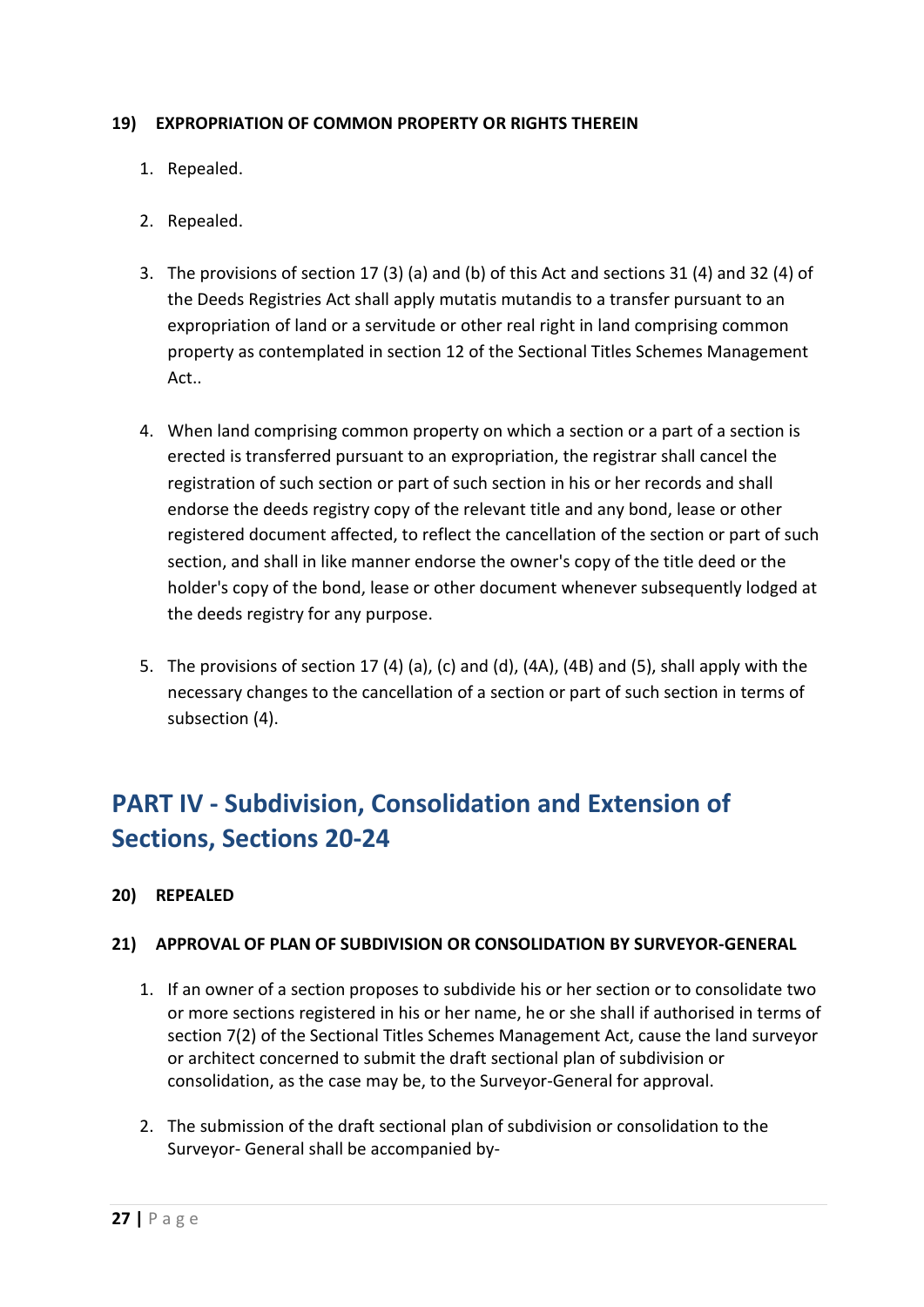**19) EXPROPRIATION OF COMMON PROPERTY OR RIGHTS THEREIN**

1. Repealed.

2. Repealed.

3. The provisions of section 17 (3) (a) and (b) of this Act and sections 31 (4) and 32 (4) of the Deeds Registries Act shall apply mutatis mutandis to a transfer pursuant to an expropriation of land or a servitude or other real right in land comprising common property as contemplated in section 12 of the Sectional Titles Schemes Management Act..

4. When land comprising common property on which a section or a part of a section is erected is transferred pursuant to an expropriation, the registrar shall cancel the registration of such section or part of such section in his or her records and shall endorse the deeds registry copy of the relevant title and any bond, lease or other registered document affected, to reflect the cancellation of the section or part of such section, and shall in like manner endorse the owner's copy of the title deed or the holder's copy of the bond, lease or other document whenever subsequently lodged at the deeds registry for any purpose.

5. The provisions of section 17 (4) (a), (c) and (d), (4A), (4B) and (5), shall apply with the necessary changes to the cancellation of a section or part of such section in terms of subsection (4).

## PART IV - Subdivision, Consolidation and Extension of Sections, Sections 20-24

**20) REPEALED**

**21) APPROVAL OF PLAN OF SUBDIVISION OR CONSOLIDATION BY SURVEYOR-GENERAL**

1. If an owner of a section proposes to subdivide his or her section or to consolidate two or more sections registered in his or her name, he or she shall if authorised in terms of section 7(2) of the Sectional Titles Schemes Management Act, cause the land surveyor or architect concerned to submit the draft sectional plan of subdivision or consolidation, as the case may be, to the Surveyor-General for approval.

2. The submission of the draft sectional plan of subdivision or consolidation to the Surveyor- General shall be accompanied by-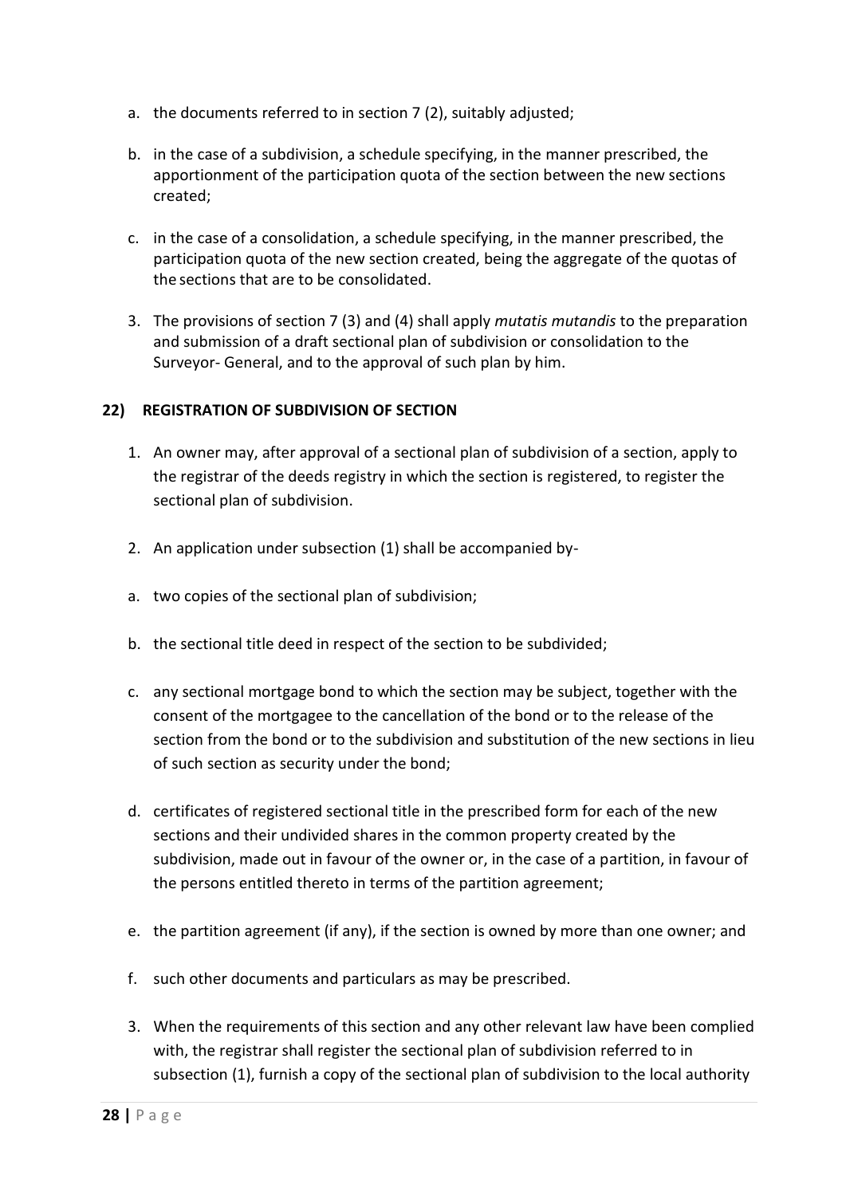a. the documents referred to in section 7 (2), suitably adjusted;

b. in the case of a subdivision, a schedule specifying, in the manner prescribed, the apportionment of the participation quota of the section between the new sections created;

c. in the case of a consolidation, a schedule specifying, in the manner prescribed, the participation quota of the new section created, being the aggregate of the quotas of the sections that are to be consolidated.

3. The provisions of section 7 (3) and (4) shall apply *mutatis mutandis* to the preparation and submission of a draft sectional plan of subdivision or consolidation to the Surveyor- General, and to the approval of such plan by him.

**22) REGISTRATION OF SUBDIVISION OF SECTION**

1. An owner may, after approval of a sectional plan of subdivision of a section, apply to the registrar of the deeds registry in which the section is registered, to register the sectional plan of subdivision.

2. An application under subsection (1) shall be accompanied by-

a. two copies of the sectional plan of subdivision;

b. the sectional title deed in respect of the section to be subdivided;

c. any sectional mortgage bond to which the section may be subject, together with the consent of the mortgagee to the cancellation of the bond or to the release of the section from the bond or to the subdivision and substitution of the new sections in lieu of such section as security under the bond;

d. certificates of registered sectional title in the prescribed form for each of the new sections and their undivided shares in the common property created by the subdivision, made out in favour of the owner or, in the case of a partition, in favour of the persons entitled thereto in terms of the partition agreement;

e. the partition agreement (if any), if the section is owned by more than one owner; and

f. such other documents and particulars as may be prescribed.

3. When the requirements of this section and any other relevant law have been complied with, the registrar shall register the sectional plan of subdivision referred to in subsection (1), furnish a copy of the sectional plan of subdivision to the local authority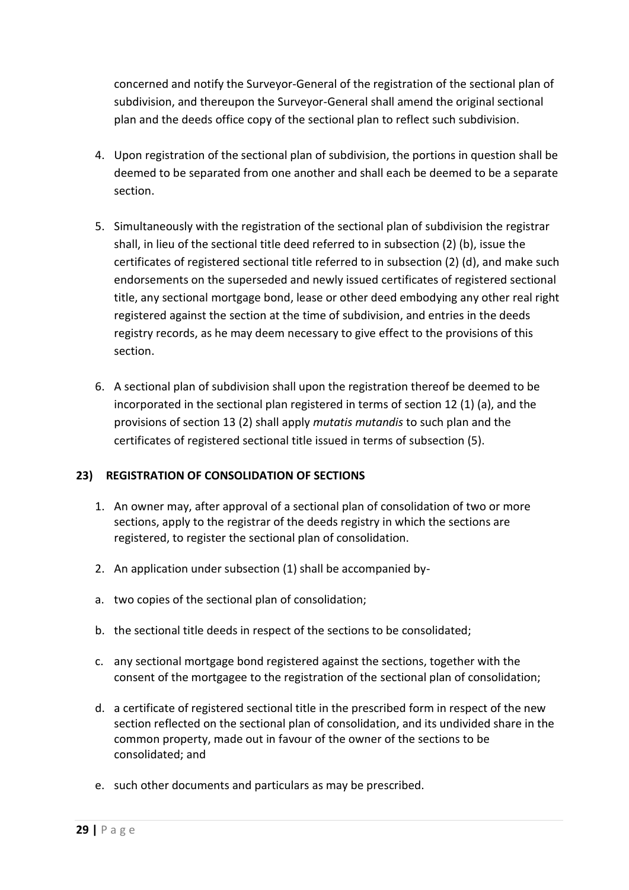concerned and notify the Surveyor-General of the registration of the sectional plan of subdivision, and thereupon the Surveyor-General shall amend the original sectional plan and the deeds office copy of the sectional plan to reflect such subdivision.

4. Upon registration of the sectional plan of subdivision, the portions in question shall be deemed to be separated from one another and shall each be deemed to be a separate section.

5. Simultaneously with the registration of the sectional plan of subdivision the registrar shall, in lieu of the sectional title deed referred to in subsection (2) (b), issue the certificates of registered sectional title referred to in subsection (2) (d), and make such endorsements on the superseded and newly issued certificates of registered sectional title, any sectional mortgage bond, lease or other deed embodying any other real right registered against the section at the time of subdivision, and entries in the deeds registry records, as he may deem necessary to give effect to the provisions of this section.

6. A sectional plan of subdivision shall upon the registration thereof be deemed to be incorporated in the sectional plan registered in terms of section 12 (1) (a), and the provisions of section 13 (2) shall apply *mutatis mutandis* to such plan and the certificates of registered sectional title issued in terms of subsection (5).

**23) REGISTRATION OF CONSOLIDATION OF SECTIONS**

1. An owner may, after approval of a sectional plan of consolidation of two or more sections, apply to the registrar of the deeds registry in which the sections are registered, to register the sectional plan of consolidation.

2. An application under subsection (1) shall be accompanied by-

a. two copies of the sectional plan of consolidation;

b. the sectional title deeds in respect of the sections to be consolidated;

c. any sectional mortgage bond registered against the sections, together with the consent of the mortgagee to the registration of the sectional plan of consolidation;

d. a certificate of registered sectional title in the prescribed form in respect of the new section reflected on the sectional plan of consolidation, and its undivided share in the common property, made out in favour of the owner of the sections to be consolidated; and

e. such other documents and particulars as may be prescribed.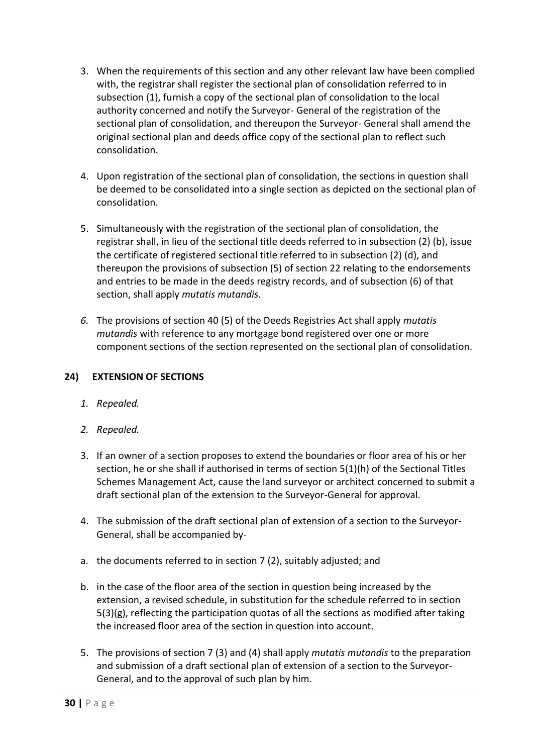3. When the requirements of this section and any other relevant law have been complied with, the registrar shall register the sectional plan of consolidation referred to in subsection (1), furnish a copy of the sectional plan of consolidation to the local authority concerned and notify the Surveyor- General of the registration of the sectional plan of consolidation, and thereupon the Surveyor- General shall amend the original sectional plan and deeds office copy of the sectional plan to reflect such consolidation.

4. Upon registration of the sectional plan of consolidation, the sections in question shall be deemed to be consolidated into a single section as depicted on the sectional plan of consolidation.

5. Simultaneously with the registration of the sectional plan of consolidation, the registrar shall, in lieu of the sectional title deeds referred to in subsection (2) (b), issue the certificate of registered sectional title referred to in subsection (2) (d), and thereupon the provisions of subsection (5) of section 22 relating to the endorsements and entries to be made in the deeds registry records, and of subsection (6) of that section, shall apply *mutatis mutandis*.

6. The provisions of section 40 (5) of the Deeds Registries Act shall apply *mutatis mutandis* with reference to any mortgage bond registered over one or more component sections of the section represented on the sectional plan of consolidation.

**24) EXTENSION OF SECTIONS**

1. *Repealed.*

2. *Repealed.*

3. If an owner of a section proposes to extend the boundaries or floor area of his or her section, he or she shall if authorised in terms of section 5(1)(h) of the Sectional Titles Schemes Management Act, cause the land surveyor or architect concerned to submit a draft sectional plan of the extension to the Surveyor-General for approval.

4. The submission of the draft sectional plan of extension of a section to the Surveyor-General, shall be accompanied by-

a. the documents referred to in section 7 (2), suitably adjusted; and

b. in the case of the floor area of the section in question being increased by the extension, a revised schedule, in substitution for the schedule referred to in section 5(3)(g), reflecting the participation quotas of all the sections as modified after taking the increased floor area of the section in question into account.

5. The provisions of section 7 (3) and (4) shall apply *mutatis mutandis* to the preparation and submission of a draft sectional plan of extension of a section to the Surveyor-General, and to the approval of such plan by him.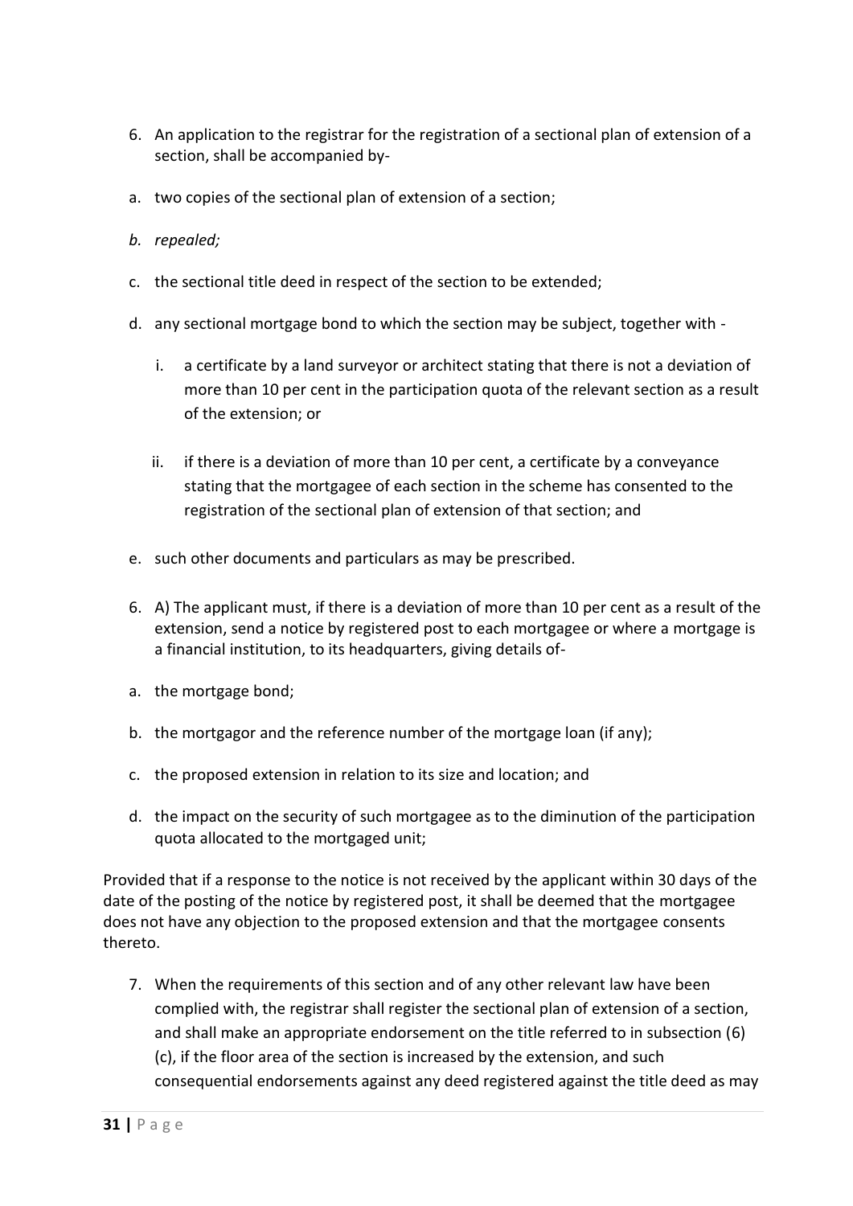6. An application to the registrar for the registration of a sectional plan of extension of a section, shall be accompanied by-

a. two copies of the sectional plan of extension of a section;

*b. repealed;*

c. the sectional title deed in respect of the section to be extended;

d. any sectional mortgage bond to which the section may be subject, together with -

   i. a certificate by a land surveyor or architect stating that there is not a deviation of more than 10 per cent in the participation quota of the relevant section as a result of the extension; or

   ii. if there is a deviation of more than 10 per cent, a certificate by a conveyance stating that the mortgagee of each section in the scheme has consented to the registration of the sectional plan of extension of that section; and

e. such other documents and particulars as may be prescribed.

6. A) The applicant must, if there is a deviation of more than 10 per cent as a result of the extension, send a notice by registered post to each mortgagee or where a mortgage is a financial institution, to its headquarters, giving details of-

a. the mortgage bond;

b. the mortgagor and the reference number of the mortgage loan (if any);

c. the proposed extension in relation to its size and location; and

d. the impact on the security of such mortgagee as to the diminution of the participation quota allocated to the mortgaged unit;

Provided that if a response to the notice is not received by the applicant within 30 days of the date of the posting of the notice by registered post, it shall be deemed that the mortgagee does not have any objection to the proposed extension and that the mortgagee consents thereto.

7. When the requirements of this section and of any other relevant law have been complied with, the registrar shall register the sectional plan of extension of a section, and shall make an appropriate endorsement on the title referred to in subsection (6) (c), if the floor area of the section is increased by the extension, and such consequential endorsements against any deed registered against the title deed as may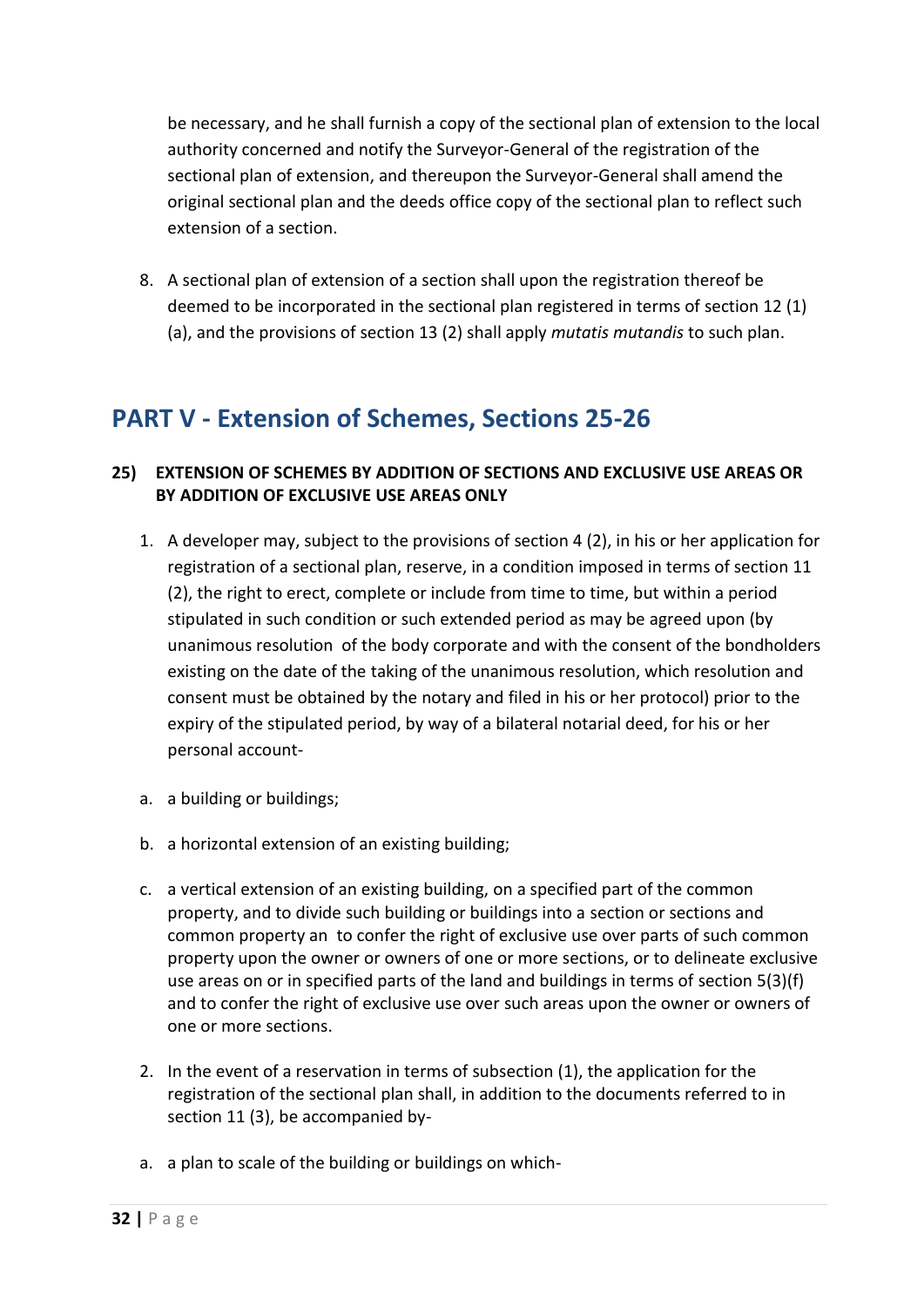be necessary, and he shall furnish a copy of the sectional plan of extension to the local authority concerned and notify the Surveyor-General of the registration of the sectional plan of extension, and thereupon the Surveyor-General shall amend the original sectional plan and the deeds office copy of the sectional plan to reflect such extension of a section.

8. A sectional plan of extension of a section shall upon the registration thereof be deemed to be incorporated in the sectional plan registered in terms of section 12 (1) (a), and the provisions of section 13 (2) shall apply *mutatis mutandis* to such plan.

## PART V - Extension of Schemes, Sections 25-26

### 25) EXTENSION OF SCHEMES BY ADDITION OF SECTIONS AND EXCLUSIVE USE AREAS OR BY ADDITION OF EXCLUSIVE USE AREAS ONLY

1. A developer may, subject to the provisions of section 4 (2), in his or her application for registration of a sectional plan, reserve, in a condition imposed in terms of section 11 (2), the right to erect, complete or include from time to time, but within a period stipulated in such condition or such extended period as may be agreed upon (by unanimous resolution of the body corporate and with the consent of the bondholders existing on the date of the taking of the unanimous resolution, which resolution and consent must be obtained by the notary and filed in his or her protocol) prior to the expiry of the stipulated period, by way of a bilateral notarial deed, for his or her personal account-

a. a building or buildings;

b. a horizontal extension of an existing building;

c. a vertical extension of an existing building, on a specified part of the common property, and to divide such building or buildings into a section or sections and common property an to confer the right of exclusive use over parts of such common property upon the owner or owners of one or more sections, or to delineate exclusive use areas on or in specified parts of the land and buildings in terms of section 5(3)(f) and to confer the right of exclusive use over such areas upon the owner or owners of one or more sections.

2. In the event of a reservation in terms of subsection (1), the application for the registration of the sectional plan shall, in addition to the documents referred to in section 11 (3), be accompanied by-

a. a plan to scale of the building or buildings on which-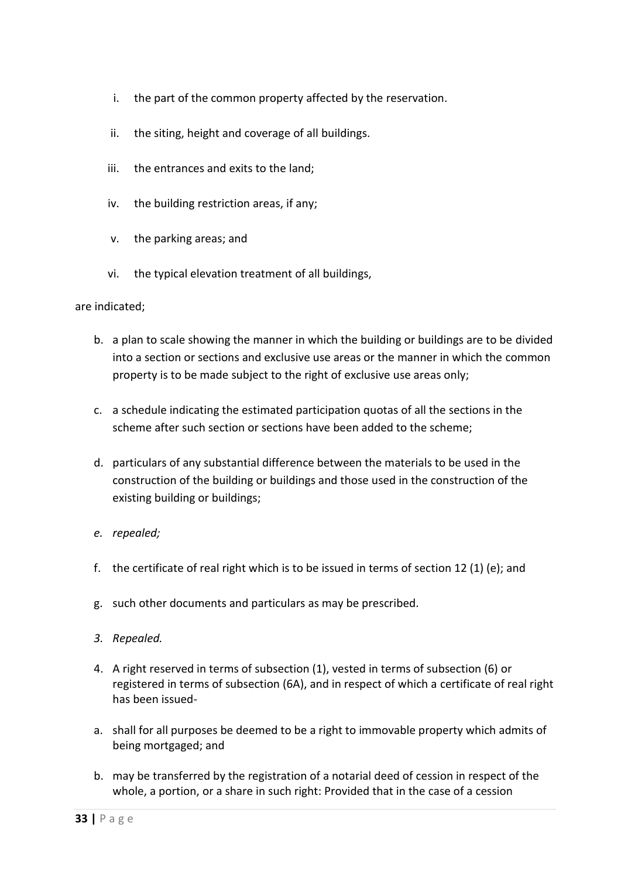i. the part of the common property affected by the reservation.

ii. the siting, height and coverage of all buildings.

iii. the entrances and exits to the land;

iv. the building restriction areas, if any;

v. the parking areas; and

vi. the typical elevation treatment of all buildings,

are indicated;

b. a plan to scale showing the manner in which the building or buildings are to be divided into a section or sections and exclusive use areas or the manner in which the common property is to be made subject to the right of exclusive use areas only;

c. a schedule indicating the estimated participation quotas of all the sections in the scheme after such section or sections have been added to the scheme;

d. particulars of any substantial difference between the materials to be used in the construction of the building or buildings and those used in the construction of the existing building or buildings;

*e. repealed;*

f. the certificate of real right which is to be issued in terms of section 12 (1) (e); and

g. such other documents and particulars as may be prescribed.

*3. Repealed.*

4. A right reserved in terms of subsection (1), vested in terms of subsection (6) or registered in terms of subsection (6A), and in respect of which a certificate of real right has been issued-

a. shall for all purposes be deemed to be a right to immovable property which admits of being mortgaged; and

b. may be transferred by the registration of a notarial deed of cession in respect of the whole, a portion, or a share in such right: Provided that in the case of a cession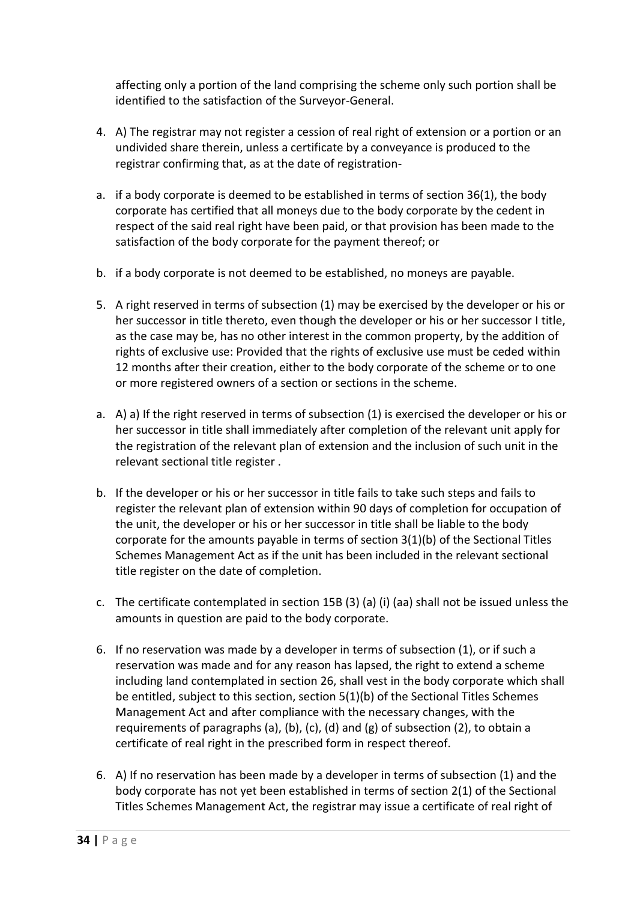affecting only a portion of the land comprising the scheme only such portion shall be identified to the satisfaction of the Surveyor-General.

4. A) The registrar may not register a cession of real right of extension or a portion or an undivided share therein, unless a certificate by a conveyance is produced to the registrar confirming that, as at the date of registration-

a. if a body corporate is deemed to be established in terms of section 36(1), the body corporate has certified that all moneys due to the body corporate by the cedent in respect of the said real right have been paid, or that provision has been made to the satisfaction of the body corporate for the payment thereof; or

b. if a body corporate is not deemed to be established, no moneys are payable.

5. A right reserved in terms of subsection (1) may be exercised by the developer or his or her successor in title thereto, even though the developer or his or her successor I title, as the case may be, has no other interest in the common property, by the addition of rights of exclusive use: Provided that the rights of exclusive use must be ceded within 12 months after their creation, either to the body corporate of the scheme or to one or more registered owners of a section or sections in the scheme.

a. A) a) If the right reserved in terms of subsection (1) is exercised the developer or his or her successor in title shall immediately after completion of the relevant unit apply for the registration of the relevant plan of extension and the inclusion of such unit in the relevant sectional title register .

b. If the developer or his or her successor in title fails to take such steps and fails to register the relevant plan of extension within 90 days of completion for occupation of the unit, the developer or his or her successor in title shall be liable to the body corporate for the amounts payable in terms of section 3(1)(b) of the Sectional Titles Schemes Management Act as if the unit has been included in the relevant sectional title register on the date of completion.

c. The certificate contemplated in section 15B (3) (a) (i) (aa) shall not be issued unless the amounts in question are paid to the body corporate.

6. If no reservation was made by a developer in terms of subsection (1), or if such a reservation was made and for any reason has lapsed, the right to extend a scheme including land contemplated in section 26, shall vest in the body corporate which shall be entitled, subject to this section, section 5(1)(b) of the Sectional Titles Schemes Management Act and after compliance with the necessary changes, with the requirements of paragraphs (a), (b), (c), (d) and (g) of subsection (2), to obtain a certificate of real right in the prescribed form in respect thereof.

6. A) If no reservation has been made by a developer in terms of subsection (1) and the body corporate has not yet been established in terms of section 2(1) of the Sectional Titles Schemes Management Act, the registrar may issue a certificate of real right of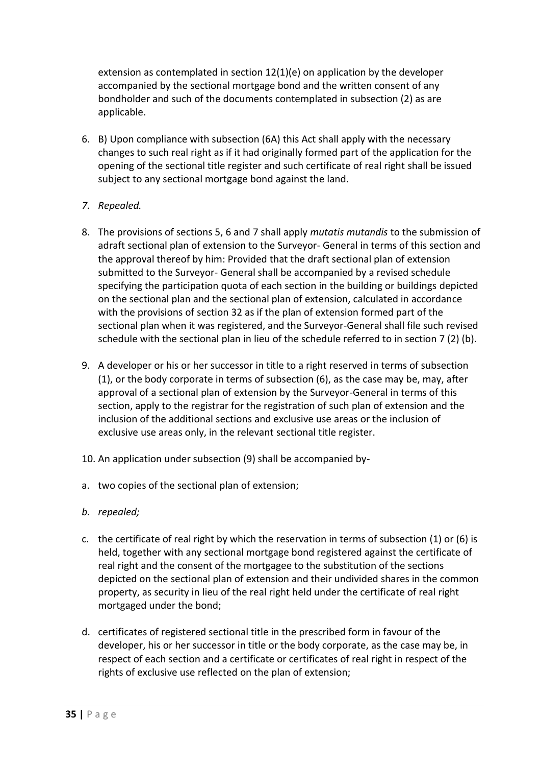extension as contemplated in section 12(1)(e) on application by the developer accompanied by the sectional mortgage bond and the written consent of any bondholder and such of the documents contemplated in subsection (2) as are applicable.

6. B) Upon compliance with subsection (6A) this Act shall apply with the necessary changes to such real right as if it had originally formed part of the application for the opening of the sectional title register and such certificate of real right shall be issued subject to any sectional mortgage bond against the land.

7. *Repealed.*

8. The provisions of sections 5, 6 and 7 shall apply *mutatis mutandis* to the submission of adraft sectional plan of extension to the Surveyor- General in terms of this section and the approval thereof by him: Provided that the draft sectional plan of extension submitted to the Surveyor- General shall be accompanied by a revised schedule specifying the participation quota of each section in the building or buildings depicted on the sectional plan and the sectional plan of extension, calculated in accordance with the provisions of section 32 as if the plan of extension formed part of the sectional plan when it was registered, and the Surveyor-General shall file such revised schedule with the sectional plan in lieu of the schedule referred to in section 7 (2) (b).

9. A developer or his or her successor in title to a right reserved in terms of subsection (1), or the body corporate in terms of subsection (6), as the case may be, may, after approval of a sectional plan of extension by the Surveyor-General in terms of this section, apply to the registrar for the registration of such plan of extension and the inclusion of the additional sections and exclusive use areas or the inclusion of exclusive use areas only, in the relevant sectional title register.

10. An application under subsection (9) shall be accompanied by-

a. two copies of the sectional plan of extension;

b. *repealed;*

c. the certificate of real right by which the reservation in terms of subsection (1) or (6) is held, together with any sectional mortgage bond registered against the certificate of real right and the consent of the mortgagee to the substitution of the sections depicted on the sectional plan of extension and their undivided shares in the common property, as security in lieu of the real right held under the certificate of real right mortgaged under the bond;

d. certificates of registered sectional title in the prescribed form in favour of the developer, his or her successor in title or the body corporate, as the case may be, in respect of each section and a certificate or certificates of real right in respect of the rights of exclusive use reflected on the plan of extension;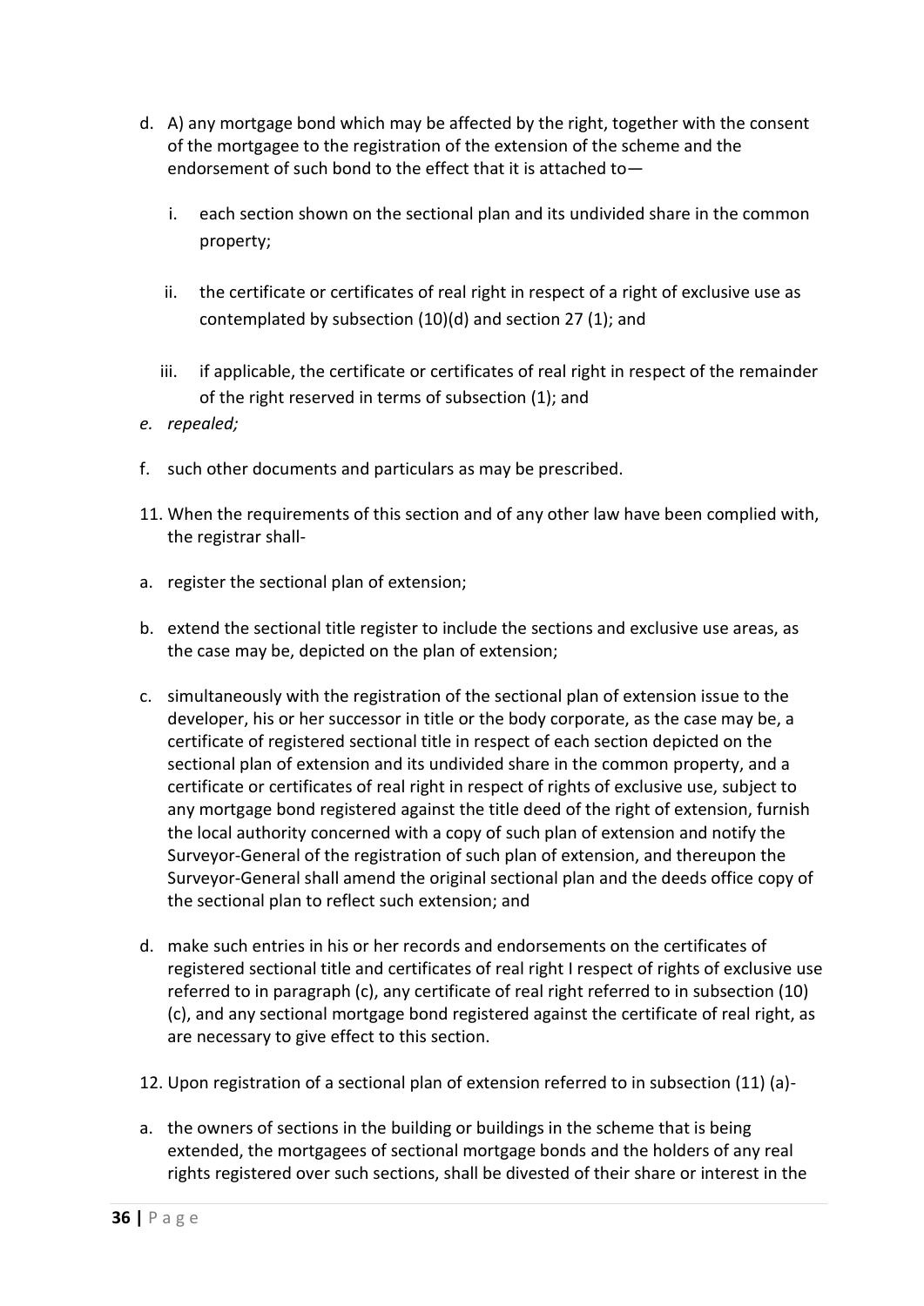d. A) any mortgage bond which may be affected by the right, together with the consent of the mortgagee to the registration of the extension of the scheme and the endorsement of such bond to the effect that it is attached to—

   i. each section shown on the sectional plan and its undivided share in the common property;

   ii. the certificate or certificates of real right in respect of a right of exclusive use as contemplated by subsection (10)(d) and section 27 (1); and

   iii. if applicable, the certificate or certificates of real right in respect of the remainder of the right reserved in terms of subsection (1); and

*e. repealed;*

f. such other documents and particulars as may be prescribed.

11. When the requirements of this section and of any other law have been complied with, the registrar shall-

a. register the sectional plan of extension;

b. extend the sectional title register to include the sections and exclusive use areas, as the case may be, depicted on the plan of extension;

c. simultaneously with the registration of the sectional plan of extension issue to the developer, his or her successor in title or the body corporate, as the case may be, a certificate of registered sectional title in respect of each section depicted on the sectional plan of extension and its undivided share in the common property, and a certificate or certificates of real right in respect of rights of exclusive use, subject to any mortgage bond registered against the title deed of the right of extension, furnish the local authority concerned with a copy of such plan of extension and notify the Surveyor-General of the registration of such plan of extension, and thereupon the Surveyor-General shall amend the original sectional plan and the deeds office copy of the sectional plan to reflect such extension; and

d. make such entries in his or her records and endorsements on the certificates of registered sectional title and certificates of real right I respect of rights of exclusive use referred to in paragraph (c), any certificate of real right referred to in subsection (10) (c), and any sectional mortgage bond registered against the certificate of real right, as are necessary to give effect to this section.

12. Upon registration of a sectional plan of extension referred to in subsection (11) (a)-

a. the owners of sections in the building or buildings in the scheme that is being extended, the mortgagees of sectional mortgage bonds and the holders of any real rights registered over such sections, shall be divested of their share or interest in the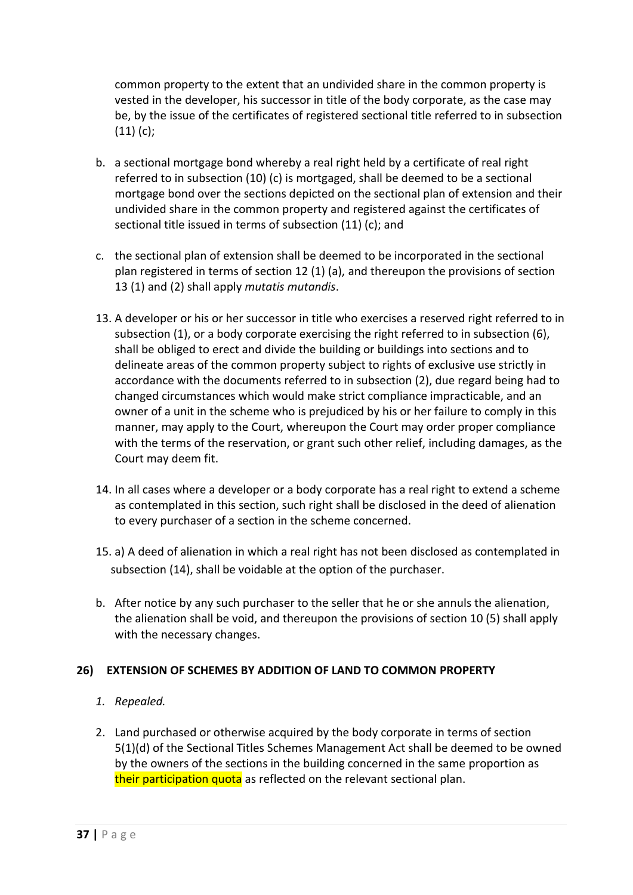common property to the extent that an undivided share in the common property is vested in the developer, his successor in title of the body corporate, as the case may be, by the issue of the certificates of registered sectional title referred to in subsection (11) (c);

b. a sectional mortgage bond whereby a real right held by a certificate of real right referred to in subsection (10) (c) is mortgaged, shall be deemed to be a sectional mortgage bond over the sections depicted on the sectional plan of extension and their undivided share in the common property and registered against the certificates of sectional title issued in terms of subsection (11) (c); and

c. the sectional plan of extension shall be deemed to be incorporated in the sectional plan registered in terms of section 12 (1) (a), and thereupon the provisions of section 13 (1) and (2) shall apply *mutatis mutandis*.

13. A developer or his or her successor in title who exercises a reserved right referred to in subsection (1), or a body corporate exercising the right referred to in subsection (6), shall be obliged to erect and divide the building or buildings into sections and to delineate areas of the common property subject to rights of exclusive use strictly in accordance with the documents referred to in subsection (2), due regard being had to changed circumstances which would make strict compliance impracticable, and an owner of a unit in the scheme who is prejudiced by his or her failure to comply in this manner, may apply to the Court, whereupon the Court may order proper compliance with the terms of the reservation, or grant such other relief, including damages, as the Court may deem fit.

14. In all cases where a developer or a body corporate has a real right to extend a scheme as contemplated in this section, such right shall be disclosed in the deed of alienation to every purchaser of a section in the scheme concerned.

15. a) A deed of alienation in which a real right has not been disclosed as contemplated in subsection (14), shall be voidable at the option of the purchaser.

b. After notice by any such purchaser to the seller that he or she annuls the alienation, the alienation shall be void, and thereupon the provisions of section 10 (5) shall apply with the necessary changes.

**26) EXTENSION OF SCHEMES BY ADDITION OF LAND TO COMMON PROPERTY**

1. *Repealed.*

2. Land purchased or otherwise acquired by the body corporate in terms of section 5(1)(d) of the Sectional Titles Schemes Management Act shall be deemed to be owned by the owners of the sections in the building concerned in the same proportion as their participation quota as reflected on the relevant sectional plan.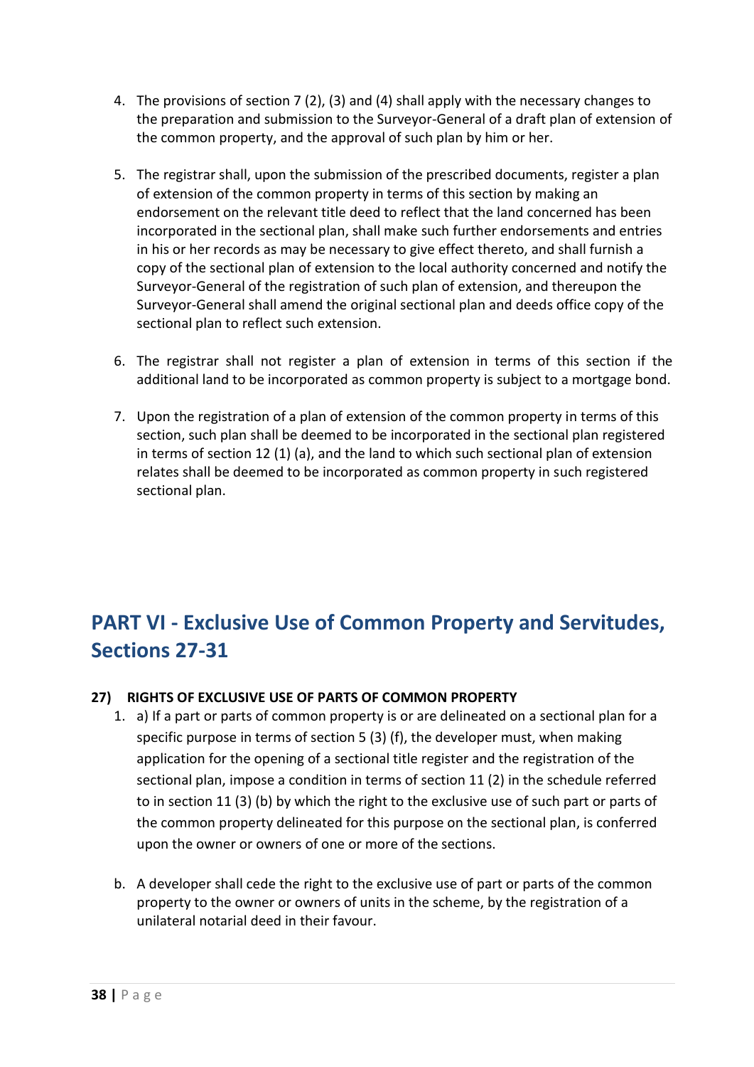4. The provisions of section 7 (2), (3) and (4) shall apply with the necessary changes to the preparation and submission to the Surveyor-General of a draft plan of extension of the common property, and the approval of such plan by him or her.

5. The registrar shall, upon the submission of the prescribed documents, register a plan of extension of the common property in terms of this section by making an endorsement on the relevant title deed to reflect that the land concerned has been incorporated in the sectional plan, shall make such further endorsements and entries in his or her records as may be necessary to give effect thereto, and shall furnish a copy of the sectional plan of extension to the local authority concerned and notify the Surveyor-General of the registration of such plan of extension, and thereupon the Surveyor-General shall amend the original sectional plan and deeds office copy of the sectional plan to reflect such extension.

6. The registrar shall not register a plan of extension in terms of this section if the additional land to be incorporated as common property is subject to a mortgage bond.

7. Upon the registration of a plan of extension of the common property in terms of this section, such plan shall be deemed to be incorporated in the sectional plan registered in terms of section 12 (1) (a), and the land to which such sectional plan of extension relates shall be deemed to be incorporated as common property in such registered sectional plan.

## PART VI - Exclusive Use of Common Property and Servitudes, Sections 27-31

**27) RIGHTS OF EXCLUSIVE USE OF PARTS OF COMMON PROPERTY**

1. a) If a part or parts of common property is or are delineated on a sectional plan for a specific purpose in terms of section 5 (3) (f), the developer must, when making application for the opening of a sectional title register and the registration of the sectional plan, impose a condition in terms of section 11 (2) in the schedule referred to in section 11 (3) (b) by which the right to the exclusive use of such part or parts of the common property delineated for this purpose on the sectional plan, is conferred upon the owner or owners of one or more of the sections.

b. A developer shall cede the right to the exclusive use of part or parts of the common property to the owner or owners of units in the scheme, by the registration of a unilateral notarial deed in their favour.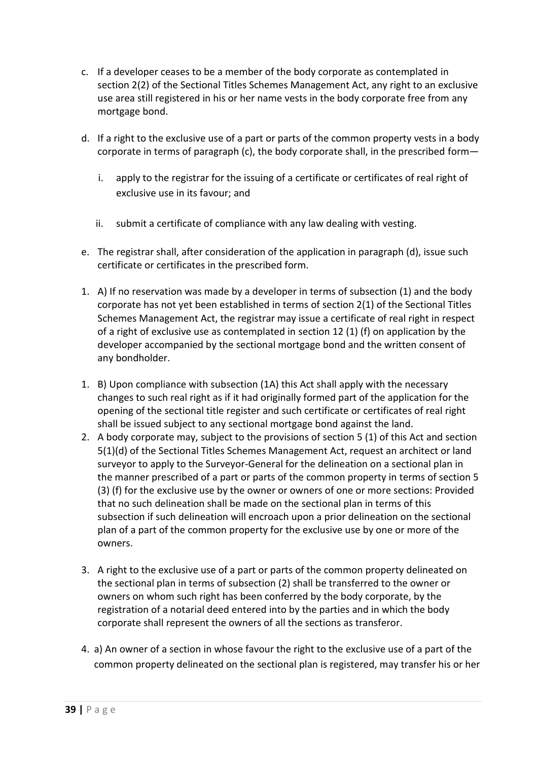c. If a developer ceases to be a member of the body corporate as contemplated in section 2(2) of the Sectional Titles Schemes Management Act, any right to an exclusive use area still registered in his or her name vests in the body corporate free from any mortgage bond.

d. If a right to the exclusive use of a part or parts of the common property vests in a body corporate in terms of paragraph (c), the body corporate shall, in the prescribed form—

   i. apply to the registrar for the issuing of a certificate or certificates of real right of exclusive use in its favour; and

   ii. submit a certificate of compliance with any law dealing with vesting.

e. The registrar shall, after consideration of the application in paragraph (d), issue such certificate or certificates in the prescribed form.

1. A) If no reservation was made by a developer in terms of subsection (1) and the body corporate has not yet been established in terms of section 2(1) of the Sectional Titles Schemes Management Act, the registrar may issue a certificate of real right in respect of a right of exclusive use as contemplated in section 12 (1) (f) on application by the developer accompanied by the sectional mortgage bond and the written consent of any bondholder.

1. B) Upon compliance with subsection (1A) this Act shall apply with the necessary changes to such real right as if it had originally formed part of the application for the opening of the sectional title register and such certificate or certificates of real right shall be issued subject to any sectional mortgage bond against the land.

2. A body corporate may, subject to the provisions of section 5 (1) of this Act and section 5(1)(d) of the Sectional Titles Schemes Management Act, request an architect or land surveyor to apply to the Surveyor-General for the delineation on a sectional plan in the manner prescribed of a part or parts of the common property in terms of section 5 (3) (f) for the exclusive use by the owner or owners of one or more sections: Provided that no such delineation shall be made on the sectional plan in terms of this subsection if such delineation will encroach upon a prior delineation on the sectional plan of a part of the common property for the exclusive use by one or more of the owners.

3. A right to the exclusive use of a part or parts of the common property delineated on the sectional plan in terms of subsection (2) shall be transferred to the owner or owners on whom such right has been conferred by the body corporate, by the registration of a notarial deed entered into by the parties and in which the body corporate shall represent the owners of all the sections as transferor.

4. a) An owner of a section in whose favour the right to the exclusive use of a part of the common property delineated on the sectional plan is registered, may transfer his or her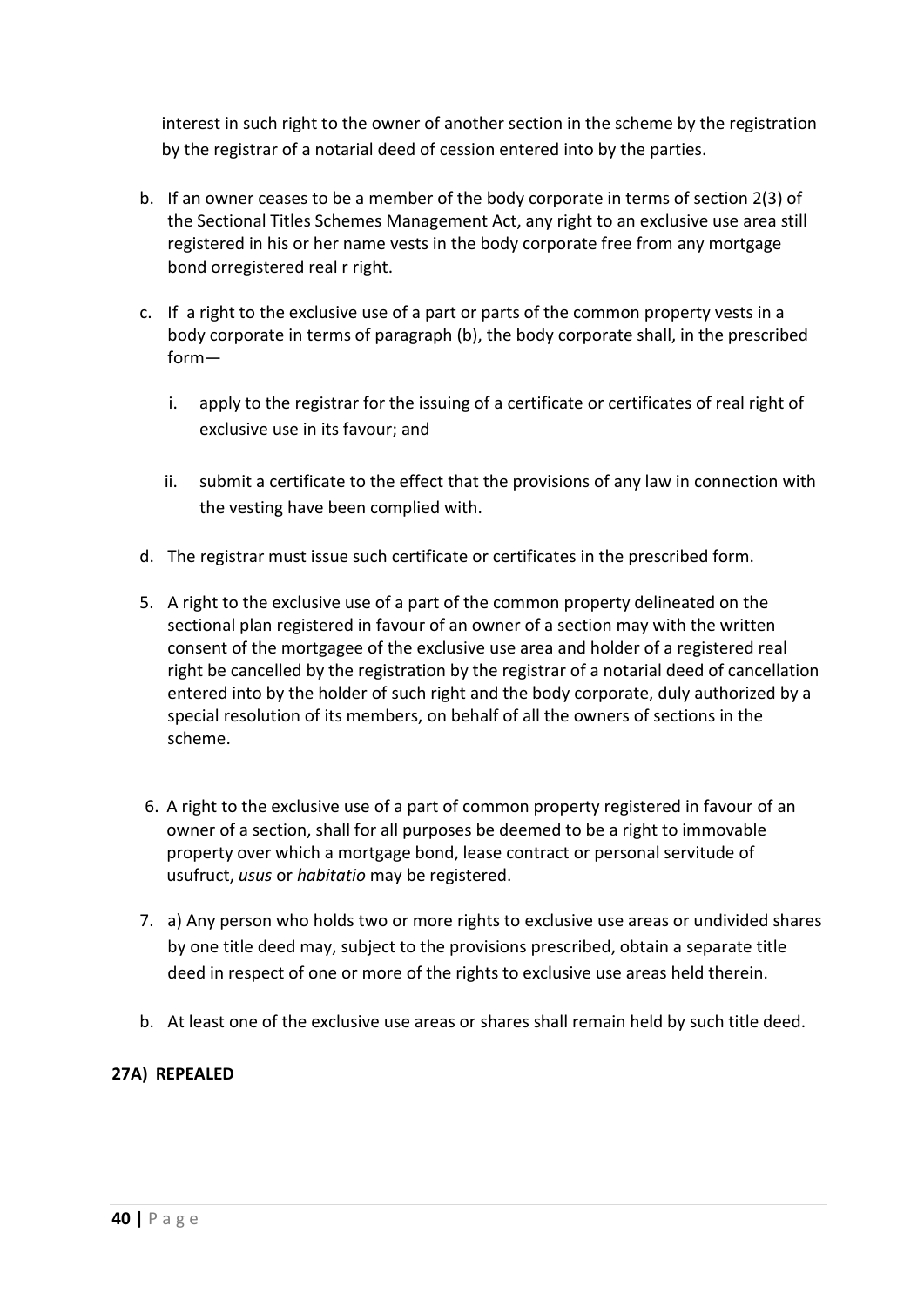interest in such right to the owner of another section in the scheme by the registration by the registrar of a notarial deed of cession entered into by the parties.

b. If an owner ceases to be a member of the body corporate in terms of section 2(3) of the Sectional Titles Schemes Management Act, any right to an exclusive use area still registered in his or her name vests in the body corporate free from any mortgage bond orregistered real r right.

c. If a right to the exclusive use of a part or parts of the common property vests in a body corporate in terms of paragraph (b), the body corporate shall, in the prescribed form—

   i. apply to the registrar for the issuing of a certificate or certificates of real right of exclusive use in its favour; and

   ii. submit a certificate to the effect that the provisions of any law in connection with the vesting have been complied with.

d. The registrar must issue such certificate or certificates in the prescribed form.

5. A right to the exclusive use of a part of the common property delineated on the sectional plan registered in favour of an owner of a section may with the written consent of the mortgagee of the exclusive use area and holder of a registered real right be cancelled by the registration by the registrar of a notarial deed of cancellation entered into by the holder of such right and the body corporate, duly authorized by a special resolution of its members, on behalf of all the owners of sections in the scheme.

6. A right to the exclusive use of a part of common property registered in favour of an owner of a section, shall for all purposes be deemed to be a right to immovable property over which a mortgage bond, lease contract or personal servitude of usufruct, *usus* or *habitatio* may be registered.

7. a) Any person who holds two or more rights to exclusive use areas or undivided shares by one title deed may, subject to the provisions prescribed, obtain a separate title deed in respect of one or more of the rights to exclusive use areas held therein.

b. At least one of the exclusive use areas or shares shall remain held by such title deed.

**27A) REPEALED**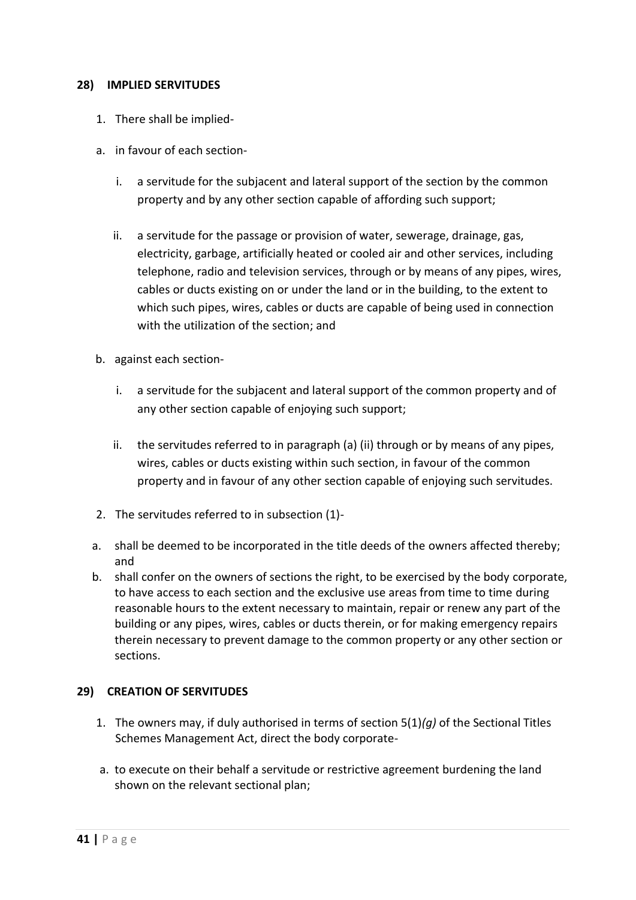## 28) IMPLIED SERVITUDES

1. There shall be implied-

a. in favour of each section-

   i. a servitude for the subjacent and lateral support of the section by the common property and by any other section capable of affording such support;

   ii. a servitude for the passage or provision of water, sewerage, drainage, gas, electricity, garbage, artificially heated or cooled air and other services, including telephone, radio and television services, through or by means of any pipes, wires, cables or ducts existing on or under the land or in the building, to the extent to which such pipes, wires, cables or ducts are capable of being used in connection with the utilization of the section; and

b. against each section-

   i. a servitude for the subjacent and lateral support of the common property and of any other section capable of enjoying such support;

   ii. the servitudes referred to in paragraph (a) (ii) through or by means of any pipes, wires, cables or ducts existing within such section, in favour of the common property and in favour of any other section capable of enjoying such servitudes.

2. The servitudes referred to in subsection (1)-

a. shall be deemed to be incorporated in the title deeds of the owners affected thereby; and
b. shall confer on the owners of sections the right, to be exercised by the body corporate, to have access to each section and the exclusive use areas from time to time during reasonable hours to the extent necessary to maintain, repair or renew any part of the building or any pipes, wires, cables or ducts therein, or for making emergency repairs therein necessary to prevent damage to the common property or any other section or sections.

## 29) CREATION OF SERVITUDES

1. The owners may, if duly authorised in terms of section 5(1)*(g)* of the Sectional Titles Schemes Management Act, direct the body corporate-

a. to execute on their behalf a servitude or restrictive agreement burdening the land shown on the relevant sectional plan;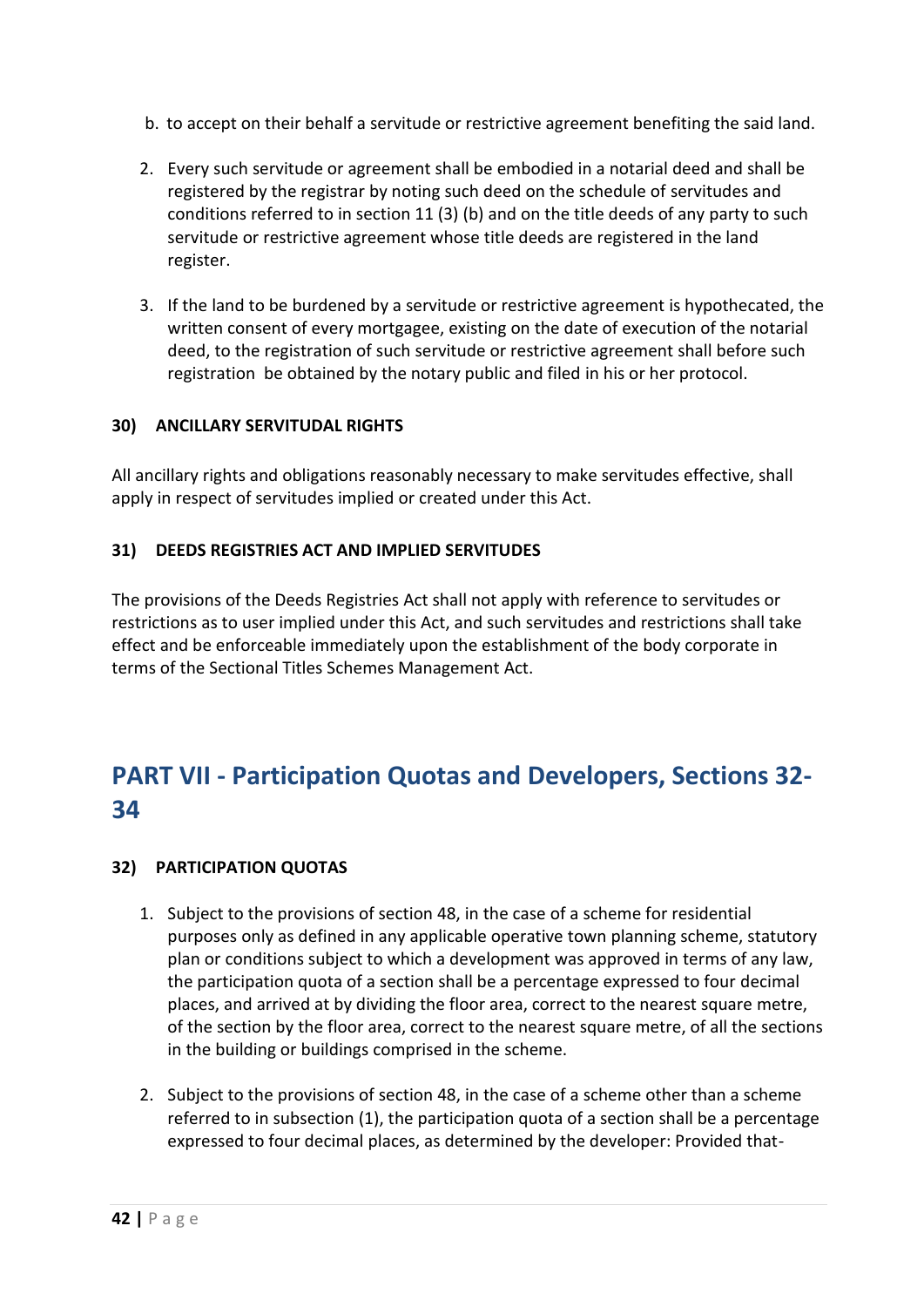b. to accept on their behalf a servitude or restrictive agreement benefiting the said land.

2. Every such servitude or agreement shall be embodied in a notarial deed and shall be registered by the registrar by noting such deed on the schedule of servitudes and conditions referred to in section 11 (3) (b) and on the title deeds of any party to such servitude or restrictive agreement whose title deeds are registered in the land register.

3. If the land to be burdened by a servitude or restrictive agreement is hypothecated, the written consent of every mortgagee, existing on the date of execution of the notarial deed, to the registration of such servitude or restrictive agreement shall before such registration be obtained by the notary public and filed in his or her protocol.

**30) ANCILLARY SERVITUDAL RIGHTS**

All ancillary rights and obligations reasonably necessary to make servitudes effective, shall apply in respect of servitudes implied or created under this Act.

**31) DEEDS REGISTRIES ACT AND IMPLIED SERVITUDES**

The provisions of the Deeds Registries Act shall not apply with reference to servitudes or restrictions as to user implied under this Act, and such servitudes and restrictions shall take effect and be enforceable immediately upon the establishment of the body corporate in terms of the Sectional Titles Schemes Management Act.

## PART VII - Participation Quotas and Developers, Sections 32-34

**32) PARTICIPATION QUOTAS**

1. Subject to the provisions of section 48, in the case of a scheme for residential purposes only as defined in any applicable operative town planning scheme, statutory plan or conditions subject to which a development was approved in terms of any law, the participation quota of a section shall be a percentage expressed to four decimal places, and arrived at by dividing the floor area, correct to the nearest square metre, of the section by the floor area, correct to the nearest square metre, of all the sections in the building or buildings comprised in the scheme.

2. Subject to the provisions of section 48, in the case of a scheme other than a scheme referred to in subsection (1), the participation quota of a section shall be a percentage expressed to four decimal places, as determined by the developer: Provided that-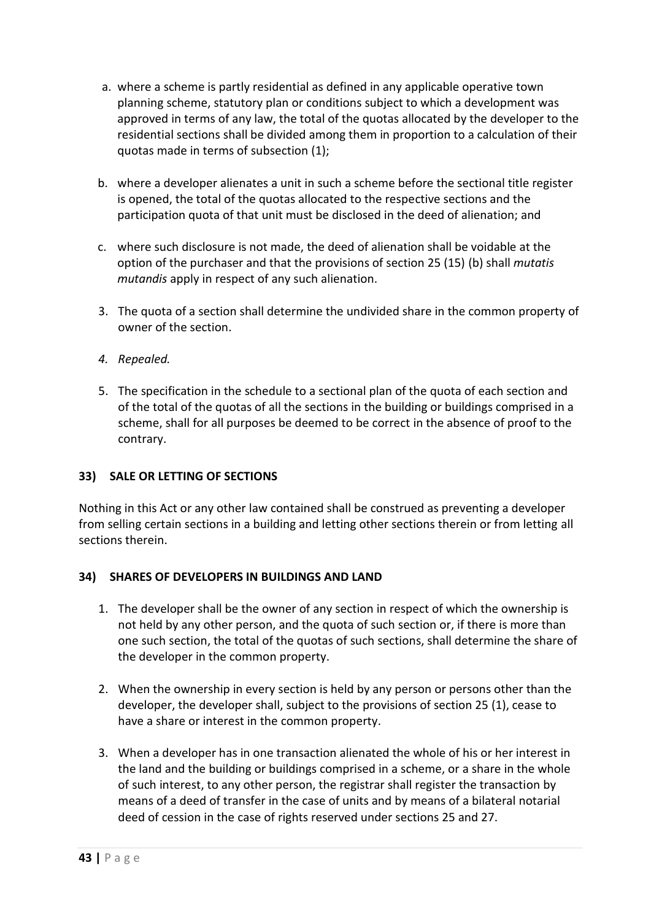a. where a scheme is partly residential as defined in any applicable operative town planning scheme, statutory plan or conditions subject to which a development was approved in terms of any law, the total of the quotas allocated by the developer to the residential sections shall be divided among them in proportion to a calculation of their quotas made in terms of subsection (1);

b. where a developer alienates a unit in such a scheme before the sectional title register is opened, the total of the quotas allocated to the respective sections and the participation quota of that unit must be disclosed in the deed of alienation; and

c. where such disclosure is not made, the deed of alienation shall be voidable at the option of the purchaser and that the provisions of section 25 (15) (b) shall *mutatis mutandis* apply in respect of any such alienation.

3. The quota of a section shall determine the undivided share in the common property of owner of the section.

4. *Repealed.*

5. The specification in the schedule to a sectional plan of the quota of each section and of the total of the quotas of all the sections in the building or buildings comprised in a scheme, shall for all purposes be deemed to be correct in the absence of proof to the contrary.

### 33) SALE OR LETTING OF SECTIONS

Nothing in this Act or any other law contained shall be construed as preventing a developer from selling certain sections in a building and letting other sections therein or from letting all sections therein.

### 34) SHARES OF DEVELOPERS IN BUILDINGS AND LAND

1. The developer shall be the owner of any section in respect of which the ownership is not held by any other person, and the quota of such section or, if there is more than one such section, the total of the quotas of such sections, shall determine the share of the developer in the common property.

2. When the ownership in every section is held by any person or persons other than the developer, the developer shall, subject to the provisions of section 25 (1), cease to have a share or interest in the common property.

3. When a developer has in one transaction alienated the whole of his or her interest in the land and the building or buildings comprised in a scheme, or a share in the whole of such interest, to any other person, the registrar shall register the transaction by means of a deed of transfer in the case of units and by means of a bilateral notarial deed of cession in the case of rights reserved under sections 25 and 27.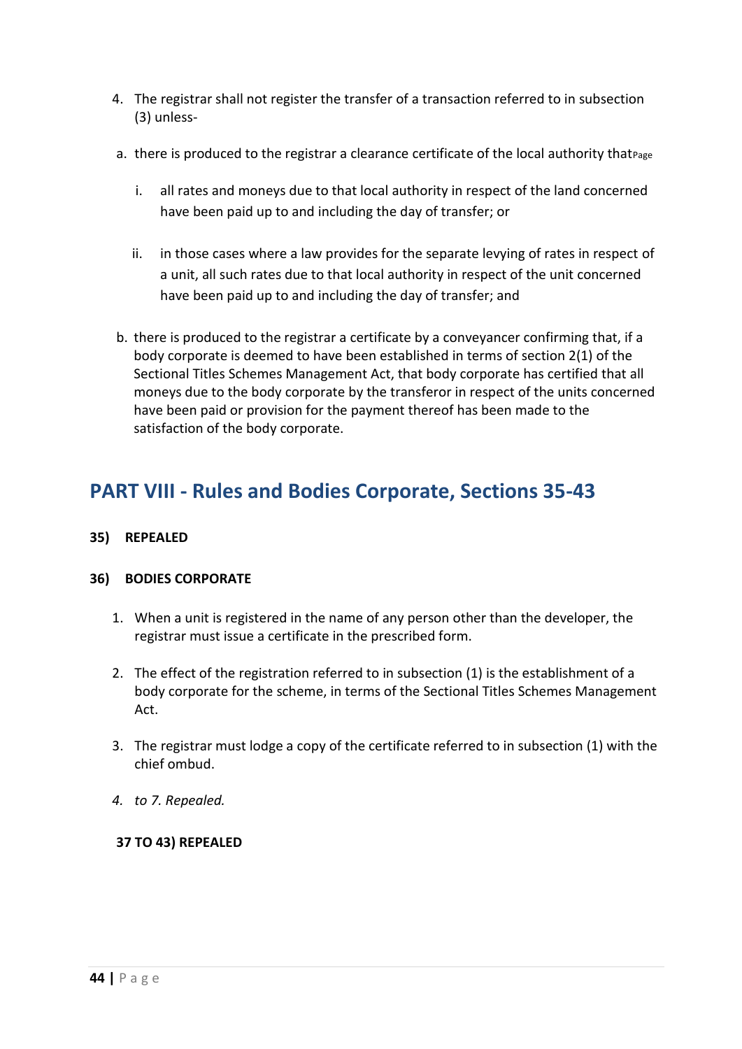4. The registrar shall not register the transfer of a transaction referred to in subsection (3) unless-

a. there is produced to the registrar a clearance certificate of the local authority that

   i. all rates and moneys due to that local authority in respect of the land concerned have been paid up to and including the day of transfer; or

   ii. in those cases where a law provides for the separate levying of rates in respect of a unit, all such rates due to that local authority in respect of the unit concerned have been paid up to and including the day of transfer; and

b. there is produced to the registrar a certificate by a conveyancer confirming that, if a body corporate is deemed to have been established in terms of section 2(1) of the Sectional Titles Schemes Management Act, that body corporate has certified that all moneys due to the body corporate by the transferor in respect of the units concerned have been paid or provision for the payment thereof has been made to the satisfaction of the body corporate.

## PART VIII - Rules and Bodies Corporate, Sections 35-43

**35) REPEALED**

**36) BODIES CORPORATE**

1. When a unit is registered in the name of any person other than the developer, the registrar must issue a certificate in the prescribed form.

2. The effect of the registration referred to in subsection (1) is the establishment of a body corporate for the scheme, in terms of the Sectional Titles Schemes Management Act.

3. The registrar must lodge a copy of the certificate referred to in subsection (1) with the chief ombud.

4. *to 7. Repealed.*

**37 TO 43) REPEALED**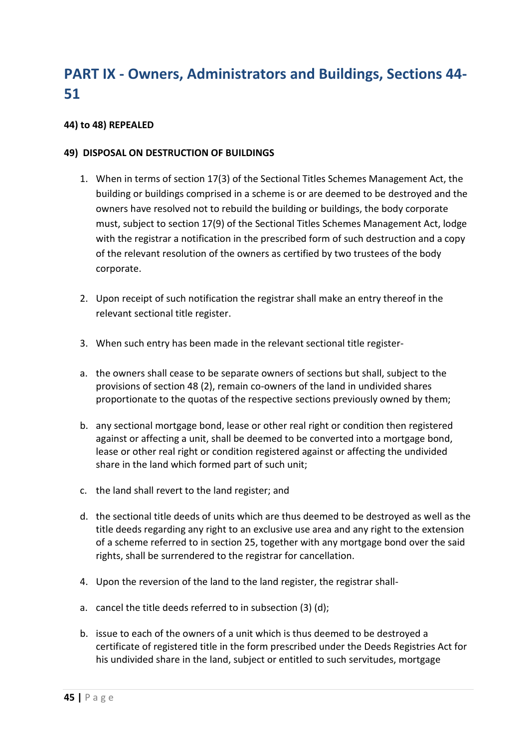# PART IX - Owners, Administrators and Buildings, Sections 44-51

**44) to 48) REPEALED**

**49) DISPOSAL ON DESTRUCTION OF BUILDINGS**

1. When in terms of section 17(3) of the Sectional Titles Schemes Management Act, the building or buildings comprised in a scheme is or are deemed to be destroyed and the owners have resolved not to rebuild the building or buildings, the body corporate must, subject to section 17(9) of the Sectional Titles Schemes Management Act, lodge with the registrar a notification in the prescribed form of such destruction and a copy of the relevant resolution of the owners as certified by two trustees of the body corporate.

2. Upon receipt of such notification the registrar shall make an entry thereof in the relevant sectional title register.

3. When such entry has been made in the relevant sectional title register-

a. the owners shall cease to be separate owners of sections but shall, subject to the provisions of section 48 (2), remain co-owners of the land in undivided shares proportionate to the quotas of the respective sections previously owned by them;

b. any sectional mortgage bond, lease or other real right or condition then registered against or affecting a unit, shall be deemed to be converted into a mortgage bond, lease or other real right or condition registered against or affecting the undivided share in the land which formed part of such unit;

c. the land shall revert to the land register; and

d. the sectional title deeds of units which are thus deemed to be destroyed as well as the title deeds regarding any right to an exclusive use area and any right to the extension of a scheme referred to in section 25, together with any mortgage bond over the said rights, shall be surrendered to the registrar for cancellation.

4. Upon the reversion of the land to the land register, the registrar shall-

a. cancel the title deeds referred to in subsection (3) (d);

b. issue to each of the owners of a unit which is thus deemed to be destroyed a certificate of registered title in the form prescribed under the Deeds Registries Act for his undivided share in the land, subject or entitled to such servitudes, mortgage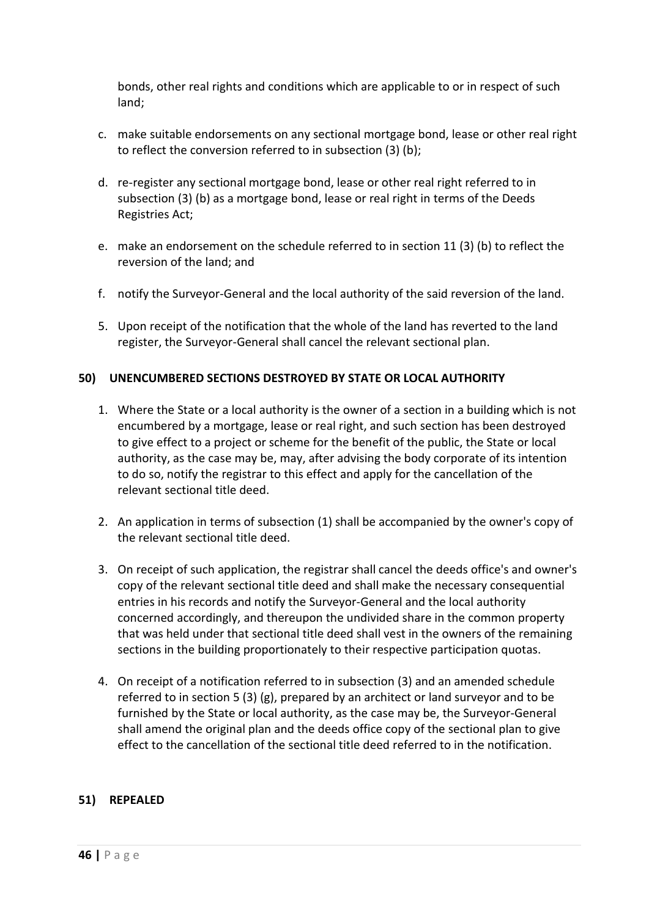bonds, other real rights and conditions which are applicable to or in respect of such land;

c. make suitable endorsements on any sectional mortgage bond, lease or other real right to reflect the conversion referred to in subsection (3) (b);

d. re-register any sectional mortgage bond, lease or other real right referred to in subsection (3) (b) as a mortgage bond, lease or real right in terms of the Deeds Registries Act;

e. make an endorsement on the schedule referred to in section 11 (3) (b) to reflect the reversion of the land; and

f. notify the Surveyor-General and the local authority of the said reversion of the land.

5. Upon receipt of the notification that the whole of the land has reverted to the land register, the Surveyor-General shall cancel the relevant sectional plan.

**50) UNENCUMBERED SECTIONS DESTROYED BY STATE OR LOCAL AUTHORITY**

1. Where the State or a local authority is the owner of a section in a building which is not encumbered by a mortgage, lease or real right, and such section has been destroyed to give effect to a project or scheme for the benefit of the public, the State or local authority, as the case may be, may, after advising the body corporate of its intention to do so, notify the registrar to this effect and apply for the cancellation of the relevant sectional title deed.

2. An application in terms of subsection (1) shall be accompanied by the owner's copy of the relevant sectional title deed.

3. On receipt of such application, the registrar shall cancel the deeds office's and owner's copy of the relevant sectional title deed and shall make the necessary consequential entries in his records and notify the Surveyor-General and the local authority concerned accordingly, and thereupon the undivided share in the common property that was held under that sectional title deed shall vest in the owners of the remaining sections in the building proportionately to their respective participation quotas.

4. On receipt of a notification referred to in subsection (3) and an amended schedule referred to in section 5 (3) (g), prepared by an architect or land surveyor and to be furnished by the State or local authority, as the case may be, the Surveyor-General shall amend the original plan and the deeds office copy of the sectional plan to give effect to the cancellation of the sectional title deed referred to in the notification.

**51) REPEALED**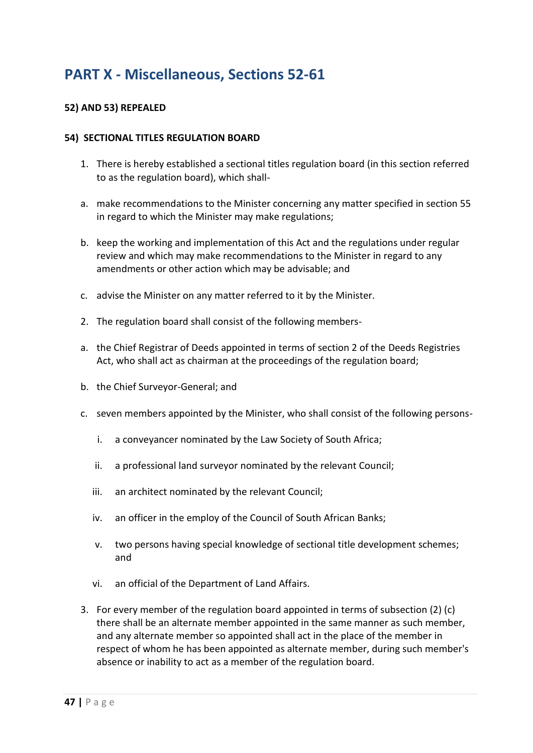# PART X - Miscellaneous, Sections 52-61

### 52) AND 53) REPEALED

### 54) SECTIONAL TITLES REGULATION BOARD

1. There is hereby established a sectional titles regulation board (in this section referred to as the regulation board), which shall-

   a. make recommendations to the Minister concerning any matter specified in section 55 in regard to which the Minister may make regulations;

   b. keep the working and implementation of this Act and the regulations under regular review and which may make recommendations to the Minister in regard to any amendments or other action which may be advisable; and

   c. advise the Minister on any matter referred to it by the Minister.

2. The regulation board shall consist of the following members-

   a. the Chief Registrar of Deeds appointed in terms of section 2 of the Deeds Registries Act, who shall act as chairman at the proceedings of the regulation board;

   b. the Chief Surveyor-General; and

   c. seven members appointed by the Minister, who shall consist of the following persons-

      i. a conveyancer nominated by the Law Society of South Africa;

      ii. a professional land surveyor nominated by the relevant Council;

      iii. an architect nominated by the relevant Council;

      iv. an officer in the employ of the Council of South African Banks;

      v. two persons having special knowledge of sectional title development schemes; and

      vi. an official of the Department of Land Affairs.

3. For every member of the regulation board appointed in terms of subsection (2) (c) there shall be an alternate member appointed in the same manner as such member, and any alternate member so appointed shall act in the place of the member in respect of whom he has been appointed as alternate member, during such member's absence or inability to act as a member of the regulation board.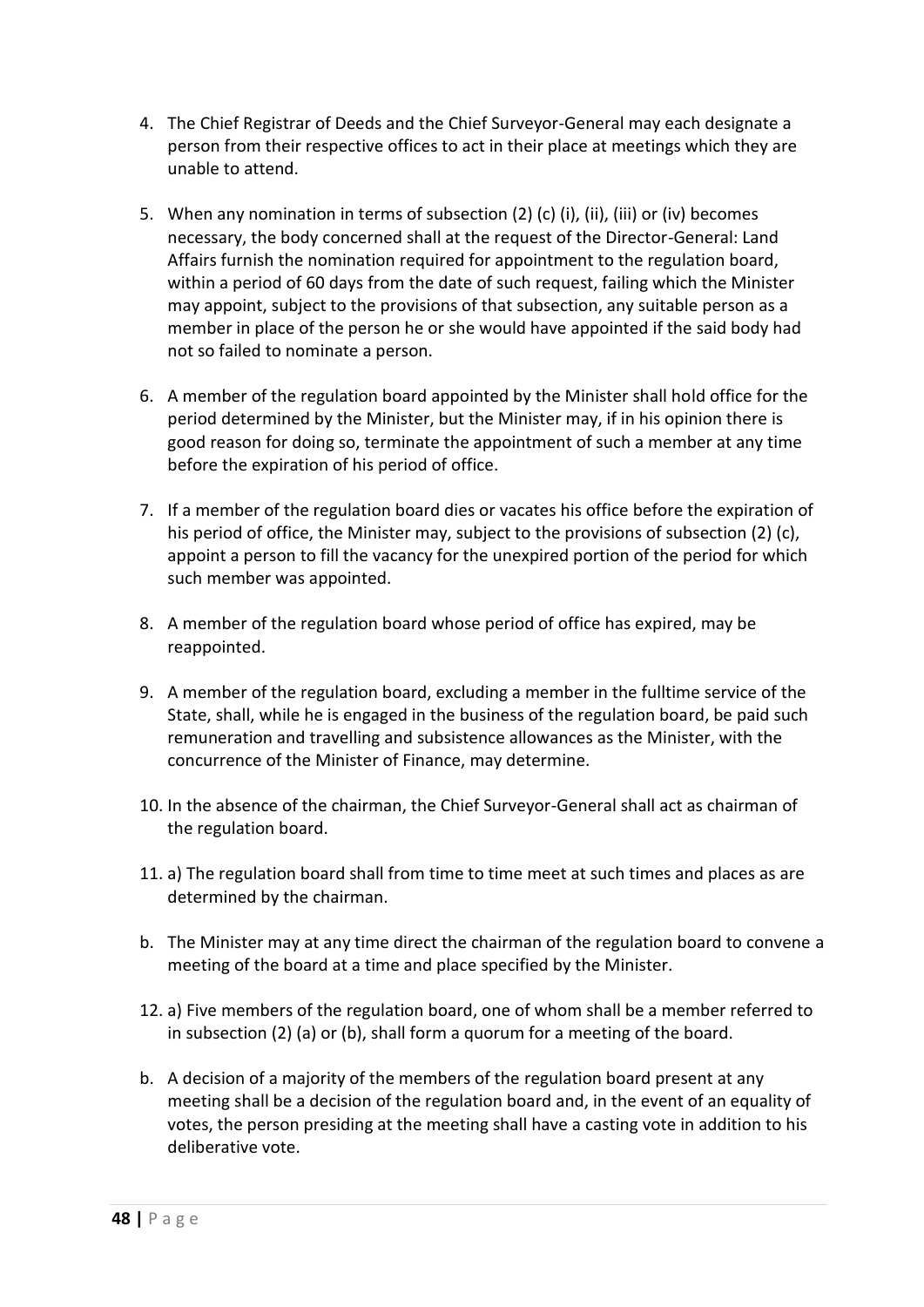4. The Chief Registrar of Deeds and the Chief Surveyor-General may each designate a person from their respective offices to act in their place at meetings which they are unable to attend.

5. When any nomination in terms of subsection (2) (c) (i), (ii), (iii) or (iv) becomes necessary, the body concerned shall at the request of the Director-General: Land Affairs furnish the nomination required for appointment to the regulation board, within a period of 60 days from the date of such request, failing which the Minister may appoint, subject to the provisions of that subsection, any suitable person as a member in place of the person he or she would have appointed if the said body had not so failed to nominate a person.

6. A member of the regulation board appointed by the Minister shall hold office for the period determined by the Minister, but the Minister may, if in his opinion there is good reason for doing so, terminate the appointment of such a member at any time before the expiration of his period of office.

7. If a member of the regulation board dies or vacates his office before the expiration of his period of office, the Minister may, subject to the provisions of subsection (2) (c), appoint a person to fill the vacancy for the unexpired portion of the period for which such member was appointed.

8. A member of the regulation board whose period of office has expired, may be reappointed.

9. A member of the regulation board, excluding a member in the fulltime service of the State, shall, while he is engaged in the business of the regulation board, be paid such remuneration and travelling and subsistence allowances as the Minister, with the concurrence of the Minister of Finance, may determine.

10. In the absence of the chairman, the Chief Surveyor-General shall act as chairman of the regulation board.

11. a) The regulation board shall from time to time meet at such times and places as are determined by the chairman.

b. The Minister may at any time direct the chairman of the regulation board to convene a meeting of the board at a time and place specified by the Minister.

12. a) Five members of the regulation board, one of whom shall be a member referred to in subsection (2) (a) or (b), shall form a quorum for a meeting of the board.

b. A decision of a majority of the members of the regulation board present at any meeting shall be a decision of the regulation board and, in the event of an equality of votes, the person presiding at the meeting shall have a casting vote in addition to his deliberative vote.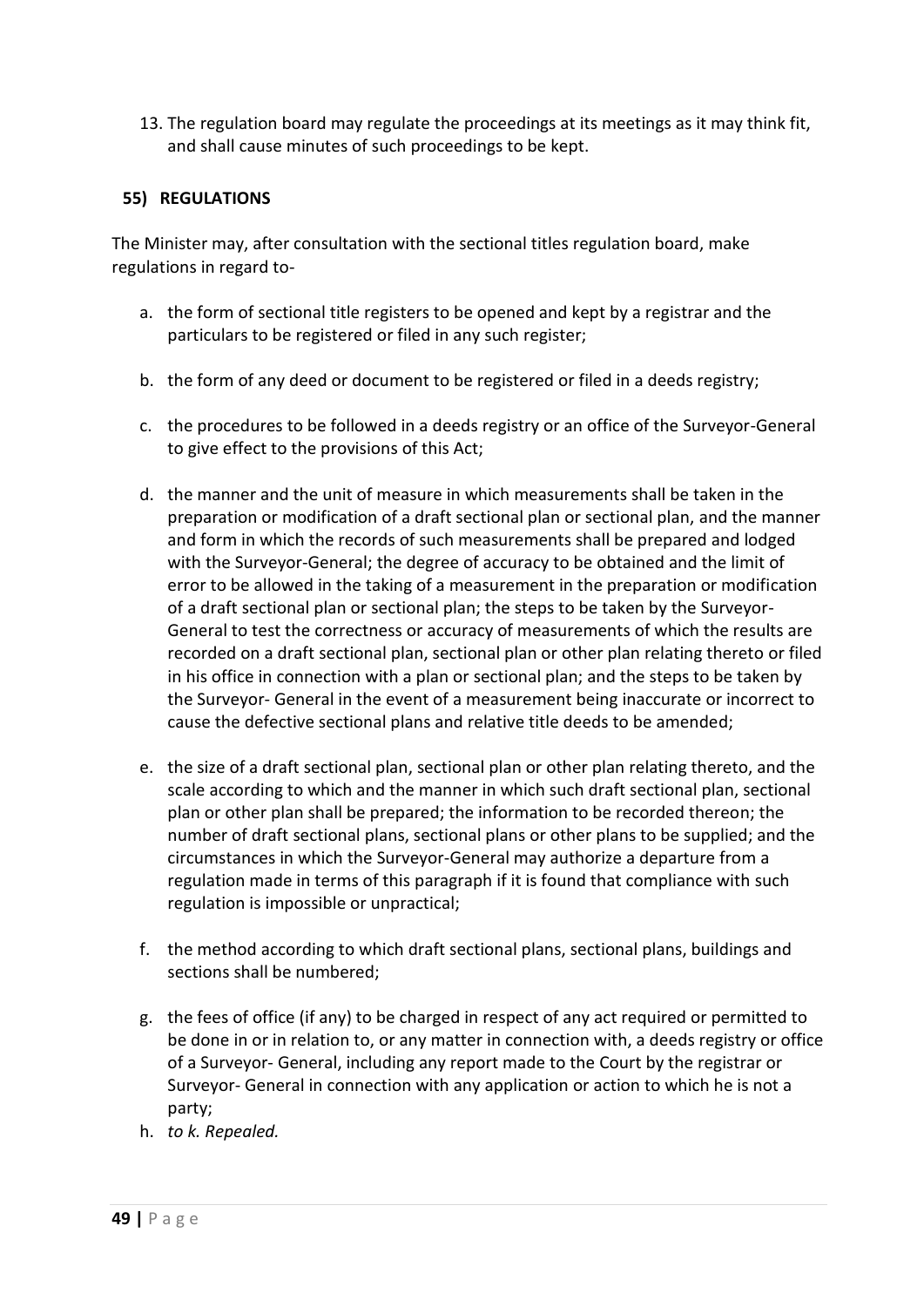13. The regulation board may regulate the proceedings at its meetings as it may think fit, and shall cause minutes of such proceedings to be kept.

## 55) REGULATIONS

The Minister may, after consultation with the sectional titles regulation board, make regulations in regard to-

a. the form of sectional title registers to be opened and kept by a registrar and the particulars to be registered or filed in any such register;

b. the form of any deed or document to be registered or filed in a deeds registry;

c. the procedures to be followed in a deeds registry or an office of the Surveyor-General to give effect to the provisions of this Act;

d. the manner and the unit of measure in which measurements shall be taken in the preparation or modification of a draft sectional plan or sectional plan, and the manner and form in which the records of such measurements shall be prepared and lodged with the Surveyor-General; the degree of accuracy to be obtained and the limit of error to be allowed in the taking of a measurement in the preparation or modification of a draft sectional plan or sectional plan; the steps to be taken by the Surveyor-General to test the correctness or accuracy of measurements of which the results are recorded on a draft sectional plan, sectional plan or other plan relating thereto or filed in his office in connection with a plan or sectional plan; and the steps to be taken by the Surveyor- General in the event of a measurement being inaccurate or incorrect to cause the defective sectional plans and relative title deeds to be amended;

e. the size of a draft sectional plan, sectional plan or other plan relating thereto, and the scale according to which and the manner in which such draft sectional plan, sectional plan or other plan shall be prepared; the information to be recorded thereon; the number of draft sectional plans, sectional plans or other plans to be supplied; and the circumstances in which the Surveyor-General may authorize a departure from a regulation made in terms of this paragraph if it is found that compliance with such regulation is impossible or unpractical;

f. the method according to which draft sectional plans, sectional plans, buildings and sections shall be numbered;

g. the fees of office (if any) to be charged in respect of any act required or permitted to be done in or in relation to, or any matter in connection with, a deeds registry or office of a Surveyor- General, including any report made to the Court by the registrar or Surveyor- General in connection with any application or action to which he is not a party;

h. *to k. Repealed.*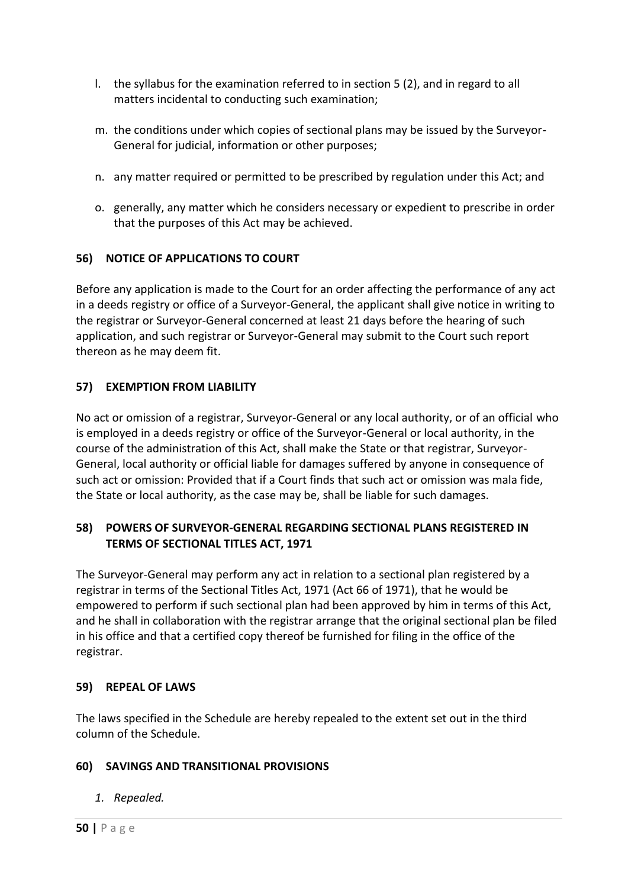l. the syllabus for the examination referred to in section 5 (2), and in regard to all matters incidental to conducting such examination;

m. the conditions under which copies of sectional plans may be issued by the Surveyor-General for judicial, information or other purposes;

n. any matter required or permitted to be prescribed by regulation under this Act; and

o. generally, any matter which he considers necessary or expedient to prescribe in order that the purposes of this Act may be achieved.

### 56) NOTICE OF APPLICATIONS TO COURT

Before any application is made to the Court for an order affecting the performance of any act in a deeds registry or office of a Surveyor-General, the applicant shall give notice in writing to the registrar or Surveyor-General concerned at least 21 days before the hearing of such application, and such registrar or Surveyor-General may submit to the Court such report thereon as he may deem fit.

### 57) EXEMPTION FROM LIABILITY

No act or omission of a registrar, Surveyor-General or any local authority, or of an official who is employed in a deeds registry or office of the Surveyor-General or local authority, in the course of the administration of this Act, shall make the State or that registrar, Surveyor-General, local authority or official liable for damages suffered by anyone in consequence of such act or omission: Provided that if a Court finds that such act or omission was mala fide, the State or local authority, as the case may be, shall be liable for such damages.

### 58) POWERS OF SURVEYOR-GENERAL REGARDING SECTIONAL PLANS REGISTERED IN TERMS OF SECTIONAL TITLES ACT, 1971

The Surveyor-General may perform any act in relation to a sectional plan registered by a registrar in terms of the Sectional Titles Act, 1971 (Act 66 of 1971), that he would be empowered to perform if such sectional plan had been approved by him in terms of this Act, and he shall in collaboration with the registrar arrange that the original sectional plan be filed in his office and that a certified copy thereof be furnished for filing in the office of the registrar.

### 59) REPEAL OF LAWS

The laws specified in the Schedule are hereby repealed to the extent set out in the third column of the Schedule.

### 60) SAVINGS AND TRANSITIONAL PROVISIONS

1. *Repealed.*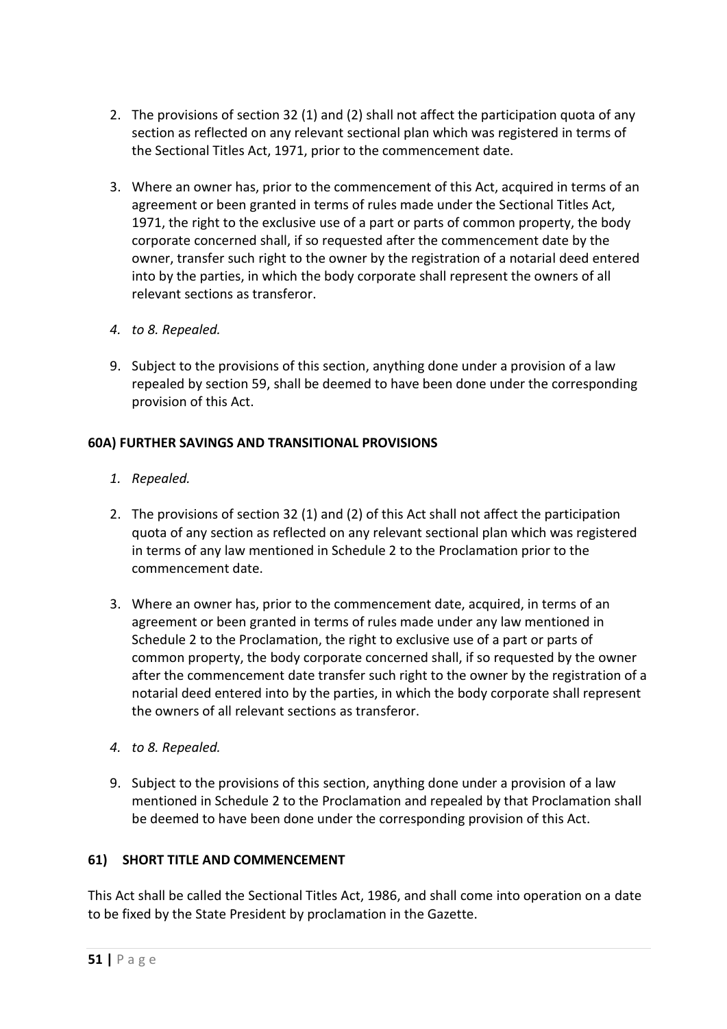2. The provisions of section 32 (1) and (2) shall not affect the participation quota of any section as reflected on any relevant sectional plan which was registered in terms of the Sectional Titles Act, 1971, prior to the commencement date.

3. Where an owner has, prior to the commencement of this Act, acquired in terms of an agreement or been granted in terms of rules made under the Sectional Titles Act, 1971, the right to the exclusive use of a part or parts of common property, the body corporate concerned shall, if so requested after the commencement date by the owner, transfer such right to the owner by the registration of a notarial deed entered into by the parties, in which the body corporate shall represent the owners of all relevant sections as transferor.

4. *to 8. Repealed.*

9. Subject to the provisions of this section, anything done under a provision of a law repealed by section 59, shall be deemed to have been done under the corresponding provision of this Act.

**60A) FURTHER SAVINGS AND TRANSITIONAL PROVISIONS**

1. *Repealed.*

2. The provisions of section 32 (1) and (2) of this Act shall not affect the participation quota of any section as reflected on any relevant sectional plan which was registered in terms of any law mentioned in Schedule 2 to the Proclamation prior to the commencement date.

3. Where an owner has, prior to the commencement date, acquired, in terms of an agreement or been granted in terms of rules made under any law mentioned in Schedule 2 to the Proclamation, the right to exclusive use of a part or parts of common property, the body corporate concerned shall, if so requested by the owner after the commencement date transfer such right to the owner by the registration of a notarial deed entered into by the parties, in which the body corporate shall represent the owners of all relevant sections as transferor.

4. *to 8. Repealed.*

9. Subject to the provisions of this section, anything done under a provision of a law mentioned in Schedule 2 to the Proclamation and repealed by that Proclamation shall be deemed to have been done under the corresponding provision of this Act.

**61) SHORT TITLE AND COMMENCEMENT**

This Act shall be called the Sectional Titles Act, 1986, and shall come into operation on a date to be fixed by the State President by proclamation in the Gazette.